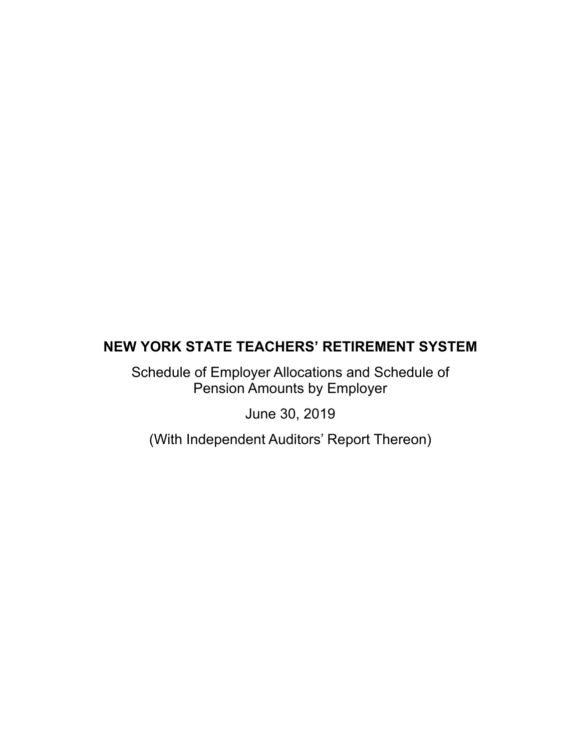# NEW YORK STATE TEACHERS' RETIREMENT SYSTEM

Schedule of Employer Allocations and Schedule of Pension Amounts by Employer

June 30, 2019

(With Independent Auditors' Report Thereon)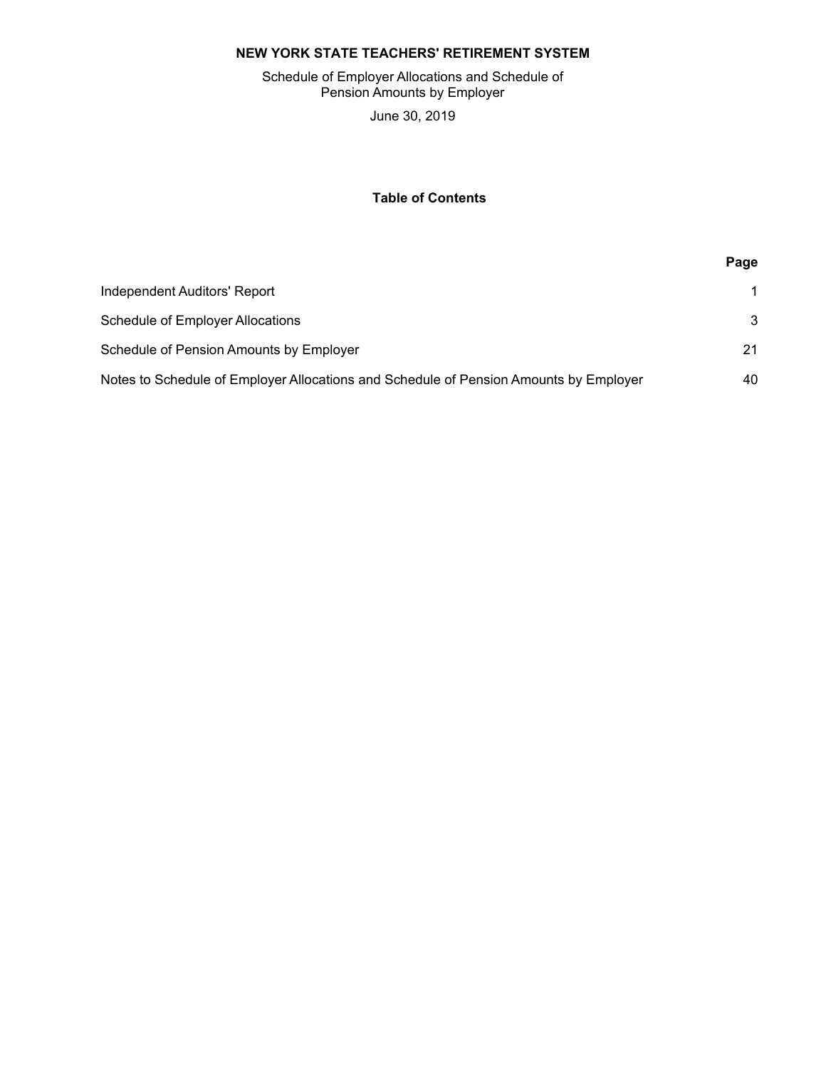# NEW YORK STATE TEACHERS' RETIREMENT SYSTEM

Schedule of Employer Allocations and Schedule of Pension Amounts by Employer

June 30, 2019

## Table of Contents

| | Page |
|---|---|
| Independent Auditors' Report | 1 |
| Schedule of Employer Allocations | 3 |
| Schedule of Pension Amounts by Employer | 21 |
| Notes to Schedule of Employer Allocations and Schedule of Pension Amounts by Employer | 40 |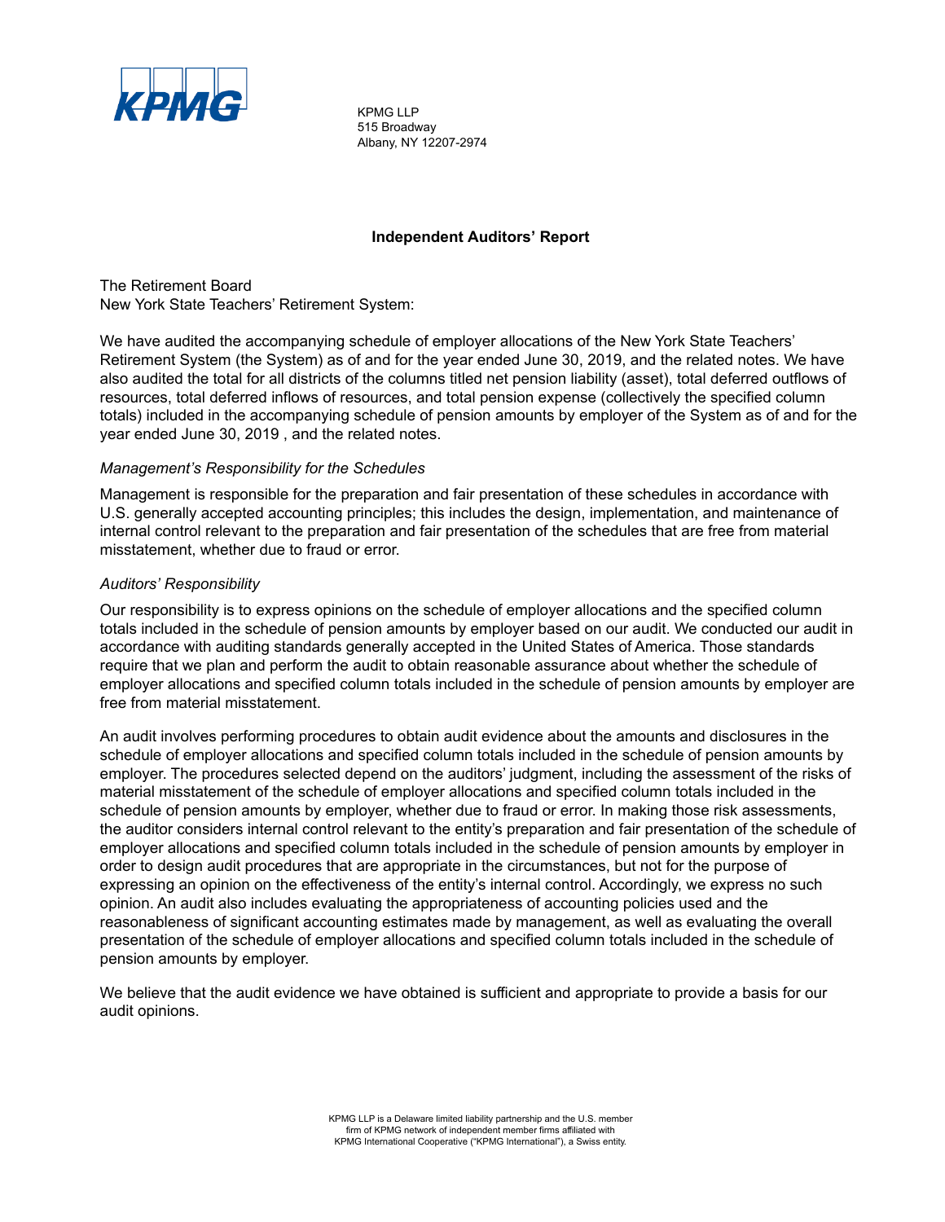KPMG LLP
515 Broadway
Albany, NY 12207-2974

## Independent Auditors' Report

The Retirement Board
New York State Teachers' Retirement System:

We have audited the accompanying schedule of employer allocations of the New York State Teachers' Retirement System (the System) as of and for the year ended June 30, 2019, and the related notes. We have also audited the total for all districts of the columns titled net pension liability (asset), total deferred outflows of resources, total deferred inflows of resources, and total pension expense (collectively the specified column totals) included in the accompanying schedule of pension amounts by employer of the System as of and for the year ended June 30, 2019 , and the related notes.

### *Management's Responsibility for the Schedules*

Management is responsible for the preparation and fair presentation of these schedules in accordance with U.S. generally accepted accounting principles; this includes the design, implementation, and maintenance of internal control relevant to the preparation and fair presentation of the schedules that are free from material misstatement, whether due to fraud or error.

### *Auditors' Responsibility*

Our responsibility is to express opinions on the schedule of employer allocations and the specified column totals included in the schedule of pension amounts by employer based on our audit. We conducted our audit in accordance with auditing standards generally accepted in the United States of America. Those standards require that we plan and perform the audit to obtain reasonable assurance about whether the schedule of employer allocations and specified column totals included in the schedule of pension amounts by employer are free from material misstatement.

An audit involves performing procedures to obtain audit evidence about the amounts and disclosures in the schedule of employer allocations and specified column totals included in the schedule of pension amounts by employer. The procedures selected depend on the auditors' judgment, including the assessment of the risks of material misstatement of the schedule of employer allocations and specified column totals included in the schedule of pension amounts by employer, whether due to fraud or error. In making those risk assessments, the auditor considers internal control relevant to the entity's preparation and fair presentation of the schedule of employer allocations and specified column totals included in the schedule of pension amounts by employer in order to design audit procedures that are appropriate in the circumstances, but not for the purpose of expressing an opinion on the effectiveness of the entity's internal control. Accordingly, we express no such opinion. An audit also includes evaluating the appropriateness of accounting policies used and the reasonableness of significant accounting estimates made by management, as well as evaluating the overall presentation of the schedule of employer allocations and specified column totals included in the schedule of pension amounts by employer.

We believe that the audit evidence we have obtained is sufficient and appropriate to provide a basis for our audit opinions.

KPMG LLP is a Delaware limited liability partnership and the U.S. member firm of KPMG network of independent member firms affiliated with KPMG International Cooperative ("KPMG International"), a Swiss entity.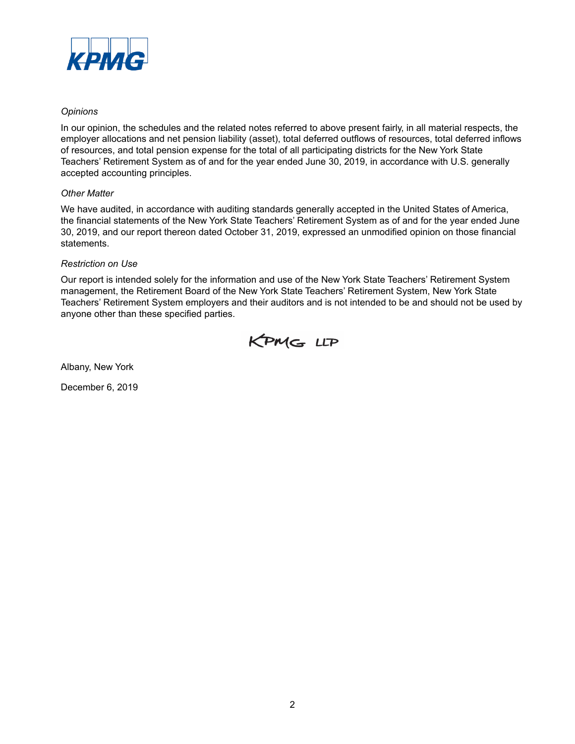*Opinions*

In our opinion, the schedules and the related notes referred to above present fairly, in all material respects, the employer allocations and net pension liability (asset), total deferred outflows of resources, total deferred inflows of resources, and total pension expense for the total of all participating districts for the New York State Teachers' Retirement System as of and for the year ended June 30, 2019, in accordance with U.S. generally accepted accounting principles.

*Other Matter*

We have audited, in accordance with auditing standards generally accepted in the United States of America, the financial statements of the New York State Teachers' Retirement System as of and for the year ended June 30, 2019, and our report thereon dated October 31, 2019, expressed an unmodified opinion on those financial statements.

*Restriction on Use*

Our report is intended solely for the information and use of the New York State Teachers' Retirement System management, the Retirement Board of the New York State Teachers' Retirement System, New York State Teachers' Retirement System employers and their auditors and is not intended to be and should not be used by anyone other than these specified parties.

KPMG LLP

Albany, New York

December 6, 2019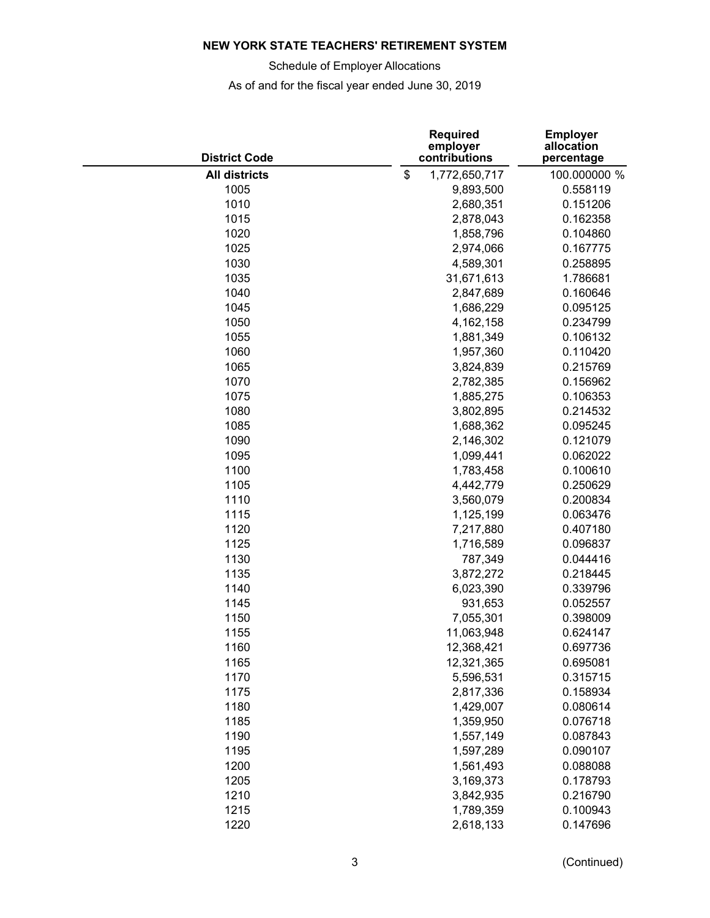**NEW YORK STATE TEACHERS' RETIREMENT SYSTEM**

Schedule of Employer Allocations

As of and for the fiscal year ended June 30, 2019

| District Code | Required employer contributions | Employer allocation percentage |
|---|---|---|
| **All districts** | $ 1,772,650,717 | 100.000000 % |
| 1005 | 9,893,500 | 0.558119 |
| 1010 | 2,680,351 | 0.151206 |
| 1015 | 2,878,043 | 0.162358 |
| 1020 | 1,858,796 | 0.104860 |
| 1025 | 2,974,066 | 0.167775 |
| 1030 | 4,589,301 | 0.258895 |
| 1035 | 31,671,613 | 1.786681 |
| 1040 | 2,847,689 | 0.160646 |
| 1045 | 1,686,229 | 0.095125 |
| 1050 | 4,162,158 | 0.234799 |
| 1055 | 1,881,349 | 0.106132 |
| 1060 | 1,957,360 | 0.110420 |
| 1065 | 3,824,839 | 0.215769 |
| 1070 | 2,782,385 | 0.156962 |
| 1075 | 1,885,275 | 0.106353 |
| 1080 | 3,802,895 | 0.214532 |
| 1085 | 1,688,362 | 0.095245 |
| 1090 | 2,146,302 | 0.121079 |
| 1095 | 1,099,441 | 0.062022 |
| 1100 | 1,783,458 | 0.100610 |
| 1105 | 4,442,779 | 0.250629 |
| 1110 | 3,560,079 | 0.200834 |
| 1115 | 1,125,199 | 0.063476 |
| 1120 | 7,217,880 | 0.407180 |
| 1125 | 1,716,589 | 0.096837 |
| 1130 | 787,349 | 0.044416 |
| 1135 | 3,872,272 | 0.218445 |
| 1140 | 6,023,390 | 0.339796 |
| 1145 | 931,653 | 0.052557 |
| 1150 | 7,055,301 | 0.398009 |
| 1155 | 11,063,948 | 0.624147 |
| 1160 | 12,368,421 | 0.697736 |
| 1165 | 12,321,365 | 0.695081 |
| 1170 | 5,596,531 | 0.315715 |
| 1175 | 2,817,336 | 0.158934 |
| 1180 | 1,429,007 | 0.080614 |
| 1185 | 1,359,950 | 0.076718 |
| 1190 | 1,557,149 | 0.087843 |
| 1195 | 1,597,289 | 0.090107 |
| 1200 | 1,561,493 | 0.088088 |
| 1205 | 3,169,373 | 0.178793 |
| 1210 | 3,842,935 | 0.216790 |
| 1215 | 1,789,359 | 0.100943 |
| 1220 | 2,618,133 | 0.147696 |

(Continued)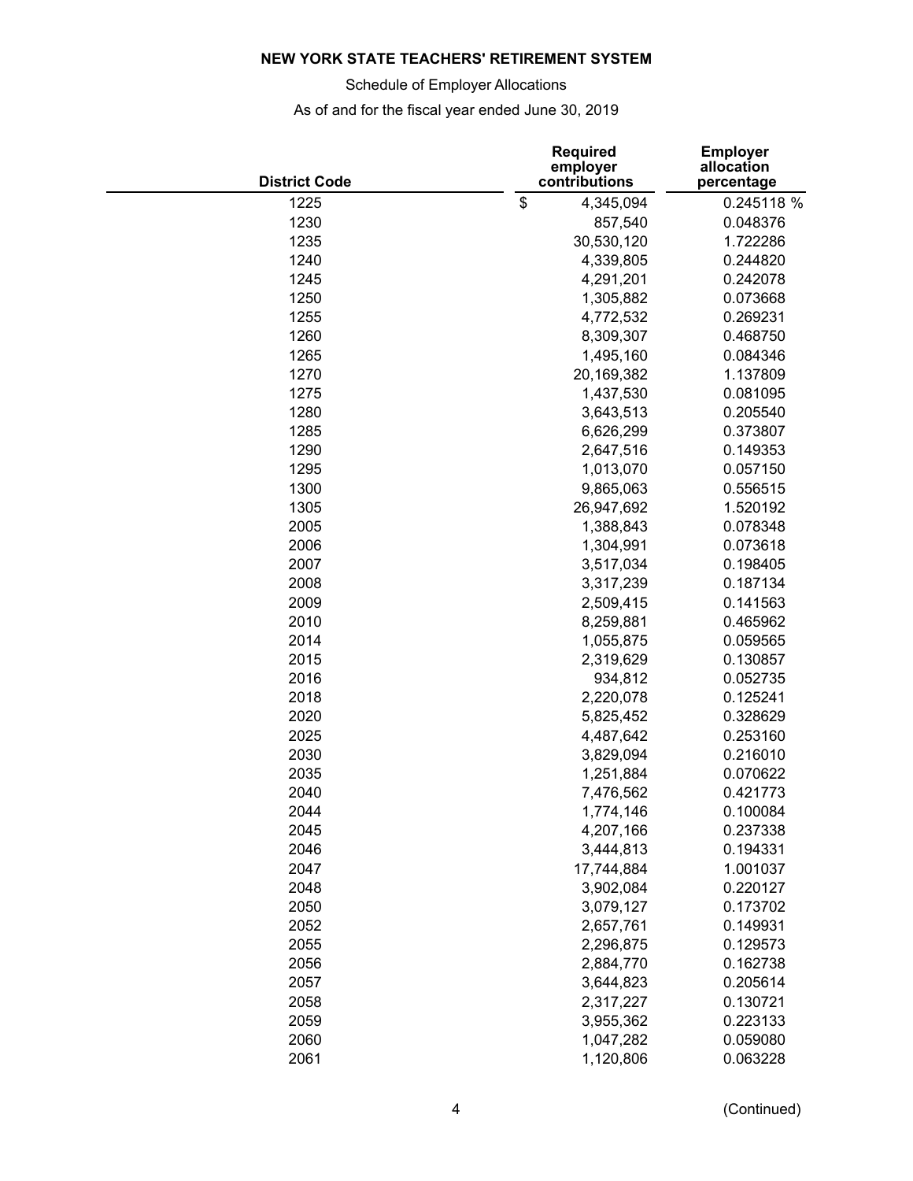**NEW YORK STATE TEACHERS' RETIREMENT SYSTEM**

Schedule of Employer Allocations

As of and for the fiscal year ended June 30, 2019

| District Code | Required employer contributions | Employer allocation percentage |
|---|---|---|
| 1225 | $ 4,345,094 | 0.245118 % |
| 1230 | 857,540 | 0.048376 |
| 1235 | 30,530,120 | 1.722286 |
| 1240 | 4,339,805 | 0.244820 |
| 1245 | 4,291,201 | 0.242078 |
| 1250 | 1,305,882 | 0.073668 |
| 1255 | 4,772,532 | 0.269231 |
| 1260 | 8,309,307 | 0.468750 |
| 1265 | 1,495,160 | 0.084346 |
| 1270 | 20,169,382 | 1.137809 |
| 1275 | 1,437,530 | 0.081095 |
| 1280 | 3,643,513 | 0.205540 |
| 1285 | 6,626,299 | 0.373807 |
| 1290 | 2,647,516 | 0.149353 |
| 1295 | 1,013,070 | 0.057150 |
| 1300 | 9,865,063 | 0.556515 |
| 1305 | 26,947,692 | 1.520192 |
| 2005 | 1,388,843 | 0.078348 |
| 2006 | 1,304,991 | 0.073618 |
| 2007 | 3,517,034 | 0.198405 |
| 2008 | 3,317,239 | 0.187134 |
| 2009 | 2,509,415 | 0.141563 |
| 2010 | 8,259,881 | 0.465962 |
| 2014 | 1,055,875 | 0.059565 |
| 2015 | 2,319,629 | 0.130857 |
| 2016 | 934,812 | 0.052735 |
| 2018 | 2,220,078 | 0.125241 |
| 2020 | 5,825,452 | 0.328629 |
| 2025 | 4,487,642 | 0.253160 |
| 2030 | 3,829,094 | 0.216010 |
| 2035 | 1,251,884 | 0.070622 |
| 2040 | 7,476,562 | 0.421773 |
| 2044 | 1,774,146 | 0.100084 |
| 2045 | 4,207,166 | 0.237338 |
| 2046 | 3,444,813 | 0.194331 |
| 2047 | 17,744,884 | 1.001037 |
| 2048 | 3,902,084 | 0.220127 |
| 2050 | 3,079,127 | 0.173702 |
| 2052 | 2,657,761 | 0.149931 |
| 2055 | 2,296,875 | 0.129573 |
| 2056 | 2,884,770 | 0.162738 |
| 2057 | 3,644,823 | 0.205614 |
| 2058 | 2,317,227 | 0.130721 |
| 2059 | 3,955,362 | 0.223133 |
| 2060 | 1,047,282 | 0.059080 |
| 2061 | 1,120,806 | 0.063228 |

(Continued)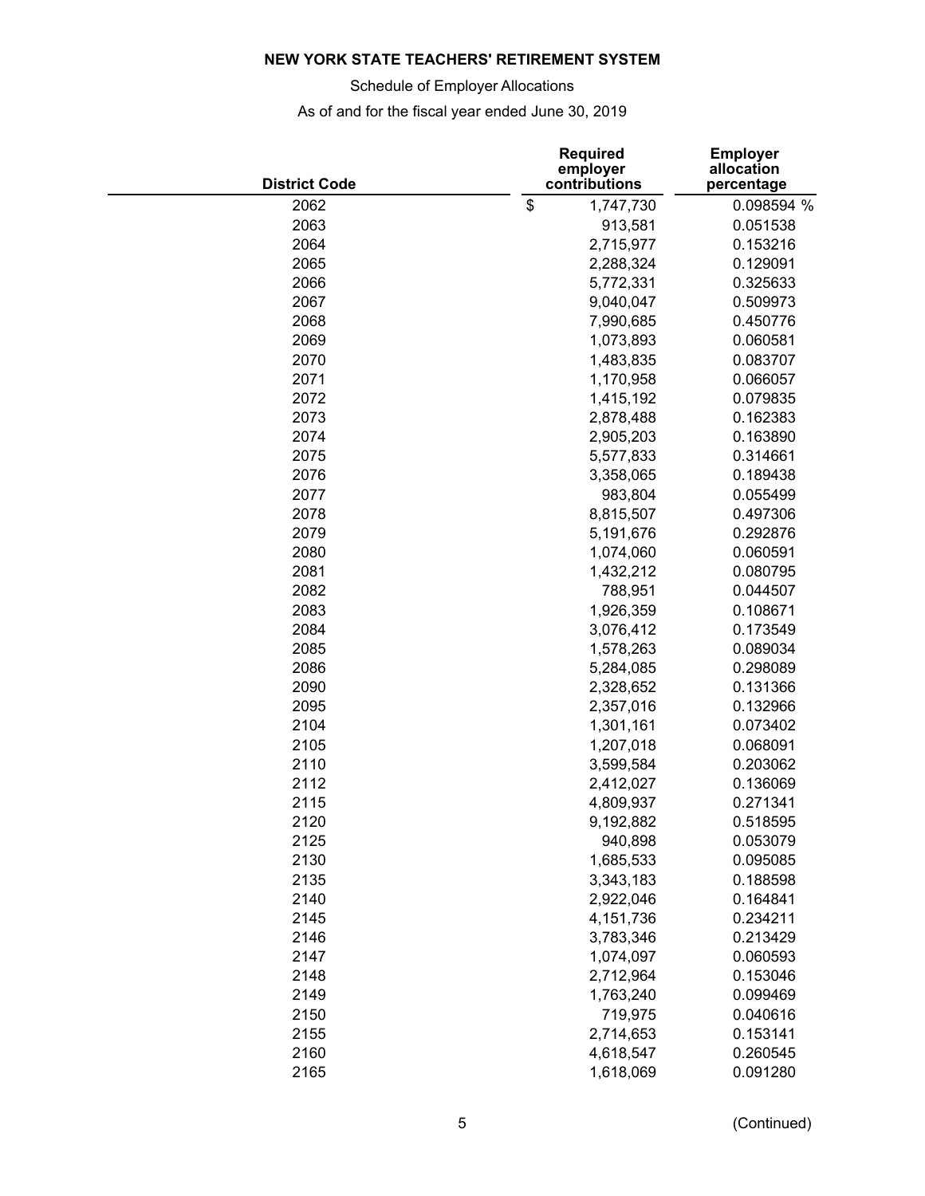**NEW YORK STATE TEACHERS' RETIREMENT SYSTEM**

Schedule of Employer Allocations

As of and for the fiscal year ended June 30, 2019

| District Code | Required employer contributions | Employer allocation percentage |
|---|---|---|
| 2062 | $ 1,747,730 | 0.098594 % |
| 2063 | 913,581 | 0.051538 |
| 2064 | 2,715,977 | 0.153216 |
| 2065 | 2,288,324 | 0.129091 |
| 2066 | 5,772,331 | 0.325633 |
| 2067 | 9,040,047 | 0.509973 |
| 2068 | 7,990,685 | 0.450776 |
| 2069 | 1,073,893 | 0.060581 |
| 2070 | 1,483,835 | 0.083707 |
| 2071 | 1,170,958 | 0.066057 |
| 2072 | 1,415,192 | 0.079835 |
| 2073 | 2,878,488 | 0.162383 |
| 2074 | 2,905,203 | 0.163890 |
| 2075 | 5,577,833 | 0.314661 |
| 2076 | 3,358,065 | 0.189438 |
| 2077 | 983,804 | 0.055499 |
| 2078 | 8,815,507 | 0.497306 |
| 2079 | 5,191,676 | 0.292876 |
| 2080 | 1,074,060 | 0.060591 |
| 2081 | 1,432,212 | 0.080795 |
| 2082 | 788,951 | 0.044507 |
| 2083 | 1,926,359 | 0.108671 |
| 2084 | 3,076,412 | 0.173549 |
| 2085 | 1,578,263 | 0.089034 |
| 2086 | 5,284,085 | 0.298089 |
| 2090 | 2,328,652 | 0.131366 |
| 2095 | 2,357,016 | 0.132966 |
| 2104 | 1,301,161 | 0.073402 |
| 2105 | 1,207,018 | 0.068091 |
| 2110 | 3,599,584 | 0.203062 |
| 2112 | 2,412,027 | 0.136069 |
| 2115 | 4,809,937 | 0.271341 |
| 2120 | 9,192,882 | 0.518595 |
| 2125 | 940,898 | 0.053079 |
| 2130 | 1,685,533 | 0.095085 |
| 2135 | 3,343,183 | 0.188598 |
| 2140 | 2,922,046 | 0.164841 |
| 2145 | 4,151,736 | 0.234211 |
| 2146 | 3,783,346 | 0.213429 |
| 2147 | 1,074,097 | 0.060593 |
| 2148 | 2,712,964 | 0.153046 |
| 2149 | 1,763,240 | 0.099469 |
| 2150 | 719,975 | 0.040616 |
| 2155 | 2,714,653 | 0.153141 |
| 2160 | 4,618,547 | 0.260545 |
| 2165 | 1,618,069 | 0.091280 |

(Continued)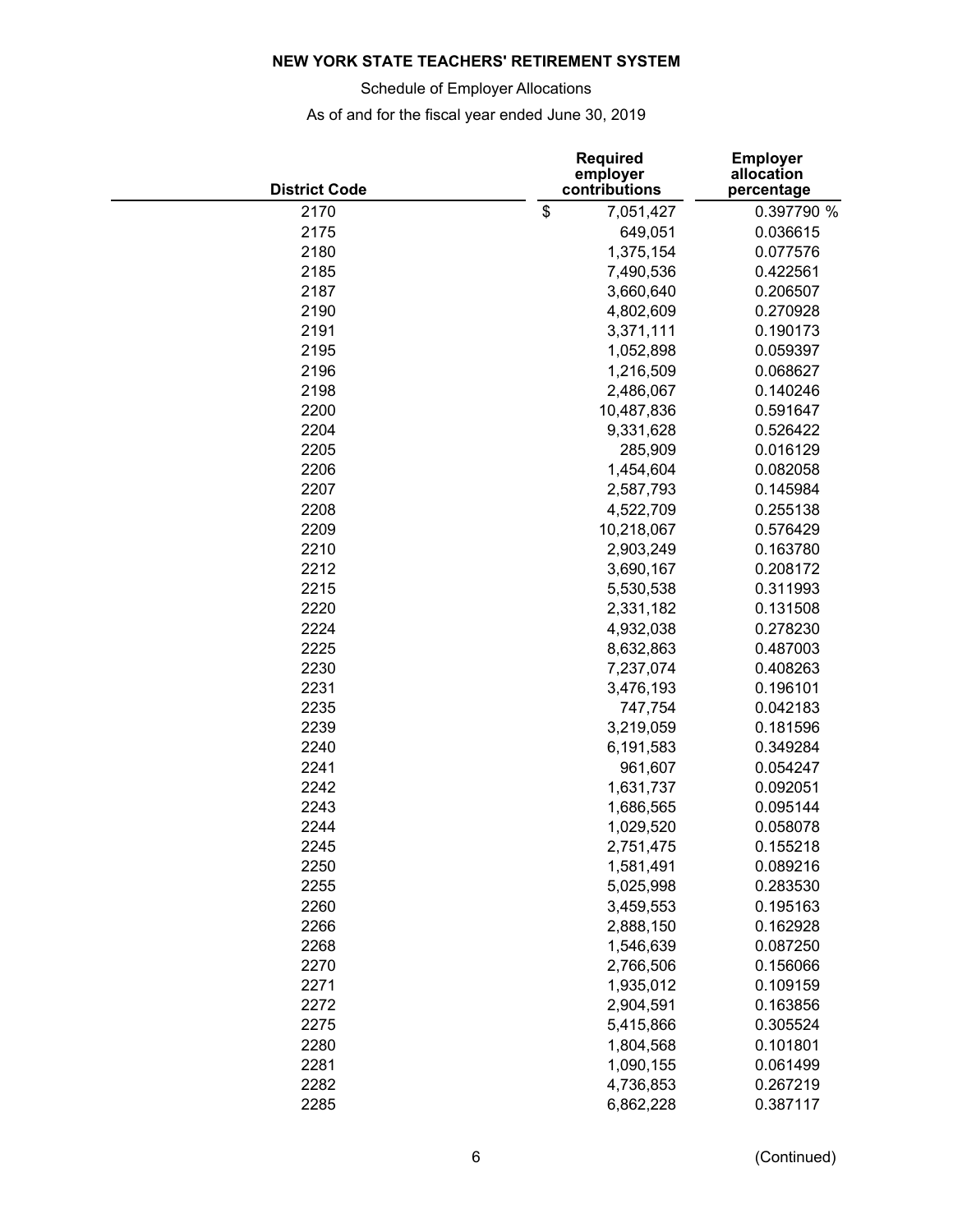**NEW YORK STATE TEACHERS' RETIREMENT SYSTEM**

Schedule of Employer Allocations

As of and for the fiscal year ended June 30, 2019

| District Code | Required employer contributions | Employer allocation percentage |
|---|---|---|
| 2170 | $ 7,051,427 | 0.397790 % |
| 2175 | 649,051 | 0.036615 |
| 2180 | 1,375,154 | 0.077576 |
| 2185 | 7,490,536 | 0.422561 |
| 2187 | 3,660,640 | 0.206507 |
| 2190 | 4,802,609 | 0.270928 |
| 2191 | 3,371,111 | 0.190173 |
| 2195 | 1,052,898 | 0.059397 |
| 2196 | 1,216,509 | 0.068627 |
| 2198 | 2,486,067 | 0.140246 |
| 2200 | 10,487,836 | 0.591647 |
| 2204 | 9,331,628 | 0.526422 |
| 2205 | 285,909 | 0.016129 |
| 2206 | 1,454,604 | 0.082058 |
| 2207 | 2,587,793 | 0.145984 |
| 2208 | 4,522,709 | 0.255138 |
| 2209 | 10,218,067 | 0.576429 |
| 2210 | 2,903,249 | 0.163780 |
| 2212 | 3,690,167 | 0.208172 |
| 2215 | 5,530,538 | 0.311993 |
| 2220 | 2,331,182 | 0.131508 |
| 2224 | 4,932,038 | 0.278230 |
| 2225 | 8,632,863 | 0.487003 |
| 2230 | 7,237,074 | 0.408263 |
| 2231 | 3,476,193 | 0.196101 |
| 2235 | 747,754 | 0.042183 |
| 2239 | 3,219,059 | 0.181596 |
| 2240 | 6,191,583 | 0.349284 |
| 2241 | 961,607 | 0.054247 |
| 2242 | 1,631,737 | 0.092051 |
| 2243 | 1,686,565 | 0.095144 |
| 2244 | 1,029,520 | 0.058078 |
| 2245 | 2,751,475 | 0.155218 |
| 2250 | 1,581,491 | 0.089216 |
| 2255 | 5,025,998 | 0.283530 |
| 2260 | 3,459,553 | 0.195163 |
| 2266 | 2,888,150 | 0.162928 |
| 2268 | 1,546,639 | 0.087250 |
| 2270 | 2,766,506 | 0.156066 |
| 2271 | 1,935,012 | 0.109159 |
| 2272 | 2,904,591 | 0.163856 |
| 2275 | 5,415,866 | 0.305524 |
| 2280 | 1,804,568 | 0.101801 |
| 2281 | 1,090,155 | 0.061499 |
| 2282 | 4,736,853 | 0.267219 |
| 2285 | 6,862,228 | 0.387117 |

(Continued)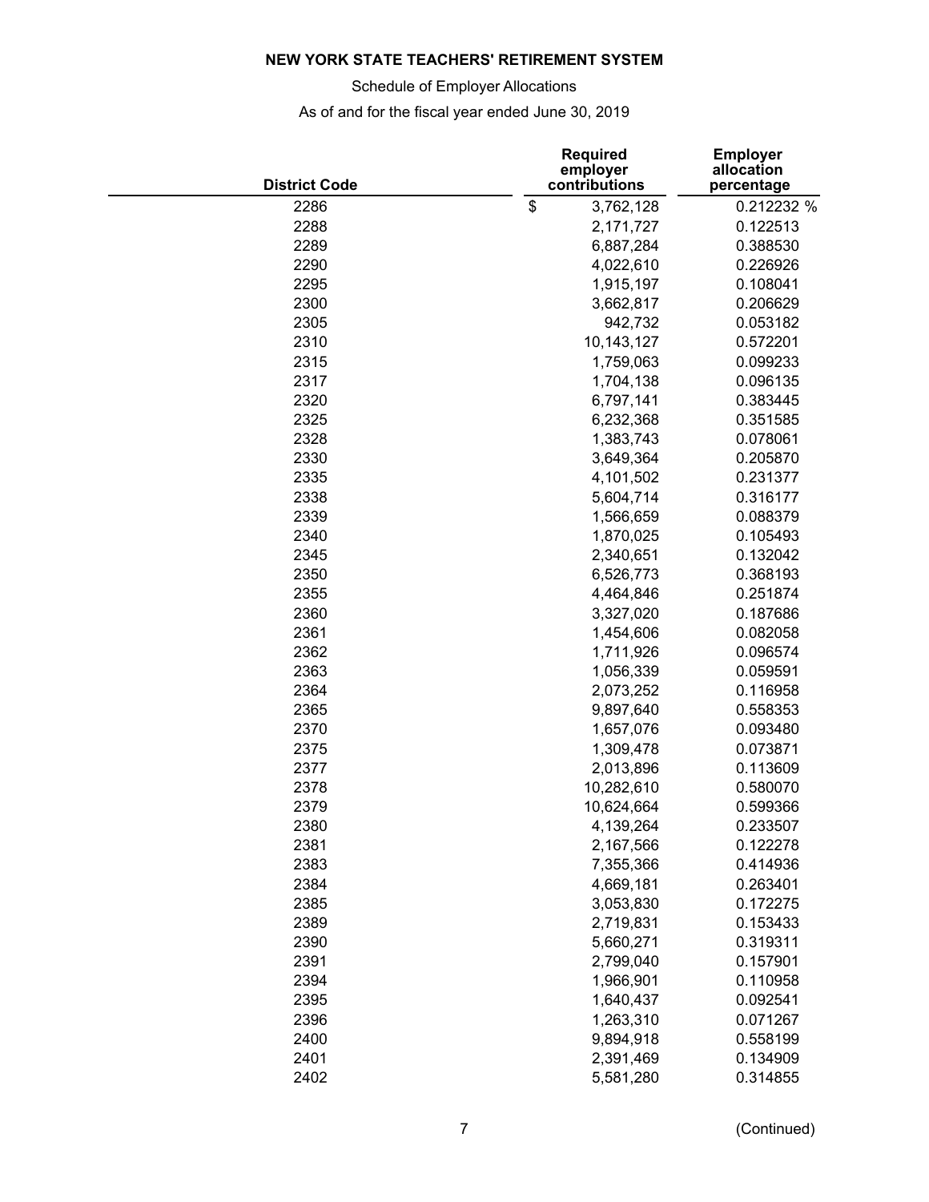**NEW YORK STATE TEACHERS' RETIREMENT SYSTEM**

Schedule of Employer Allocations

As of and for the fiscal year ended June 30, 2019

| District Code | Required employer contributions | Employer allocation percentage |
|---|---|---|
| 2286 | $ 3,762,128 | 0.212232 % |
| 2288 | 2,171,727 | 0.122513 |
| 2289 | 6,887,284 | 0.388530 |
| 2290 | 4,022,610 | 0.226926 |
| 2295 | 1,915,197 | 0.108041 |
| 2300 | 3,662,817 | 0.206629 |
| 2305 | 942,732 | 0.053182 |
| 2310 | 10,143,127 | 0.572201 |
| 2315 | 1,759,063 | 0.099233 |
| 2317 | 1,704,138 | 0.096135 |
| 2320 | 6,797,141 | 0.383445 |
| 2325 | 6,232,368 | 0.351585 |
| 2328 | 1,383,743 | 0.078061 |
| 2330 | 3,649,364 | 0.205870 |
| 2335 | 4,101,502 | 0.231377 |
| 2338 | 5,604,714 | 0.316177 |
| 2339 | 1,566,659 | 0.088379 |
| 2340 | 1,870,025 | 0.105493 |
| 2345 | 2,340,651 | 0.132042 |
| 2350 | 6,526,773 | 0.368193 |
| 2355 | 4,464,846 | 0.251874 |
| 2360 | 3,327,020 | 0.187686 |
| 2361 | 1,454,606 | 0.082058 |
| 2362 | 1,711,926 | 0.096574 |
| 2363 | 1,056,339 | 0.059591 |
| 2364 | 2,073,252 | 0.116958 |
| 2365 | 9,897,640 | 0.558353 |
| 2370 | 1,657,076 | 0.093480 |
| 2375 | 1,309,478 | 0.073871 |
| 2377 | 2,013,896 | 0.113609 |
| 2378 | 10,282,610 | 0.580070 |
| 2379 | 10,624,664 | 0.599366 |
| 2380 | 4,139,264 | 0.233507 |
| 2381 | 2,167,566 | 0.122278 |
| 2383 | 7,355,366 | 0.414936 |
| 2384 | 4,669,181 | 0.263401 |
| 2385 | 3,053,830 | 0.172275 |
| 2389 | 2,719,831 | 0.153433 |
| 2390 | 5,660,271 | 0.319311 |
| 2391 | 2,799,040 | 0.157901 |
| 2394 | 1,966,901 | 0.110958 |
| 2395 | 1,640,437 | 0.092541 |
| 2396 | 1,263,310 | 0.071267 |
| 2400 | 9,894,918 | 0.558199 |
| 2401 | 2,391,469 | 0.134909 |
| 2402 | 5,581,280 | 0.314855 |

(Continued)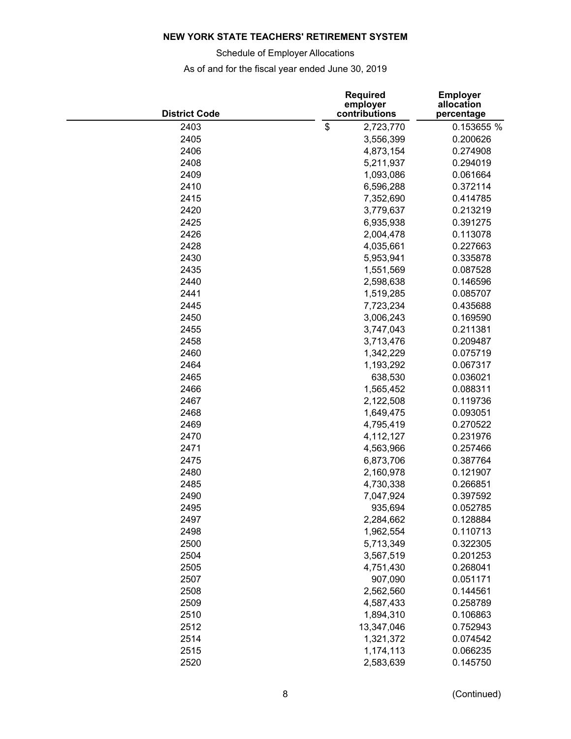**NEW YORK STATE TEACHERS' RETIREMENT SYSTEM**

Schedule of Employer Allocations

As of and for the fiscal year ended June 30, 2019

| District Code | Required employer contributions | Employer allocation percentage |
|---|---|---|
| 2403 | $ 2,723,770 | 0.153655 % |
| 2405 | 3,556,399 | 0.200626 |
| 2406 | 4,873,154 | 0.274908 |
| 2408 | 5,211,937 | 0.294019 |
| 2409 | 1,093,086 | 0.061664 |
| 2410 | 6,596,288 | 0.372114 |
| 2415 | 7,352,690 | 0.414785 |
| 2420 | 3,779,637 | 0.213219 |
| 2425 | 6,935,938 | 0.391275 |
| 2426 | 2,004,478 | 0.113078 |
| 2428 | 4,035,661 | 0.227663 |
| 2430 | 5,953,941 | 0.335878 |
| 2435 | 1,551,569 | 0.087528 |
| 2440 | 2,598,638 | 0.146596 |
| 2441 | 1,519,285 | 0.085707 |
| 2445 | 7,723,234 | 0.435688 |
| 2450 | 3,006,243 | 0.169590 |
| 2455 | 3,747,043 | 0.211381 |
| 2458 | 3,713,476 | 0.209487 |
| 2460 | 1,342,229 | 0.075719 |
| 2464 | 1,193,292 | 0.067317 |
| 2465 | 638,530 | 0.036021 |
| 2466 | 1,565,452 | 0.088311 |
| 2467 | 2,122,508 | 0.119736 |
| 2468 | 1,649,475 | 0.093051 |
| 2469 | 4,795,419 | 0.270522 |
| 2470 | 4,112,127 | 0.231976 |
| 2471 | 4,563,966 | 0.257466 |
| 2475 | 6,873,706 | 0.387764 |
| 2480 | 2,160,978 | 0.121907 |
| 2485 | 4,730,338 | 0.266851 |
| 2490 | 7,047,924 | 0.397592 |
| 2495 | 935,694 | 0.052785 |
| 2497 | 2,284,662 | 0.128884 |
| 2498 | 1,962,554 | 0.110713 |
| 2500 | 5,713,349 | 0.322305 |
| 2504 | 3,567,519 | 0.201253 |
| 2505 | 4,751,430 | 0.268041 |
| 2507 | 907,090 | 0.051171 |
| 2508 | 2,562,560 | 0.144561 |
| 2509 | 4,587,433 | 0.258789 |
| 2510 | 1,894,310 | 0.106863 |
| 2512 | 13,347,046 | 0.752943 |
| 2514 | 1,321,372 | 0.074542 |
| 2515 | 1,174,113 | 0.066235 |
| 2520 | 2,583,639 | 0.145750 |

(Continued)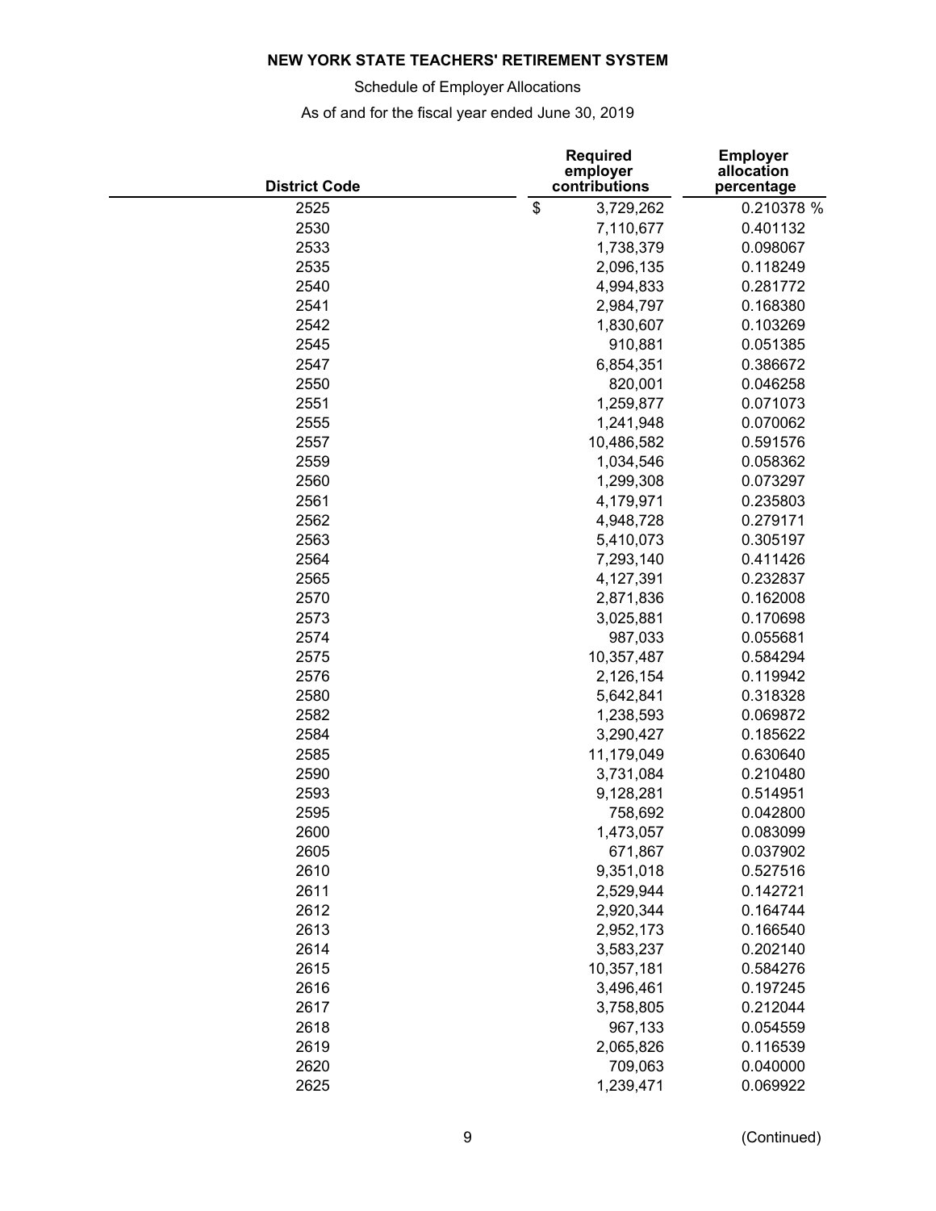**NEW YORK STATE TEACHERS' RETIREMENT SYSTEM**

Schedule of Employer Allocations

As of and for the fiscal year ended June 30, 2019

| District Code | Required employer contributions | Employer allocation percentage |
|---|---|---|
| 2525 | $ 3,729,262 | 0.210378 % |
| 2530 | 7,110,677 | 0.401132 |
| 2533 | 1,738,379 | 0.098067 |
| 2535 | 2,096,135 | 0.118249 |
| 2540 | 4,994,833 | 0.281772 |
| 2541 | 2,984,797 | 0.168380 |
| 2542 | 1,830,607 | 0.103269 |
| 2545 | 910,881 | 0.051385 |
| 2547 | 6,854,351 | 0.386672 |
| 2550 | 820,001 | 0.046258 |
| 2551 | 1,259,877 | 0.071073 |
| 2555 | 1,241,948 | 0.070062 |
| 2557 | 10,486,582 | 0.591576 |
| 2559 | 1,034,546 | 0.058362 |
| 2560 | 1,299,308 | 0.073297 |
| 2561 | 4,179,971 | 0.235803 |
| 2562 | 4,948,728 | 0.279171 |
| 2563 | 5,410,073 | 0.305197 |
| 2564 | 7,293,140 | 0.411426 |
| 2565 | 4,127,391 | 0.232837 |
| 2570 | 2,871,836 | 0.162008 |
| 2573 | 3,025,881 | 0.170698 |
| 2574 | 987,033 | 0.055681 |
| 2575 | 10,357,487 | 0.584294 |
| 2576 | 2,126,154 | 0.119942 |
| 2580 | 5,642,841 | 0.318328 |
| 2582 | 1,238,593 | 0.069872 |
| 2584 | 3,290,427 | 0.185622 |
| 2585 | 11,179,049 | 0.630640 |
| 2590 | 3,731,084 | 0.210480 |
| 2593 | 9,128,281 | 0.514951 |
| 2595 | 758,692 | 0.042800 |
| 2600 | 1,473,057 | 0.083099 |
| 2605 | 671,867 | 0.037902 |
| 2610 | 9,351,018 | 0.527516 |
| 2611 | 2,529,944 | 0.142721 |
| 2612 | 2,920,344 | 0.164744 |
| 2613 | 2,952,173 | 0.166540 |
| 2614 | 3,583,237 | 0.202140 |
| 2615 | 10,357,181 | 0.584276 |
| 2616 | 3,496,461 | 0.197245 |
| 2617 | 3,758,805 | 0.212044 |
| 2618 | 967,133 | 0.054559 |
| 2619 | 2,065,826 | 0.116539 |
| 2620 | 709,063 | 0.040000 |
| 2625 | 1,239,471 | 0.069922 |

(Continued)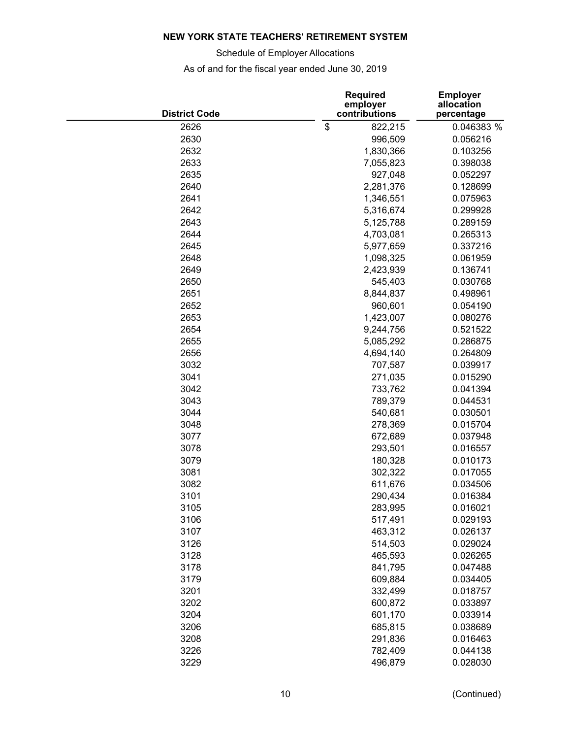**NEW YORK STATE TEACHERS' RETIREMENT SYSTEM**

Schedule of Employer Allocations

As of and for the fiscal year ended June 30, 2019

| District Code | Required employer contributions | Employer allocation percentage |
|---|---|---|
| 2626 | $ 822,215 | 0.046383 % |
| 2630 | 996,509 | 0.056216 |
| 2632 | 1,830,366 | 0.103256 |
| 2633 | 7,055,823 | 0.398038 |
| 2635 | 927,048 | 0.052297 |
| 2640 | 2,281,376 | 0.128699 |
| 2641 | 1,346,551 | 0.075963 |
| 2642 | 5,316,674 | 0.299928 |
| 2643 | 5,125,788 | 0.289159 |
| 2644 | 4,703,081 | 0.265313 |
| 2645 | 5,977,659 | 0.337216 |
| 2648 | 1,098,325 | 0.061959 |
| 2649 | 2,423,939 | 0.136741 |
| 2650 | 545,403 | 0.030768 |
| 2651 | 8,844,837 | 0.498961 |
| 2652 | 960,601 | 0.054190 |
| 2653 | 1,423,007 | 0.080276 |
| 2654 | 9,244,756 | 0.521522 |
| 2655 | 5,085,292 | 0.286875 |
| 2656 | 4,694,140 | 0.264809 |
| 3032 | 707,587 | 0.039917 |
| 3041 | 271,035 | 0.015290 |
| 3042 | 733,762 | 0.041394 |
| 3043 | 789,379 | 0.044531 |
| 3044 | 540,681 | 0.030501 |
| 3048 | 278,369 | 0.015704 |
| 3077 | 672,689 | 0.037948 |
| 3078 | 293,501 | 0.016557 |
| 3079 | 180,328 | 0.010173 |
| 3081 | 302,322 | 0.017055 |
| 3082 | 611,676 | 0.034506 |
| 3101 | 290,434 | 0.016384 |
| 3105 | 283,995 | 0.016021 |
| 3106 | 517,491 | 0.029193 |
| 3107 | 463,312 | 0.026137 |
| 3126 | 514,503 | 0.029024 |
| 3128 | 465,593 | 0.026265 |
| 3178 | 841,795 | 0.047488 |
| 3179 | 609,884 | 0.034405 |
| 3201 | 332,499 | 0.018757 |
| 3202 | 600,872 | 0.033897 |
| 3204 | 601,170 | 0.033914 |
| 3206 | 685,815 | 0.038689 |
| 3208 | 291,836 | 0.016463 |
| 3226 | 782,409 | 0.044138 |
| 3229 | 496,879 | 0.028030 |

(Continued)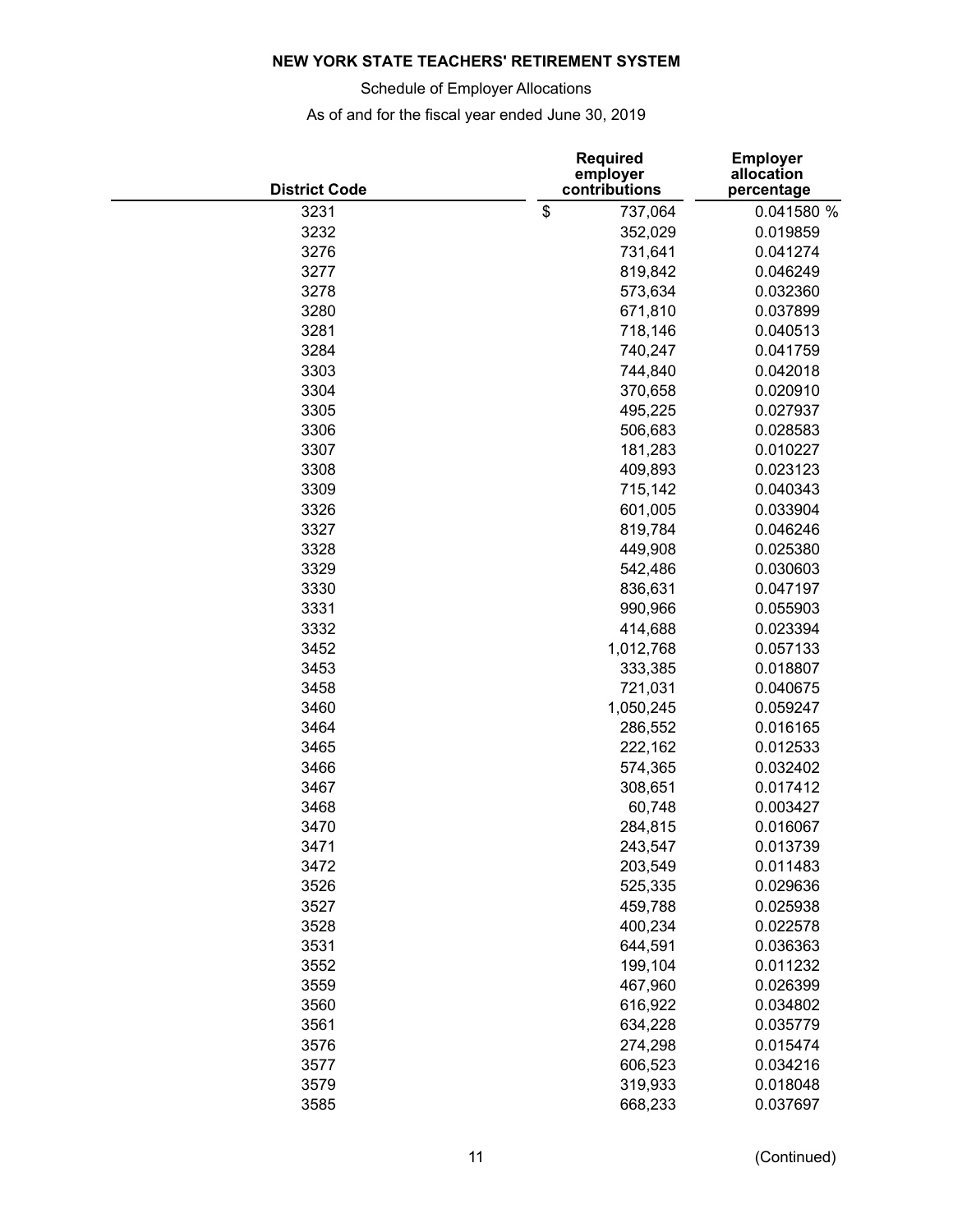**NEW YORK STATE TEACHERS' RETIREMENT SYSTEM**

Schedule of Employer Allocations

As of and for the fiscal year ended June 30, 2019

| District Code | Required employer contributions | Employer allocation percentage |
|---|---|---|
| 3231 | $ 737,064 | 0.041580 % |
| 3232 | 352,029 | 0.019859 |
| 3276 | 731,641 | 0.041274 |
| 3277 | 819,842 | 0.046249 |
| 3278 | 573,634 | 0.032360 |
| 3280 | 671,810 | 0.037899 |
| 3281 | 718,146 | 0.040513 |
| 3284 | 740,247 | 0.041759 |
| 3303 | 744,840 | 0.042018 |
| 3304 | 370,658 | 0.020910 |
| 3305 | 495,225 | 0.027937 |
| 3306 | 506,683 | 0.028583 |
| 3307 | 181,283 | 0.010227 |
| 3308 | 409,893 | 0.023123 |
| 3309 | 715,142 | 0.040343 |
| 3326 | 601,005 | 0.033904 |
| 3327 | 819,784 | 0.046246 |
| 3328 | 449,908 | 0.025380 |
| 3329 | 542,486 | 0.030603 |
| 3330 | 836,631 | 0.047197 |
| 3331 | 990,966 | 0.055903 |
| 3332 | 414,688 | 0.023394 |
| 3452 | 1,012,768 | 0.057133 |
| 3453 | 333,385 | 0.018807 |
| 3458 | 721,031 | 0.040675 |
| 3460 | 1,050,245 | 0.059247 |
| 3464 | 286,552 | 0.016165 |
| 3465 | 222,162 | 0.012533 |
| 3466 | 574,365 | 0.032402 |
| 3467 | 308,651 | 0.017412 |
| 3468 | 60,748 | 0.003427 |
| 3470 | 284,815 | 0.016067 |
| 3471 | 243,547 | 0.013739 |
| 3472 | 203,549 | 0.011483 |
| 3526 | 525,335 | 0.029636 |
| 3527 | 459,788 | 0.025938 |
| 3528 | 400,234 | 0.022578 |
| 3531 | 644,591 | 0.036363 |
| 3552 | 199,104 | 0.011232 |
| 3559 | 467,960 | 0.026399 |
| 3560 | 616,922 | 0.034802 |
| 3561 | 634,228 | 0.035779 |
| 3576 | 274,298 | 0.015474 |
| 3577 | 606,523 | 0.034216 |
| 3579 | 319,933 | 0.018048 |
| 3585 | 668,233 | 0.037697 |

(Continued)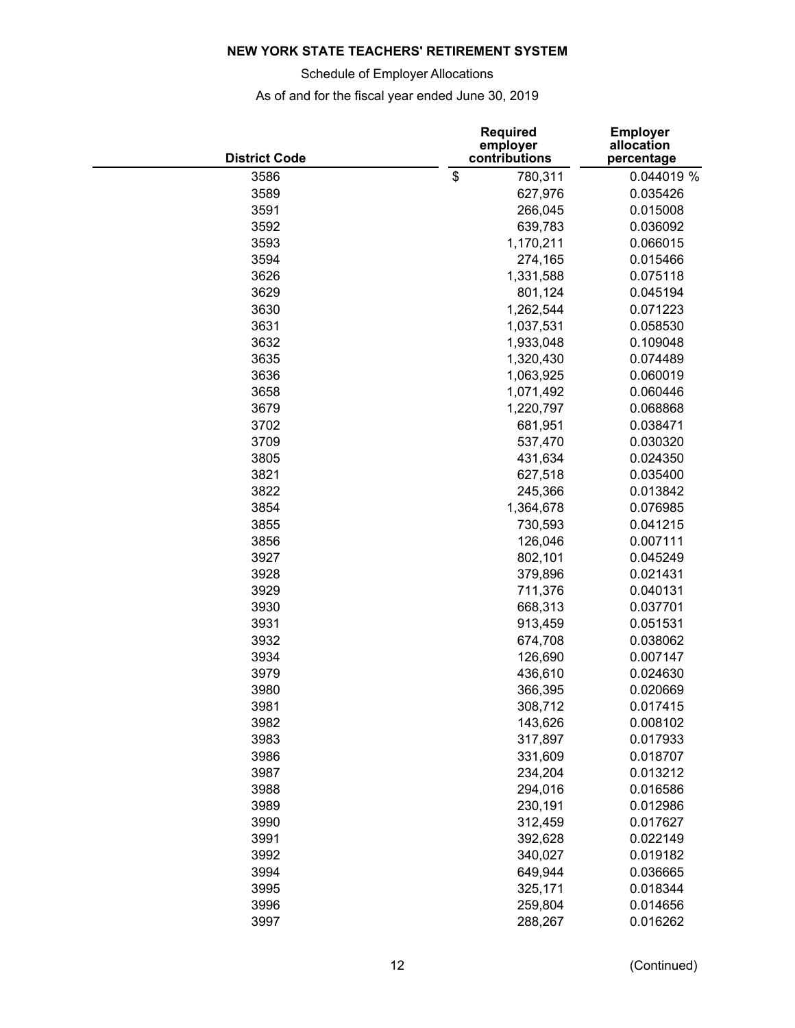**NEW YORK STATE TEACHERS' RETIREMENT SYSTEM**

Schedule of Employer Allocations

As of and for the fiscal year ended June 30, 2019

| District Code | Required employer contributions | Employer allocation percentage |
|---|---|---|
| 3586 | $ 780,311 | 0.044019 % |
| 3589 | 627,976 | 0.035426 |
| 3591 | 266,045 | 0.015008 |
| 3592 | 639,783 | 0.036092 |
| 3593 | 1,170,211 | 0.066015 |
| 3594 | 274,165 | 0.015466 |
| 3626 | 1,331,588 | 0.075118 |
| 3629 | 801,124 | 0.045194 |
| 3630 | 1,262,544 | 0.071223 |
| 3631 | 1,037,531 | 0.058530 |
| 3632 | 1,933,048 | 0.109048 |
| 3635 | 1,320,430 | 0.074489 |
| 3636 | 1,063,925 | 0.060019 |
| 3658 | 1,071,492 | 0.060446 |
| 3679 | 1,220,797 | 0.068868 |
| 3702 | 681,951 | 0.038471 |
| 3709 | 537,470 | 0.030320 |
| 3805 | 431,634 | 0.024350 |
| 3821 | 627,518 | 0.035400 |
| 3822 | 245,366 | 0.013842 |
| 3854 | 1,364,678 | 0.076985 |
| 3855 | 730,593 | 0.041215 |
| 3856 | 126,046 | 0.007111 |
| 3927 | 802,101 | 0.045249 |
| 3928 | 379,896 | 0.021431 |
| 3929 | 711,376 | 0.040131 |
| 3930 | 668,313 | 0.037701 |
| 3931 | 913,459 | 0.051531 |
| 3932 | 674,708 | 0.038062 |
| 3934 | 126,690 | 0.007147 |
| 3979 | 436,610 | 0.024630 |
| 3980 | 366,395 | 0.020669 |
| 3981 | 308,712 | 0.017415 |
| 3982 | 143,626 | 0.008102 |
| 3983 | 317,897 | 0.017933 |
| 3986 | 331,609 | 0.018707 |
| 3987 | 234,204 | 0.013212 |
| 3988 | 294,016 | 0.016586 |
| 3989 | 230,191 | 0.012986 |
| 3990 | 312,459 | 0.017627 |
| 3991 | 392,628 | 0.022149 |
| 3992 | 340,027 | 0.019182 |
| 3994 | 649,944 | 0.036665 |
| 3995 | 325,171 | 0.018344 |
| 3996 | 259,804 | 0.014656 |
| 3997 | 288,267 | 0.016262 |

(Continued)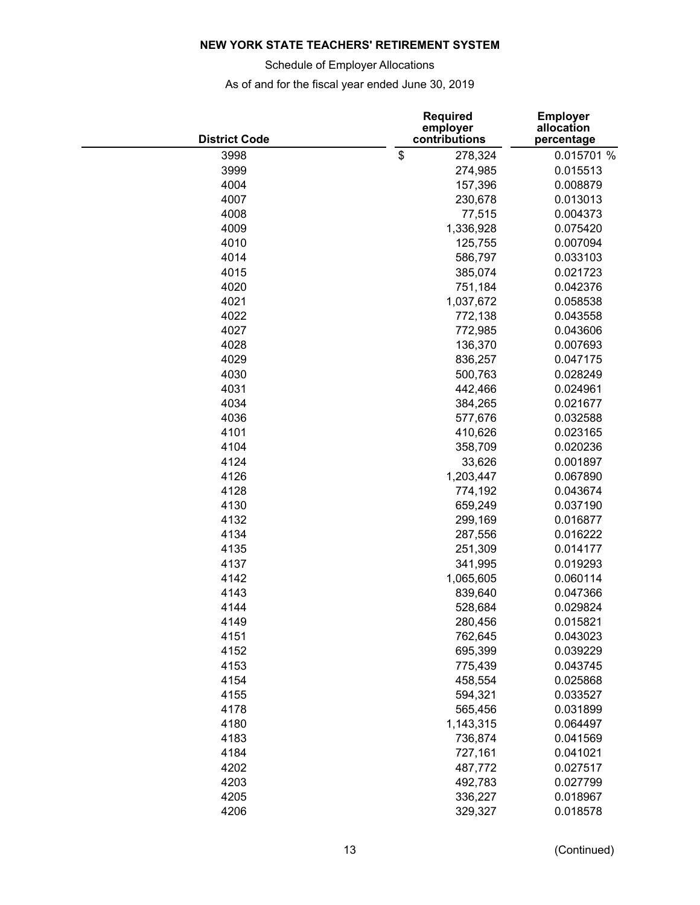**NEW YORK STATE TEACHERS' RETIREMENT SYSTEM**

Schedule of Employer Allocations

As of and for the fiscal year ended June 30, 2019

| District Code | Required employer contributions | Employer allocation percentage |
|---|---|---|
| 3998 | $ 278,324 | 0.015701 % |
| 3999 | 274,985 | 0.015513 |
| 4004 | 157,396 | 0.008879 |
| 4007 | 230,678 | 0.013013 |
| 4008 | 77,515 | 0.004373 |
| 4009 | 1,336,928 | 0.075420 |
| 4010 | 125,755 | 0.007094 |
| 4014 | 586,797 | 0.033103 |
| 4015 | 385,074 | 0.021723 |
| 4020 | 751,184 | 0.042376 |
| 4021 | 1,037,672 | 0.058538 |
| 4022 | 772,138 | 0.043558 |
| 4027 | 772,985 | 0.043606 |
| 4028 | 136,370 | 0.007693 |
| 4029 | 836,257 | 0.047175 |
| 4030 | 500,763 | 0.028249 |
| 4031 | 442,466 | 0.024961 |
| 4034 | 384,265 | 0.021677 |
| 4036 | 577,676 | 0.032588 |
| 4101 | 410,626 | 0.023165 |
| 4104 | 358,709 | 0.020236 |
| 4124 | 33,626 | 0.001897 |
| 4126 | 1,203,447 | 0.067890 |
| 4128 | 774,192 | 0.043674 |
| 4130 | 659,249 | 0.037190 |
| 4132 | 299,169 | 0.016877 |
| 4134 | 287,556 | 0.016222 |
| 4135 | 251,309 | 0.014177 |
| 4137 | 341,995 | 0.019293 |
| 4142 | 1,065,605 | 0.060114 |
| 4143 | 839,640 | 0.047366 |
| 4144 | 528,684 | 0.029824 |
| 4149 | 280,456 | 0.015821 |
| 4151 | 762,645 | 0.043023 |
| 4152 | 695,399 | 0.039229 |
| 4153 | 775,439 | 0.043745 |
| 4154 | 458,554 | 0.025868 |
| 4155 | 594,321 | 0.033527 |
| 4178 | 565,456 | 0.031899 |
| 4180 | 1,143,315 | 0.064497 |
| 4183 | 736,874 | 0.041569 |
| 4184 | 727,161 | 0.041021 |
| 4202 | 487,772 | 0.027517 |
| 4203 | 492,783 | 0.027799 |
| 4205 | 336,227 | 0.018967 |
| 4206 | 329,327 | 0.018578 |

(Continued)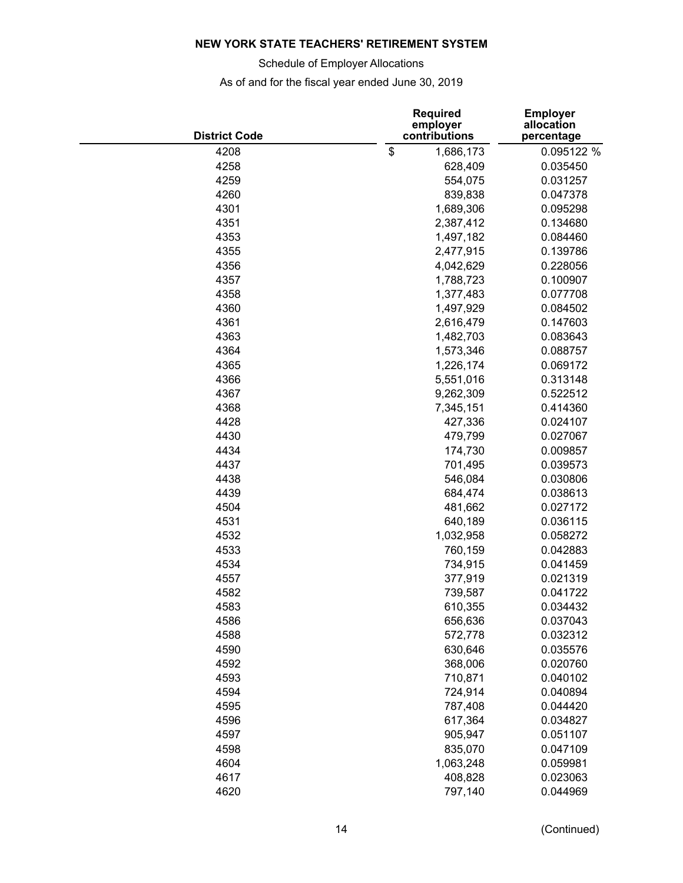**NEW YORK STATE TEACHERS' RETIREMENT SYSTEM**

Schedule of Employer Allocations

As of and for the fiscal year ended June 30, 2019

| District Code | Required employer contributions | Employer allocation percentage |
|---|---|---|
| 4208 | $ 1,686,173 | 0.095122 % |
| 4258 | 628,409 | 0.035450 |
| 4259 | 554,075 | 0.031257 |
| 4260 | 839,838 | 0.047378 |
| 4301 | 1,689,306 | 0.095298 |
| 4351 | 2,387,412 | 0.134680 |
| 4353 | 1,497,182 | 0.084460 |
| 4355 | 2,477,915 | 0.139786 |
| 4356 | 4,042,629 | 0.228056 |
| 4357 | 1,788,723 | 0.100907 |
| 4358 | 1,377,483 | 0.077708 |
| 4360 | 1,497,929 | 0.084502 |
| 4361 | 2,616,479 | 0.147603 |
| 4363 | 1,482,703 | 0.083643 |
| 4364 | 1,573,346 | 0.088757 |
| 4365 | 1,226,174 | 0.069172 |
| 4366 | 5,551,016 | 0.313148 |
| 4367 | 9,262,309 | 0.522512 |
| 4368 | 7,345,151 | 0.414360 |
| 4428 | 427,336 | 0.024107 |
| 4430 | 479,799 | 0.027067 |
| 4434 | 174,730 | 0.009857 |
| 4437 | 701,495 | 0.039573 |
| 4438 | 546,084 | 0.030806 |
| 4439 | 684,474 | 0.038613 |
| 4504 | 481,662 | 0.027172 |
| 4531 | 640,189 | 0.036115 |
| 4532 | 1,032,958 | 0.058272 |
| 4533 | 760,159 | 0.042883 |
| 4534 | 734,915 | 0.041459 |
| 4557 | 377,919 | 0.021319 |
| 4582 | 739,587 | 0.041722 |
| 4583 | 610,355 | 0.034432 |
| 4586 | 656,636 | 0.037043 |
| 4588 | 572,778 | 0.032312 |
| 4590 | 630,646 | 0.035576 |
| 4592 | 368,006 | 0.020760 |
| 4593 | 710,871 | 0.040102 |
| 4594 | 724,914 | 0.040894 |
| 4595 | 787,408 | 0.044420 |
| 4596 | 617,364 | 0.034827 |
| 4597 | 905,947 | 0.051107 |
| 4598 | 835,070 | 0.047109 |
| 4604 | 1,063,248 | 0.059981 |
| 4617 | 408,828 | 0.023063 |
| 4620 | 797,140 | 0.044969 |

(Continued)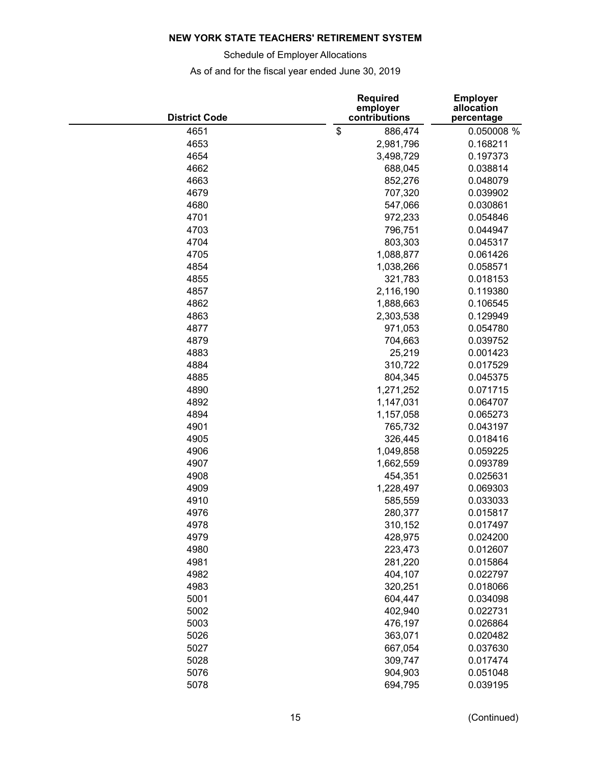**NEW YORK STATE TEACHERS' RETIREMENT SYSTEM**

Schedule of Employer Allocations

As of and for the fiscal year ended June 30, 2019

| District Code | Required employer contributions | Employer allocation percentage |
|---|---|---|
| 4651 | $ 886,474 | 0.050008 % |
| 4653 | 2,981,796 | 0.168211 |
| 4654 | 3,498,729 | 0.197373 |
| 4662 | 688,045 | 0.038814 |
| 4663 | 852,276 | 0.048079 |
| 4679 | 707,320 | 0.039902 |
| 4680 | 547,066 | 0.030861 |
| 4701 | 972,233 | 0.054846 |
| 4703 | 796,751 | 0.044947 |
| 4704 | 803,303 | 0.045317 |
| 4705 | 1,088,877 | 0.061426 |
| 4854 | 1,038,266 | 0.058571 |
| 4855 | 321,783 | 0.018153 |
| 4857 | 2,116,190 | 0.119380 |
| 4862 | 1,888,663 | 0.106545 |
| 4863 | 2,303,538 | 0.129949 |
| 4877 | 971,053 | 0.054780 |
| 4879 | 704,663 | 0.039752 |
| 4883 | 25,219 | 0.001423 |
| 4884 | 310,722 | 0.017529 |
| 4885 | 804,345 | 0.045375 |
| 4890 | 1,271,252 | 0.071715 |
| 4892 | 1,147,031 | 0.064707 |
| 4894 | 1,157,058 | 0.065273 |
| 4901 | 765,732 | 0.043197 |
| 4905 | 326,445 | 0.018416 |
| 4906 | 1,049,858 | 0.059225 |
| 4907 | 1,662,559 | 0.093789 |
| 4908 | 454,351 | 0.025631 |
| 4909 | 1,228,497 | 0.069303 |
| 4910 | 585,559 | 0.033033 |
| 4976 | 280,377 | 0.015817 |
| 4978 | 310,152 | 0.017497 |
| 4979 | 428,975 | 0.024200 |
| 4980 | 223,473 | 0.012607 |
| 4981 | 281,220 | 0.015864 |
| 4982 | 404,107 | 0.022797 |
| 4983 | 320,251 | 0.018066 |
| 5001 | 604,447 | 0.034098 |
| 5002 | 402,940 | 0.022731 |
| 5003 | 476,197 | 0.026864 |
| 5026 | 363,071 | 0.020482 |
| 5027 | 667,054 | 0.037630 |
| 5028 | 309,747 | 0.017474 |
| 5076 | 904,903 | 0.051048 |
| 5078 | 694,795 | 0.039195 |

(Continued)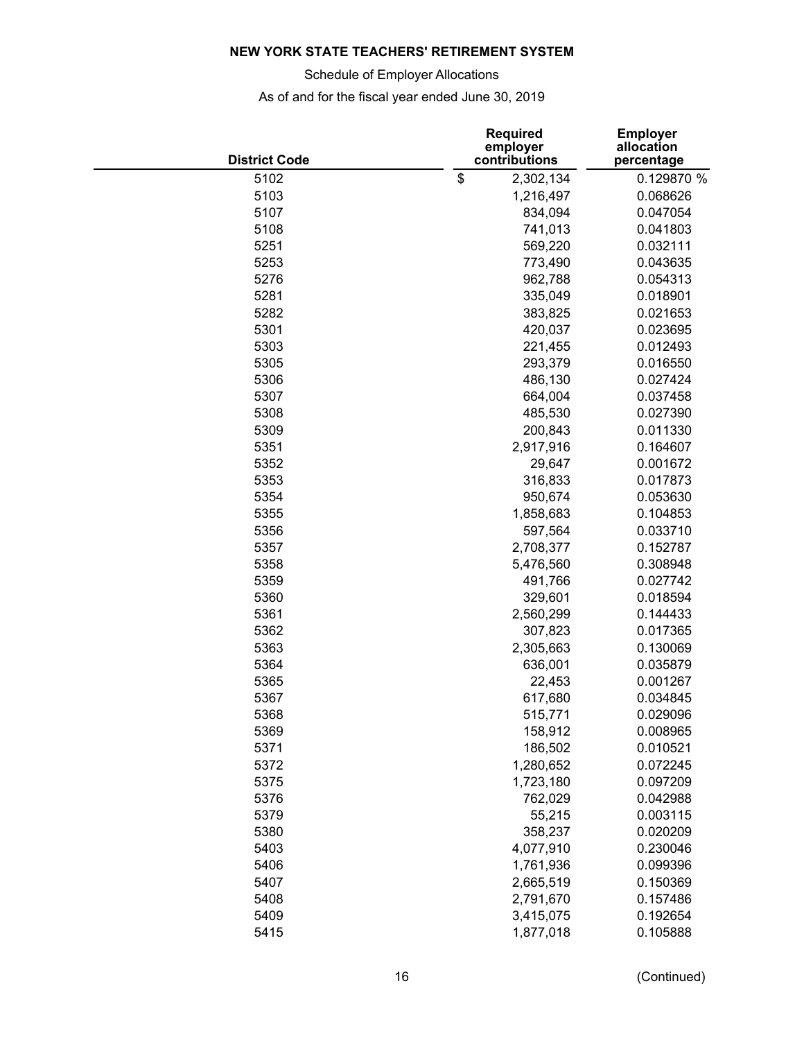**NEW YORK STATE TEACHERS' RETIREMENT SYSTEM**

Schedule of Employer Allocations

As of and for the fiscal year ended June 30, 2019

| District Code | Required employer contributions | Employer allocation percentage |
|---|---|---|
| 5102 | $ 2,302,134 | 0.129870 % |
| 5103 | 1,216,497 | 0.068626 |
| 5107 | 834,094 | 0.047054 |
| 5108 | 741,013 | 0.041803 |
| 5251 | 569,220 | 0.032111 |
| 5253 | 773,490 | 0.043635 |
| 5276 | 962,788 | 0.054313 |
| 5281 | 335,049 | 0.018901 |
| 5282 | 383,825 | 0.021653 |
| 5301 | 420,037 | 0.023695 |
| 5303 | 221,455 | 0.012493 |
| 5305 | 293,379 | 0.016550 |
| 5306 | 486,130 | 0.027424 |
| 5307 | 664,004 | 0.037458 |
| 5308 | 485,530 | 0.027390 |
| 5309 | 200,843 | 0.011330 |
| 5351 | 2,917,916 | 0.164607 |
| 5352 | 29,647 | 0.001672 |
| 5353 | 316,833 | 0.017873 |
| 5354 | 950,674 | 0.053630 |
| 5355 | 1,858,683 | 0.104853 |
| 5356 | 597,564 | 0.033710 |
| 5357 | 2,708,377 | 0.152787 |
| 5358 | 5,476,560 | 0.308948 |
| 5359 | 491,766 | 0.027742 |
| 5360 | 329,601 | 0.018594 |
| 5361 | 2,560,299 | 0.144433 |
| 5362 | 307,823 | 0.017365 |
| 5363 | 2,305,663 | 0.130069 |
| 5364 | 636,001 | 0.035879 |
| 5365 | 22,453 | 0.001267 |
| 5367 | 617,680 | 0.034845 |
| 5368 | 515,771 | 0.029096 |
| 5369 | 158,912 | 0.008965 |
| 5371 | 186,502 | 0.010521 |
| 5372 | 1,280,652 | 0.072245 |
| 5375 | 1,723,180 | 0.097209 |
| 5376 | 762,029 | 0.042988 |
| 5379 | 55,215 | 0.003115 |
| 5380 | 358,237 | 0.020209 |
| 5403 | 4,077,910 | 0.230046 |
| 5406 | 1,761,936 | 0.099396 |
| 5407 | 2,665,519 | 0.150369 |
| 5408 | 2,791,670 | 0.157486 |
| 5409 | 3,415,075 | 0.192654 |
| 5415 | 1,877,018 | 0.105888 |

(Continued)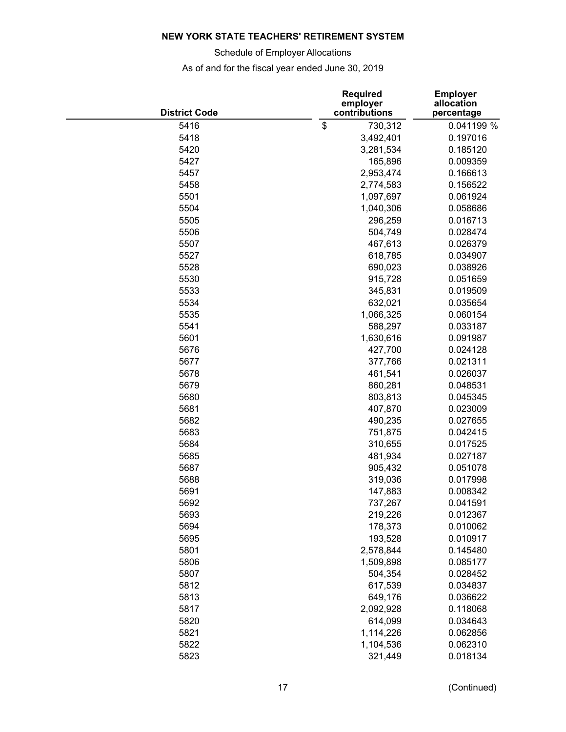**NEW YORK STATE TEACHERS' RETIREMENT SYSTEM**

Schedule of Employer Allocations

As of and for the fiscal year ended June 30, 2019

| District Code | Required employer contributions | Employer allocation percentage |
|---|---|---|
| 5416 | $ 730,312 | 0.041199 % |
| 5418 | 3,492,401 | 0.197016 |
| 5420 | 3,281,534 | 0.185120 |
| 5427 | 165,896 | 0.009359 |
| 5457 | 2,953,474 | 0.166613 |
| 5458 | 2,774,583 | 0.156522 |
| 5501 | 1,097,697 | 0.061924 |
| 5504 | 1,040,306 | 0.058686 |
| 5505 | 296,259 | 0.016713 |
| 5506 | 504,749 | 0.028474 |
| 5507 | 467,613 | 0.026379 |
| 5527 | 618,785 | 0.034907 |
| 5528 | 690,023 | 0.038926 |
| 5530 | 915,728 | 0.051659 |
| 5533 | 345,831 | 0.019509 |
| 5534 | 632,021 | 0.035654 |
| 5535 | 1,066,325 | 0.060154 |
| 5541 | 588,297 | 0.033187 |
| 5601 | 1,630,616 | 0.091987 |
| 5676 | 427,700 | 0.024128 |
| 5677 | 377,766 | 0.021311 |
| 5678 | 461,541 | 0.026037 |
| 5679 | 860,281 | 0.048531 |
| 5680 | 803,813 | 0.045345 |
| 5681 | 407,870 | 0.023009 |
| 5682 | 490,235 | 0.027655 |
| 5683 | 751,875 | 0.042415 |
| 5684 | 310,655 | 0.017525 |
| 5685 | 481,934 | 0.027187 |
| 5687 | 905,432 | 0.051078 |
| 5688 | 319,036 | 0.017998 |
| 5691 | 147,883 | 0.008342 |
| 5692 | 737,267 | 0.041591 |
| 5693 | 219,226 | 0.012367 |
| 5694 | 178,373 | 0.010062 |
| 5695 | 193,528 | 0.010917 |
| 5801 | 2,578,844 | 0.145480 |
| 5806 | 1,509,898 | 0.085177 |
| 5807 | 504,354 | 0.028452 |
| 5812 | 617,539 | 0.034837 |
| 5813 | 649,176 | 0.036622 |
| 5817 | 2,092,928 | 0.118068 |
| 5820 | 614,099 | 0.034643 |
| 5821 | 1,114,226 | 0.062856 |
| 5822 | 1,104,536 | 0.062310 |
| 5823 | 321,449 | 0.018134 |

(Continued)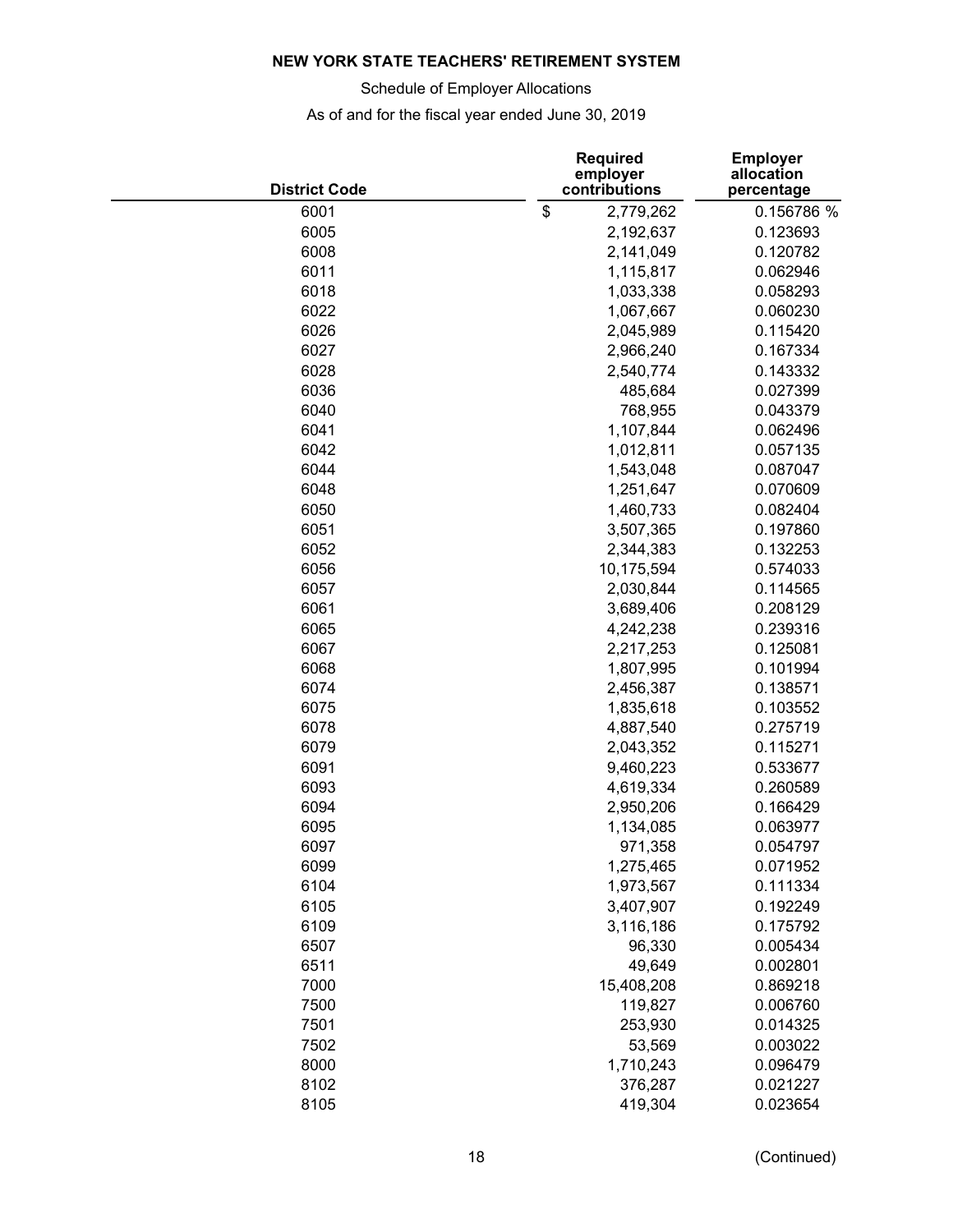**NEW YORK STATE TEACHERS' RETIREMENT SYSTEM**

Schedule of Employer Allocations

As of and for the fiscal year ended June 30, 2019

| District Code | Required employer contributions | Employer allocation percentage |
|---|---|---|
| 6001 | $ 2,779,262 | 0.156786 % |
| 6005 | 2,192,637 | 0.123693 |
| 6008 | 2,141,049 | 0.120782 |
| 6011 | 1,115,817 | 0.062946 |
| 6018 | 1,033,338 | 0.058293 |
| 6022 | 1,067,667 | 0.060230 |
| 6026 | 2,045,989 | 0.115420 |
| 6027 | 2,966,240 | 0.167334 |
| 6028 | 2,540,774 | 0.143332 |
| 6036 | 485,684 | 0.027399 |
| 6040 | 768,955 | 0.043379 |
| 6041 | 1,107,844 | 0.062496 |
| 6042 | 1,012,811 | 0.057135 |
| 6044 | 1,543,048 | 0.087047 |
| 6048 | 1,251,647 | 0.070609 |
| 6050 | 1,460,733 | 0.082404 |
| 6051 | 3,507,365 | 0.197860 |
| 6052 | 2,344,383 | 0.132253 |
| 6056 | 10,175,594 | 0.574033 |
| 6057 | 2,030,844 | 0.114565 |
| 6061 | 3,689,406 | 0.208129 |
| 6065 | 4,242,238 | 0.239316 |
| 6067 | 2,217,253 | 0.125081 |
| 6068 | 1,807,995 | 0.101994 |
| 6074 | 2,456,387 | 0.138571 |
| 6075 | 1,835,618 | 0.103552 |
| 6078 | 4,887,540 | 0.275719 |
| 6079 | 2,043,352 | 0.115271 |
| 6091 | 9,460,223 | 0.533677 |
| 6093 | 4,619,334 | 0.260589 |
| 6094 | 2,950,206 | 0.166429 |
| 6095 | 1,134,085 | 0.063977 |
| 6097 | 971,358 | 0.054797 |
| 6099 | 1,275,465 | 0.071952 |
| 6104 | 1,973,567 | 0.111334 |
| 6105 | 3,407,907 | 0.192249 |
| 6109 | 3,116,186 | 0.175792 |
| 6507 | 96,330 | 0.005434 |
| 6511 | 49,649 | 0.002801 |
| 7000 | 15,408,208 | 0.869218 |
| 7500 | 119,827 | 0.006760 |
| 7501 | 253,930 | 0.014325 |
| 7502 | 53,569 | 0.003022 |
| 8000 | 1,710,243 | 0.096479 |
| 8102 | 376,287 | 0.021227 |
| 8105 | 419,304 | 0.023654 |

(Continued)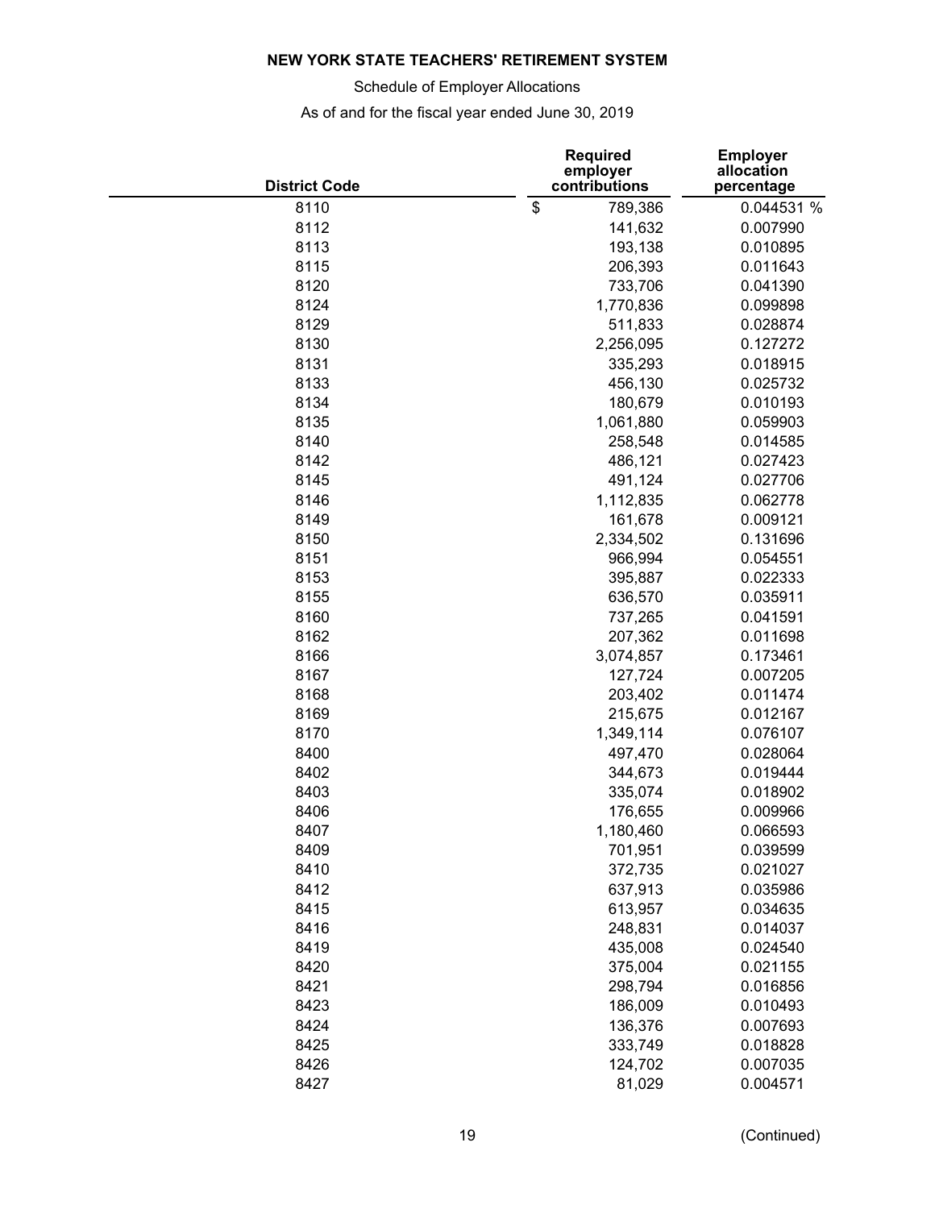**NEW YORK STATE TEACHERS' RETIREMENT SYSTEM**

Schedule of Employer Allocations

As of and for the fiscal year ended June 30, 2019

| District Code | Required employer contributions | Employer allocation percentage |
|---|---|---|
| 8110 | $ 789,386 | 0.044531 % |
| 8112 | 141,632 | 0.007990 |
| 8113 | 193,138 | 0.010895 |
| 8115 | 206,393 | 0.011643 |
| 8120 | 733,706 | 0.041390 |
| 8124 | 1,770,836 | 0.099898 |
| 8129 | 511,833 | 0.028874 |
| 8130 | 2,256,095 | 0.127272 |
| 8131 | 335,293 | 0.018915 |
| 8133 | 456,130 | 0.025732 |
| 8134 | 180,679 | 0.010193 |
| 8135 | 1,061,880 | 0.059903 |
| 8140 | 258,548 | 0.014585 |
| 8142 | 486,121 | 0.027423 |
| 8145 | 491,124 | 0.027706 |
| 8146 | 1,112,835 | 0.062778 |
| 8149 | 161,678 | 0.009121 |
| 8150 | 2,334,502 | 0.131696 |
| 8151 | 966,994 | 0.054551 |
| 8153 | 395,887 | 0.022333 |
| 8155 | 636,570 | 0.035911 |
| 8160 | 737,265 | 0.041591 |
| 8162 | 207,362 | 0.011698 |
| 8166 | 3,074,857 | 0.173461 |
| 8167 | 127,724 | 0.007205 |
| 8168 | 203,402 | 0.011474 |
| 8169 | 215,675 | 0.012167 |
| 8170 | 1,349,114 | 0.076107 |
| 8400 | 497,470 | 0.028064 |
| 8402 | 344,673 | 0.019444 |
| 8403 | 335,074 | 0.018902 |
| 8406 | 176,655 | 0.009966 |
| 8407 | 1,180,460 | 0.066593 |
| 8409 | 701,951 | 0.039599 |
| 8410 | 372,735 | 0.021027 |
| 8412 | 637,913 | 0.035986 |
| 8415 | 613,957 | 0.034635 |
| 8416 | 248,831 | 0.014037 |
| 8419 | 435,008 | 0.024540 |
| 8420 | 375,004 | 0.021155 |
| 8421 | 298,794 | 0.016856 |
| 8423 | 186,009 | 0.010493 |
| 8424 | 136,376 | 0.007693 |
| 8425 | 333,749 | 0.018828 |
| 8426 | 124,702 | 0.007035 |
| 8427 | 81,029 | 0.004571 |

(Continued)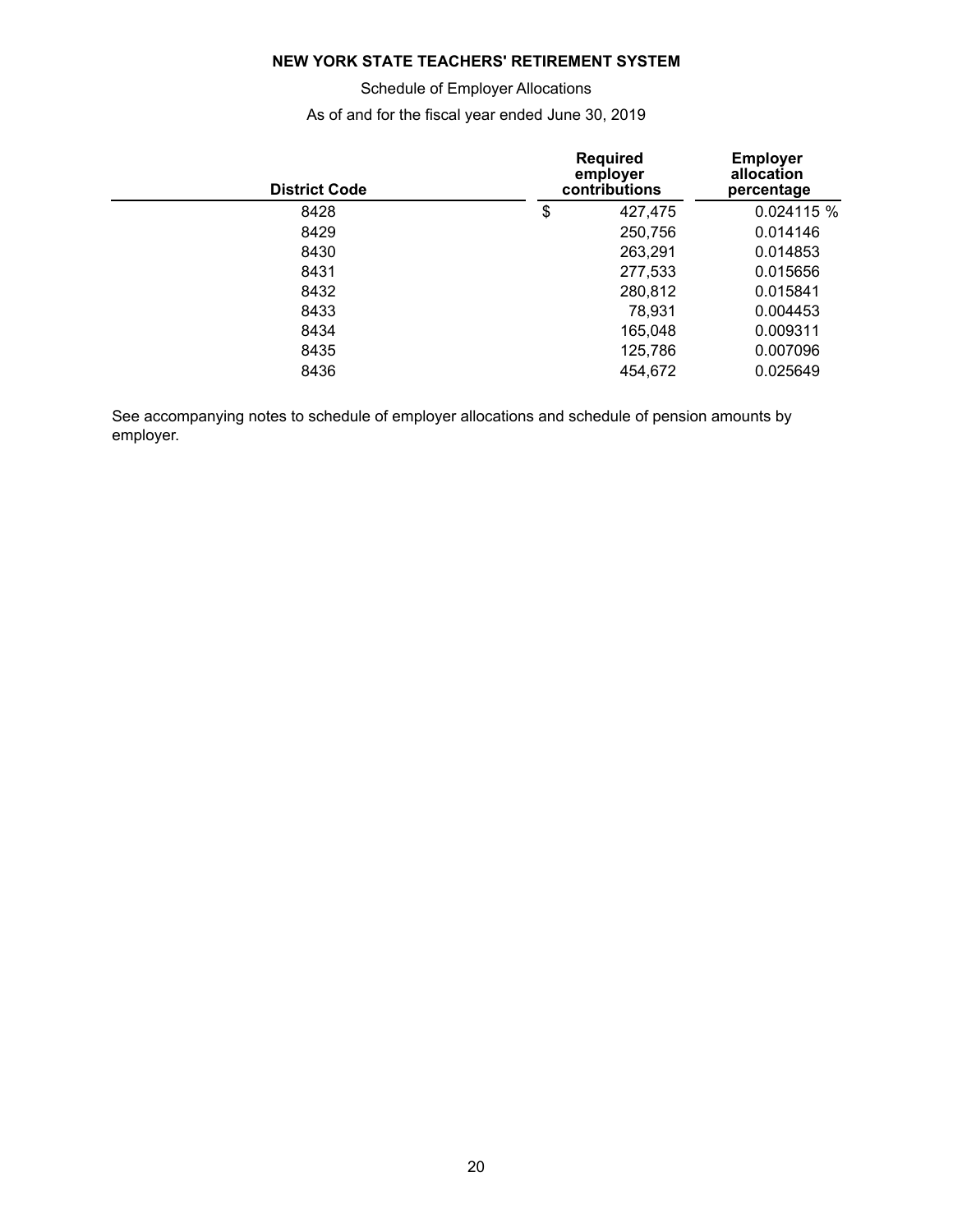**NEW YORK STATE TEACHERS' RETIREMENT SYSTEM**

Schedule of Employer Allocations

As of and for the fiscal year ended June 30, 2019

| District Code | Required employer contributions | Employer allocation percentage |
|---|---|---|
| 8428 | $ 427,475 | 0.024115 % |
| 8429 | 250,756 | 0.014146 |
| 8430 | 263,291 | 0.014853 |
| 8431 | 277,533 | 0.015656 |
| 8432 | 280,812 | 0.015841 |
| 8433 | 78,931 | 0.004453 |
| 8434 | 165,048 | 0.009311 |
| 8435 | 125,786 | 0.007096 |
| 8436 | 454,672 | 0.025649 |

See accompanying notes to schedule of employer allocations and schedule of pension amounts by employer.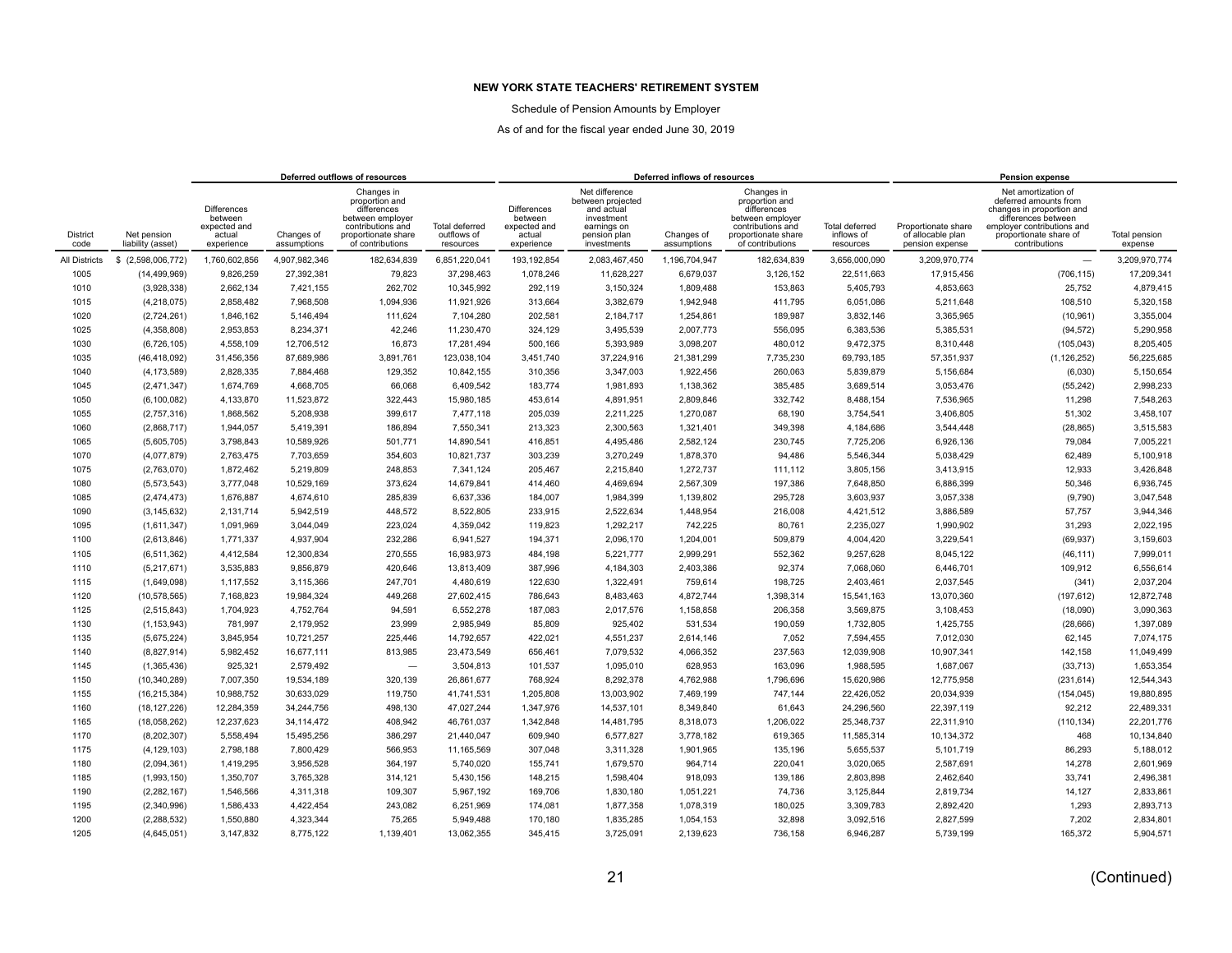**NEW YORK STATE TEACHERS' RETIREMENT SYSTEM**

Schedule of Pension Amounts by Employer

As of and for the fiscal year ended June 30, 2019

| | | Deferred outflows of resources | | | | Deferred inflows of resources | | | | | Pension expense | | |
|---|---|---|---|---|---|---|---|---|---|---|---|---|---|
| District code | Net pension liability (asset) | Differences between expected and actual experience | Changes of assumptions | Changes in proportion and differences between employer contributions and proportionate share of contributions | Total deferred outflows of resources | Differences between expected and actual experience | Net difference between projected and actual investment earnings on pension plan investments | Changes of assumptions | Changes in proportion and differences between employer contributions and proportionate share of contributions | Total deferred inflows of resources | Proportionate share of allocable plan pension expense | Net amortization of deferred amounts from changes in proportion and differences between employer contributions and proportionate share of contributions | Total pension expense |
| All Districts | $ (2,598,006,772) | 1,760,602,856 | 4,907,982,346 | 182,634,839 | 6,851,220,041 | 193,192,854 | 2,083,467,450 | 1,196,704,947 | 182,634,839 | 3,656,000,090 | 3,209,970,774 | — | 3,209,970,774 |
| 1005 | (14,499,969) | 9,826,259 | 27,392,381 | 79,823 | 37,298,463 | 1,078,246 | 11,628,227 | 6,679,037 | 3,126,152 | 22,511,663 | 17,915,456 | (706,115) | 17,209,341 |
| 1010 | (3,928,338) | 2,662,134 | 7,421,155 | 262,702 | 10,345,992 | 292,119 | 3,150,324 | 1,809,488 | 153,863 | 5,405,793 | 4,853,663 | 25,752 | 4,879,415 |
| 1015 | (4,218,075) | 2,858,482 | 7,968,508 | 1,094,936 | 11,921,926 | 313,664 | 3,382,679 | 1,942,948 | 411,795 | 6,051,086 | 5,211,648 | 108,510 | 5,320,158 |
| 1020 | (2,724,261) | 1,846,162 | 5,146,494 | 111,624 | 7,104,280 | 202,581 | 2,184,717 | 1,254,861 | 189,987 | 3,832,146 | 3,365,965 | (10,961) | 3,355,004 |
| 1025 | (4,358,808) | 2,953,853 | 8,234,371 | 42,246 | 11,230,470 | 324,129 | 3,495,539 | 2,007,773 | 556,095 | 6,383,536 | 5,385,531 | (94,572) | 5,290,958 |
| 1030 | (6,726,105) | 4,558,109 | 12,706,512 | 16,873 | 17,281,494 | 500,166 | 5,393,989 | 3,098,207 | 480,012 | 9,472,375 | 8,310,448 | (105,043) | 8,205,405 |
| 1035 | (46,418,092) | 31,456,356 | 87,689,986 | 3,891,761 | 123,038,104 | 3,451,740 | 37,224,916 | 21,381,299 | 7,735,230 | 69,793,185 | 57,351,937 | (1,126,252) | 56,225,685 |
| 1040 | (4,173,589) | 2,828,335 | 7,884,468 | 129,352 | 10,842,155 | 310,356 | 3,347,003 | 1,922,456 | 260,063 | 5,839,879 | 5,156,684 | (6,030) | 5,150,654 |
| 1045 | (2,471,347) | 1,674,769 | 4,668,705 | 66,068 | 6,409,542 | 183,774 | 1,981,893 | 1,138,362 | 385,485 | 3,689,514 | 3,053,476 | (55,242) | 2,998,233 |
| 1050 | (6,100,082) | 4,133,870 | 11,523,872 | 322,443 | 15,980,185 | 453,614 | 4,891,951 | 2,809,846 | 332,742 | 8,488,154 | 7,536,965 | 11,298 | 7,548,263 |
| 1055 | (2,757,316) | 1,868,562 | 5,208,938 | 399,617 | 7,477,118 | 205,039 | 2,211,225 | 1,270,087 | 68,190 | 3,754,541 | 3,406,805 | 51,302 | 3,458,107 |
| 1060 | (2,868,717) | 1,944,057 | 5,419,391 | 186,894 | 7,550,341 | 213,323 | 2,300,563 | 1,321,401 | 349,398 | 4,184,686 | 3,544,448 | (28,865) | 3,515,583 |
| 1065 | (5,605,705) | 3,798,843 | 10,589,926 | 501,771 | 14,890,541 | 416,851 | 4,495,486 | 2,582,124 | 230,745 | 7,725,206 | 6,926,136 | 79,084 | 7,005,221 |
| 1070 | (4,077,879) | 2,763,475 | 7,703,659 | 354,603 | 10,821,737 | 303,239 | 3,270,249 | 1,878,370 | 94,486 | 5,546,344 | 5,038,429 | 62,489 | 5,100,918 |
| 1075 | (2,763,070) | 1,872,462 | 5,219,809 | 248,853 | 7,341,124 | 205,467 | 2,215,840 | 1,272,737 | 111,112 | 3,805,156 | 3,413,915 | 12,933 | 3,426,848 |
| 1080 | (5,573,543) | 3,777,048 | 10,529,169 | 373,624 | 14,679,841 | 414,460 | 4,469,694 | 2,567,309 | 197,386 | 7,648,850 | 6,886,399 | 50,346 | 6,936,745 |
| 1085 | (2,474,473) | 1,676,887 | 4,674,610 | 285,839 | 6,637,336 | 184,007 | 1,984,399 | 1,139,802 | 295,728 | 3,603,937 | 3,057,338 | (9,790) | 3,047,548 |
| 1090 | (3,145,632) | 2,131,714 | 5,942,519 | 448,572 | 8,522,805 | 233,915 | 2,522,634 | 1,448,954 | 216,008 | 4,421,512 | 3,886,589 | 57,757 | 3,944,346 |
| 1095 | (1,611,347) | 1,091,969 | 3,044,049 | 223,024 | 4,359,042 | 119,823 | 1,292,217 | 742,225 | 80,761 | 2,235,027 | 1,990,902 | 31,293 | 2,022,195 |
| 1100 | (2,613,846) | 1,771,337 | 4,937,904 | 232,286 | 6,941,527 | 194,371 | 2,096,170 | 1,204,001 | 509,879 | 4,004,420 | 3,229,541 | (69,937) | 3,159,603 |
| 1105 | (6,511,362) | 4,412,584 | 12,300,834 | 270,555 | 16,983,973 | 484,198 | 5,221,777 | 2,999,291 | 552,362 | 9,257,628 | 8,045,122 | (46,111) | 7,999,011 |
| 1110 | (5,217,671) | 3,535,883 | 9,856,879 | 420,646 | 13,813,409 | 387,996 | 4,184,303 | 2,403,386 | 92,374 | 7,068,060 | 6,446,701 | 109,912 | 6,556,614 |
| 1115 | (1,649,098) | 1,117,552 | 3,115,366 | 247,701 | 4,480,619 | 122,630 | 1,322,491 | 759,614 | 198,725 | 2,403,461 | 2,037,545 | (341) | 2,037,204 |
| 1120 | (10,578,565) | 7,168,823 | 19,984,324 | 449,268 | 27,602,415 | 786,643 | 8,483,463 | 4,872,744 | 1,398,314 | 15,541,163 | 13,070,360 | (197,612) | 12,872,748 |
| 1125 | (2,515,843) | 1,704,923 | 4,752,764 | 94,591 | 6,552,278 | 187,083 | 2,017,576 | 1,158,858 | 206,358 | 3,569,875 | 3,108,453 | (18,090) | 3,090,363 |
| 1130 | (1,153,943) | 781,997 | 2,179,952 | 23,999 | 2,985,949 | 85,809 | 925,402 | 531,534 | 190,059 | 1,732,805 | 1,425,755 | (28,666) | 1,397,089 |
| 1135 | (5,675,224) | 3,845,954 | 10,721,257 | 225,446 | 14,792,657 | 422,021 | 4,551,237 | 2,614,146 | 7,052 | 7,594,455 | 7,012,030 | 62,145 | 7,074,175 |
| 1140 | (8,827,914) | 5,982,452 | 16,677,111 | 813,985 | 23,473,549 | 656,461 | 7,079,532 | 4,066,352 | 237,563 | 12,039,908 | 10,907,341 | 142,158 | 11,049,499 |
| 1145 | (1,365,436) | 925,321 | 2,579,492 | — | 3,504,813 | 101,537 | 1,095,010 | 628,953 | 163,096 | 1,988,595 | 1,687,067 | (33,713) | 1,653,354 |
| 1150 | (10,340,289) | 7,007,350 | 19,534,189 | 320,139 | 26,861,677 | 768,924 | 8,292,378 | 4,762,988 | 1,796,696 | 15,620,986 | 12,775,958 | (231,614) | 12,544,343 |
| 1155 | (16,215,384) | 10,988,752 | 30,633,029 | 119,750 | 41,741,531 | 1,205,808 | 13,003,902 | 7,469,199 | 747,144 | 22,426,052 | 20,034,939 | (154,045) | 19,880,895 |
| 1160 | (18,127,226) | 12,284,359 | 34,244,756 | 498,130 | 47,027,244 | 1,347,976 | 14,537,101 | 8,349,840 | 61,643 | 24,296,560 | 22,397,119 | 92,212 | 22,489,331 |
| 1165 | (18,058,262) | 12,237,623 | 34,114,472 | 408,942 | 46,761,037 | 1,342,848 | 14,481,795 | 8,318,073 | 1,206,022 | 25,348,737 | 22,311,910 | (110,134) | 22,201,776 |
| 1170 | (8,202,307) | 5,558,494 | 15,495,256 | 386,297 | 21,440,047 | 609,940 | 6,577,827 | 3,778,182 | 619,365 | 11,585,314 | 10,134,372 | 468 | 10,134,840 |
| 1175 | (4,129,103) | 2,798,188 | 7,800,429 | 566,953 | 11,165,569 | 307,048 | 3,311,328 | 1,901,965 | 135,196 | 5,655,537 | 5,101,719 | 86,293 | 5,188,012 |
| 1180 | (2,094,361) | 1,419,295 | 3,956,528 | 364,197 | 5,740,020 | 155,741 | 1,679,570 | 964,714 | 220,041 | 3,020,065 | 2,587,691 | 14,278 | 2,601,969 |
| 1185 | (1,993,150) | 1,350,707 | 3,765,328 | 314,121 | 5,430,156 | 148,215 | 1,598,404 | 918,093 | 139,186 | 2,803,898 | 2,462,640 | 33,741 | 2,496,381 |
| 1190 | (2,282,167) | 1,546,566 | 4,311,318 | 109,307 | 5,967,192 | 169,706 | 1,830,180 | 1,051,221 | 74,736 | 3,125,844 | 2,819,734 | 14,127 | 2,833,861 |
| 1195 | (2,340,996) | 1,586,433 | 4,422,454 | 243,082 | 6,251,969 | 174,081 | 1,877,358 | 1,078,319 | 180,025 | 3,309,783 | 2,892,420 | 1,293 | 2,893,713 |
| 1200 | (2,288,532) | 1,550,880 | 4,323,344 | 75,265 | 5,949,488 | 170,180 | 1,835,285 | 1,054,153 | 32,898 | 3,092,516 | 2,827,599 | 7,202 | 2,834,801 |
| 1205 | (4,645,051) | 3,147,832 | 8,775,122 | 1,139,401 | 13,062,355 | 345,415 | 3,725,091 | 2,139,623 | 736,158 | 6,946,287 | 5,739,199 | 165,372 | 5,904,571 |

(Continued)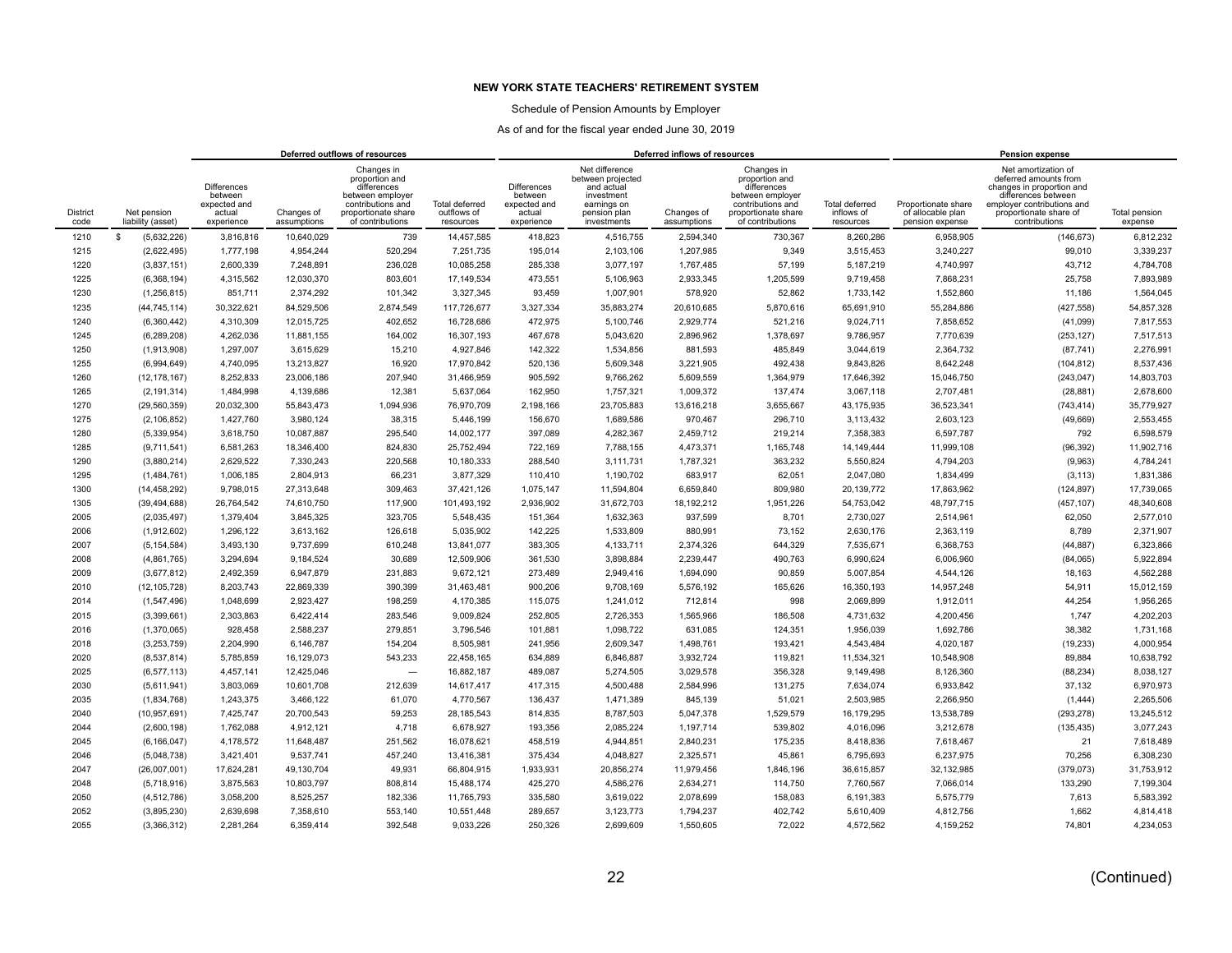# NEW YORK STATE TEACHERS' RETIREMENT SYSTEM

Schedule of Pension Amounts by Employer

As of and for the fiscal year ended June 30, 2019

| | | Deferred outflows of resources | | | | Deferred inflows of resources | | | | | Pension expense | | |
|---|---|---|---|---|---|---|---|---|---|---|---|---|---|
| District code | Net pension liability (asset) | Differences between expected and actual experience | Changes of assumptions | Changes in proportion and differences between employer contributions and proportionate share of contributions | Total deferred outflows of resources | Differences between expected and actual experience | Net difference between projected and actual investment earnings on pension plan investments | Changes of assumptions | Changes in proportion and differences between employer contributions and proportionate share of contributions | Total deferred inflows of resources | Proportionate share of allocable plan pension expense | Net amortization of deferred amounts from changes in proportion and differences between employer contributions and proportionate share of contributions | Total pension expense |
| 1210 | $ (5,632,226) | 3,816,816 | 10,640,029 | 739 | 14,457,585 | 418,823 | 4,516,755 | 2,594,340 | 730,367 | 8,260,286 | 6,958,905 | (146,673) | 6,812,232 |
| 1215 | (2,622,495) | 1,777,198 | 4,954,244 | 520,294 | 7,251,735 | 195,014 | 2,103,106 | 1,207,985 | 9,349 | 3,515,453 | 3,240,227 | 99,010 | 3,339,237 |
| 1220 | (3,837,151) | 2,600,339 | 7,248,891 | 236,028 | 10,085,258 | 285,338 | 3,077,197 | 1,767,485 | 57,199 | 5,187,219 | 4,740,997 | 43,712 | 4,784,708 |
| 1225 | (6,368,194) | 4,315,562 | 12,030,370 | 803,601 | 17,149,534 | 473,551 | 5,106,963 | 2,933,345 | 1,205,599 | 9,719,458 | 7,868,231 | 25,758 | 7,893,989 |
| 1230 | (1,256,815) | 851,711 | 2,374,292 | 101,342 | 3,327,345 | 93,459 | 1,007,901 | 578,920 | 52,862 | 1,733,142 | 1,552,860 | 11,186 | 1,564,045 |
| 1235 | (44,745,114) | 30,322,621 | 84,529,506 | 2,874,549 | 117,726,677 | 3,327,334 | 35,883,274 | 20,610,685 | 5,870,616 | 65,691,910 | 55,284,886 | (427,558) | 54,857,328 |
| 1240 | (6,360,442) | 4,310,309 | 12,015,725 | 402,652 | 16,728,686 | 472,975 | 5,100,746 | 2,929,774 | 521,216 | 9,024,711 | 7,858,652 | (41,099) | 7,817,553 |
| 1245 | (6,289,208) | 4,262,036 | 11,881,155 | 164,002 | 16,307,193 | 467,678 | 5,043,620 | 2,896,962 | 1,378,697 | 9,786,957 | 7,770,639 | (253,127) | 7,517,513 |
| 1250 | (1,913,908) | 1,297,007 | 3,615,629 | 15,210 | 4,927,846 | 142,322 | 1,534,856 | 881,593 | 485,849 | 3,044,619 | 2,364,732 | (87,741) | 2,276,991 |
| 1255 | (6,994,649) | 4,740,095 | 13,213,827 | 16,920 | 17,970,842 | 520,136 | 5,609,348 | 3,221,905 | 492,438 | 9,843,826 | 8,642,248 | (104,812) | 8,537,436 |
| 1260 | (12,178,167) | 8,252,833 | 23,006,186 | 207,940 | 31,466,959 | 905,592 | 9,766,262 | 5,609,559 | 1,364,979 | 17,646,392 | 15,046,750 | (243,047) | 14,803,703 |
| 1265 | (2,191,314) | 1,484,998 | 4,139,686 | 12,381 | 5,637,064 | 162,950 | 1,757,321 | 1,009,372 | 137,474 | 3,067,118 | 2,707,481 | (28,881) | 2,678,600 |
| 1270 | (29,560,359) | 20,032,300 | 55,843,473 | 1,094,936 | 76,970,709 | 2,198,166 | 23,705,883 | 13,616,218 | 3,655,667 | 43,175,935 | 36,523,341 | (743,414) | 35,779,927 |
| 1275 | (2,106,852) | 1,427,760 | 3,980,124 | 38,315 | 5,446,199 | 156,670 | 1,689,586 | 970,467 | 296,710 | 3,113,432 | 2,603,123 | (49,669) | 2,553,455 |
| 1280 | (5,339,954) | 3,618,750 | 10,087,887 | 295,540 | 14,002,177 | 397,089 | 4,282,367 | 2,459,712 | 219,214 | 7,358,383 | 6,597,787 | 792 | 6,598,579 |
| 1285 | (9,711,541) | 6,581,263 | 18,346,400 | 824,830 | 25,752,494 | 722,169 | 7,788,155 | 4,473,371 | 1,165,748 | 14,149,444 | 11,999,108 | (96,392) | 11,902,716 |
| 1290 | (3,880,214) | 2,629,522 | 7,330,243 | 220,568 | 10,180,333 | 288,540 | 3,111,731 | 1,787,321 | 363,232 | 5,550,824 | 4,794,203 | (9,963) | 4,784,241 |
| 1295 | (1,484,761) | 1,006,185 | 2,804,913 | 66,231 | 3,877,329 | 110,410 | 1,190,702 | 683,917 | 62,051 | 2,047,080 | 1,834,499 | (3,113) | 1,831,386 |
| 1300 | (14,458,292) | 9,798,015 | 27,313,648 | 309,463 | 37,421,126 | 1,075,147 | 11,594,804 | 6,659,840 | 809,980 | 20,139,772 | 17,863,962 | (124,897) | 17,739,065 |
| 1305 | (39,494,688) | 26,764,542 | 74,610,750 | 117,900 | 101,493,192 | 2,936,902 | 31,672,703 | 18,192,212 | 1,951,226 | 54,753,042 | 48,797,715 | (457,107) | 48,340,608 |
| 2005 | (2,035,497) | 1,379,404 | 3,845,325 | 323,705 | 5,548,435 | 151,364 | 1,632,363 | 937,599 | 8,701 | 2,730,027 | 2,514,961 | 62,050 | 2,577,010 |
| 2006 | (1,912,602) | 1,296,122 | 3,613,162 | 126,618 | 5,035,902 | 142,225 | 1,533,809 | 880,991 | 73,152 | 2,630,176 | 2,363,119 | 8,789 | 2,371,907 |
| 2007 | (5,154,584) | 3,493,130 | 9,737,699 | 610,248 | 13,841,077 | 383,305 | 4,133,711 | 2,374,326 | 644,329 | 7,535,671 | 6,368,753 | (44,887) | 6,323,866 |
| 2008 | (4,861,765) | 3,294,694 | 9,184,524 | 30,689 | 12,509,906 | 361,530 | 3,898,884 | 2,239,447 | 490,763 | 6,990,624 | 6,006,960 | (84,065) | 5,922,894 |
| 2009 | (3,677,812) | 2,492,359 | 6,947,879 | 231,883 | 9,672,121 | 273,489 | 2,949,416 | 1,694,090 | 90,859 | 5,007,854 | 4,544,126 | 18,163 | 4,562,288 |
| 2010 | (12,105,728) | 8,203,743 | 22,869,339 | 390,399 | 31,463,481 | 900,206 | 9,708,169 | 5,576,192 | 165,626 | 16,350,193 | 14,957,248 | 54,911 | 15,012,159 |
| 2014 | (1,547,496) | 1,048,699 | 2,923,427 | 198,259 | 4,170,385 | 115,075 | 1,241,012 | 712,814 | 998 | 2,069,899 | 1,912,011 | 44,254 | 1,956,265 |
| 2015 | (3,399,661) | 2,303,863 | 6,422,414 | 283,546 | 9,009,824 | 252,805 | 2,726,353 | 1,565,966 | 186,508 | 4,731,632 | 4,200,456 | 1,747 | 4,202,203 |
| 2016 | (1,370,065) | 928,458 | 2,588,237 | 279,851 | 3,796,546 | 101,881 | 1,098,722 | 631,085 | 124,351 | 1,956,039 | 1,692,786 | 38,382 | 1,731,168 |
| 2018 | (3,253,759) | 2,204,990 | 6,146,787 | 154,204 | 8,505,981 | 241,956 | 2,609,347 | 1,498,761 | 193,421 | 4,543,484 | 4,020,187 | (19,233) | 4,000,954 |
| 2020 | (8,537,814) | 5,785,859 | 16,129,073 | 543,233 | 22,458,165 | 634,889 | 6,846,887 | 3,932,724 | 119,821 | 11,534,321 | 10,548,908 | 89,884 | 10,638,792 |
| 2025 | (6,577,113) | 4,457,141 | 12,425,046 | — | 16,882,187 | 489,087 | 5,274,505 | 3,029,578 | 356,328 | 9,149,498 | 8,126,360 | (88,234) | 8,038,127 |
| 2030 | (5,611,941) | 3,803,069 | 10,601,708 | 212,639 | 14,617,417 | 417,315 | 4,500,488 | 2,584,996 | 131,275 | 7,634,074 | 6,933,842 | 37,132 | 6,970,973 |
| 2035 | (1,834,768) | 1,243,375 | 3,466,122 | 61,070 | 4,770,567 | 136,437 | 1,471,389 | 845,139 | 51,021 | 2,503,985 | 2,266,950 | (1,444) | 2,265,506 |
| 2040 | (10,957,691) | 7,425,747 | 20,700,543 | 59,253 | 28,185,543 | 814,835 | 8,787,503 | 5,047,378 | 1,529,579 | 16,179,295 | 13,538,789 | (293,278) | 13,245,512 |
| 2044 | (2,600,198) | 1,762,088 | 4,912,121 | 4,718 | 6,678,927 | 193,356 | 2,085,224 | 1,197,714 | 539,802 | 4,016,096 | 3,212,678 | (135,435) | 3,077,243 |
| 2045 | (6,166,047) | 4,178,572 | 11,648,487 | 251,562 | 16,078,621 | 458,519 | 4,944,851 | 2,840,231 | 175,235 | 8,418,836 | 7,618,467 | 21 | 7,618,489 |
| 2046 | (5,048,738) | 3,421,401 | 9,537,741 | 457,240 | 13,416,381 | 375,434 | 4,048,827 | 2,325,571 | 45,861 | 6,795,693 | 6,237,975 | 70,256 | 6,308,230 |
| 2047 | (26,007,001) | 17,624,281 | 49,130,704 | 49,931 | 66,804,915 | 1,933,931 | 20,856,274 | 11,979,456 | 1,846,196 | 36,615,857 | 32,132,985 | (379,073) | 31,753,912 |
| 2048 | (5,718,916) | 3,875,563 | 10,803,797 | 808,814 | 15,488,174 | 425,270 | 4,586,276 | 2,634,271 | 114,750 | 7,760,567 | 7,066,014 | 133,290 | 7,199,304 |
| 2050 | (4,512,786) | 3,058,200 | 8,525,257 | 182,336 | 11,765,793 | 335,580 | 3,619,022 | 2,078,699 | 158,083 | 6,191,383 | 5,575,779 | 7,613 | 5,583,392 |
| 2052 | (3,895,230) | 2,639,698 | 7,358,610 | 553,140 | 10,551,448 | 289,657 | 3,123,773 | 1,794,237 | 402,742 | 5,610,409 | 4,812,756 | 1,662 | 4,814,418 |
| 2055 | (3,366,312) | 2,281,264 | 6,359,414 | 392,548 | 9,033,226 | 250,326 | 2,699,609 | 1,550,605 | 72,022 | 4,572,562 | 4,159,252 | 74,801 | 4,234,053 |

(Continued)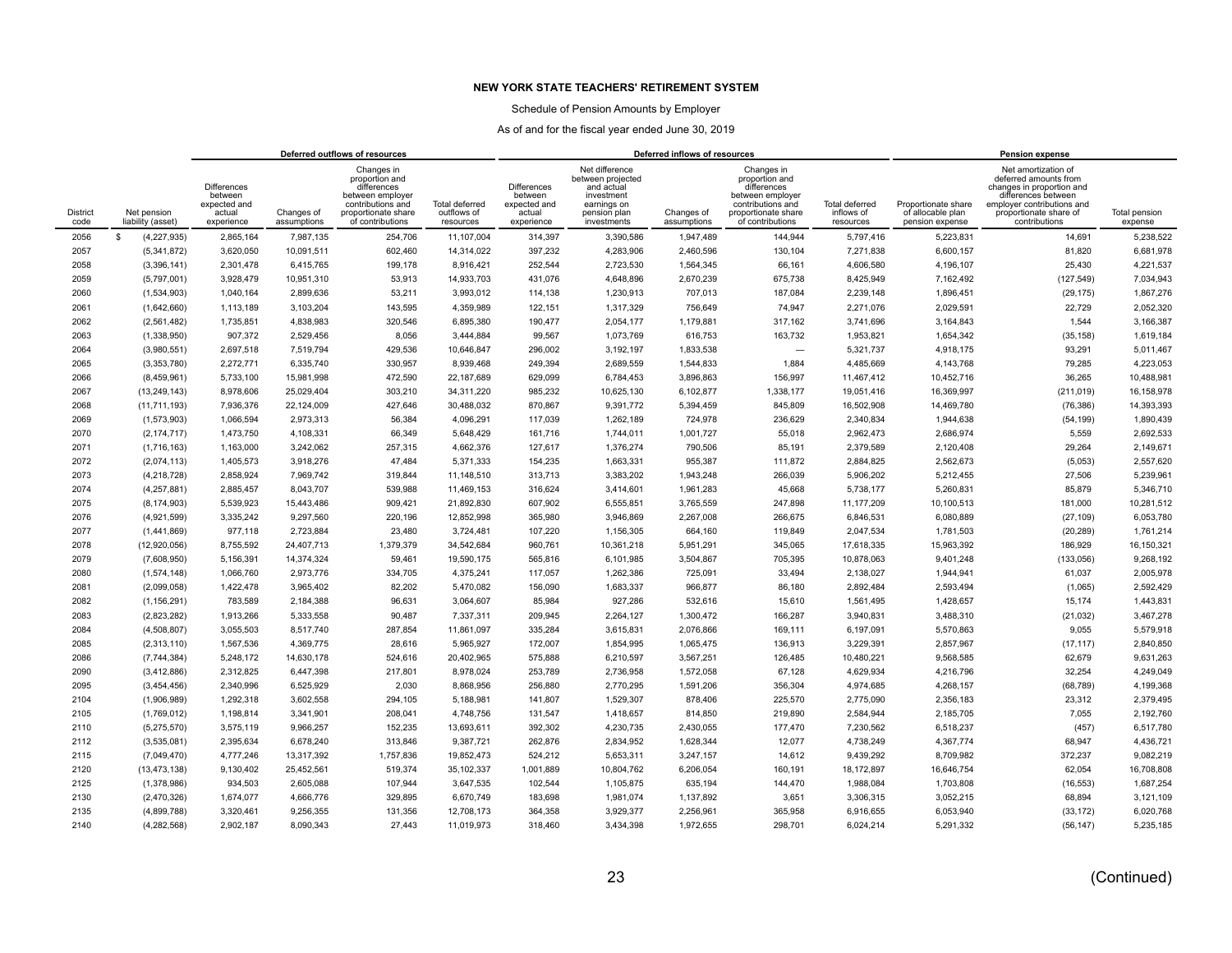**NEW YORK STATE TEACHERS' RETIREMENT SYSTEM**

Schedule of Pension Amounts by Employer

As of and for the fiscal year ended June 30, 2019

| | | Deferred outflows of resources | | | | Deferred inflows of resources | | | | | Pension expense | | |
|---|---|---|---|---|---|---|---|---|---|---|---|---|---|
| District code | Net pension liability (asset) | Differences between expected and actual experience | Changes of assumptions | Changes in proportion and differences between employer contributions and proportionate share of contributions | Total deferred outflows of resources | Differences between expected and actual experience | Net difference between projected and actual investment earnings on pension plan investments | Changes of assumptions | Changes in proportion and differences between employer contributions and proportionate share of contributions | Total deferred inflows of resources | Proportionate share of allocable plan pension expense | Net amortization of deferred amounts from changes in proportion and differences between employer contributions and proportionate share of contributions | Total pension expense |
| 2056 | $ (4,227,935) | 2,865,164 | 7,987,135 | 254,706 | 11,107,004 | 314,397 | 3,390,586 | 1,947,489 | 144,944 | 5,797,416 | 5,223,831 | 14,691 | 5,238,522 |
| 2057 | (5,341,872) | 3,620,050 | 10,091,511 | 602,460 | 14,314,022 | 397,232 | 4,283,906 | 2,460,596 | 130,104 | 7,271,838 | 6,600,157 | 81,820 | 6,681,978 |
| 2058 | (3,396,141) | 2,301,478 | 6,415,765 | 199,178 | 8,916,421 | 252,544 | 2,723,530 | 1,564,345 | 66,161 | 4,606,580 | 4,196,107 | 25,430 | 4,221,537 |
| 2059 | (5,797,001) | 3,928,479 | 10,951,310 | 53,913 | 14,933,703 | 431,076 | 4,648,896 | 2,670,239 | 675,738 | 8,425,949 | 7,162,492 | (127,549) | 7,034,943 |
| 2060 | (1,534,903) | 1,040,164 | 2,899,636 | 53,211 | 3,993,012 | 114,138 | 1,230,913 | 707,013 | 187,084 | 2,239,148 | 1,896,451 | (29,175) | 1,867,276 |
| 2061 | (1,642,660) | 1,113,189 | 3,103,204 | 143,595 | 4,359,989 | 122,151 | 1,317,329 | 756,649 | 74,947 | 2,271,076 | 2,029,591 | 22,729 | 2,052,320 |
| 2062 | (2,561,482) | 1,735,851 | 4,838,983 | 320,546 | 6,895,380 | 190,477 | 2,054,177 | 1,179,881 | 317,162 | 3,741,696 | 3,164,843 | 1,544 | 3,166,387 |
| 2063 | (1,338,950) | 907,372 | 2,529,456 | 8,056 | 3,444,884 | 99,567 | 1,073,769 | 616,753 | 163,732 | 1,953,821 | 1,654,342 | (35,158) | 1,619,184 |
| 2064 | (3,980,551) | 2,697,518 | 7,519,794 | 429,536 | 10,646,847 | 296,002 | 3,192,197 | 1,833,538 | — | 5,321,737 | 4,918,175 | 93,291 | 5,011,467 |
| 2065 | (3,353,780) | 2,272,771 | 6,335,740 | 330,957 | 8,939,468 | 249,394 | 2,689,559 | 1,544,833 | 1,884 | 4,485,669 | 4,143,768 | 79,285 | 4,223,053 |
| 2066 | (8,459,961) | 5,733,100 | 15,981,998 | 472,590 | 22,187,689 | 629,099 | 6,784,453 | 3,896,863 | 156,997 | 11,467,412 | 10,452,716 | 36,265 | 10,488,981 |
| 2067 | (13,249,143) | 8,978,606 | 25,029,404 | 303,210 | 34,311,220 | 985,232 | 10,625,130 | 6,102,877 | 1,338,177 | 19,051,416 | 16,369,997 | (211,019) | 16,158,978 |
| 2068 | (11,711,193) | 7,936,376 | 22,124,009 | 427,646 | 30,488,032 | 870,867 | 9,391,772 | 5,394,459 | 845,809 | 16,502,908 | 14,469,780 | (76,386) | 14,393,393 |
| 2069 | (1,573,903) | 1,066,594 | 2,973,313 | 56,384 | 4,096,291 | 117,039 | 1,262,189 | 724,978 | 236,629 | 2,340,834 | 1,944,638 | (54,199) | 1,890,439 |
| 2070 | (2,174,717) | 1,473,750 | 4,108,331 | 66,349 | 5,648,429 | 161,716 | 1,744,011 | 1,001,727 | 55,018 | 2,962,473 | 2,686,974 | 5,559 | 2,692,533 |
| 2071 | (1,716,163) | 1,163,000 | 3,242,062 | 257,315 | 4,662,376 | 127,617 | 1,376,274 | 790,506 | 85,191 | 2,379,589 | 2,120,408 | 29,264 | 2,149,671 |
| 2072 | (2,074,113) | 1,405,573 | 3,918,276 | 47,484 | 5,371,333 | 154,235 | 1,663,331 | 955,387 | 111,872 | 2,884,825 | 2,562,673 | (5,053) | 2,557,620 |
| 2073 | (4,218,728) | 2,858,924 | 7,969,742 | 319,844 | 11,148,510 | 313,713 | 3,383,202 | 1,943,248 | 266,039 | 5,906,202 | 5,212,455 | 27,506 | 5,239,961 |
| 2074 | (4,257,881) | 2,885,457 | 8,043,707 | 539,988 | 11,469,153 | 316,624 | 3,414,601 | 1,961,283 | 45,668 | 5,738,177 | 5,260,831 | 85,879 | 5,346,710 |
| 2075 | (8,174,903) | 5,539,923 | 15,443,486 | 909,421 | 21,892,830 | 607,902 | 6,555,851 | 3,765,559 | 247,898 | 11,177,209 | 10,100,513 | 181,000 | 10,281,512 |
| 2076 | (4,921,599) | 3,335,242 | 9,297,560 | 220,196 | 12,852,998 | 365,980 | 3,946,869 | 2,267,008 | 266,675 | 6,846,531 | 6,080,889 | (27,109) | 6,053,780 |
| 2077 | (1,441,869) | 977,118 | 2,723,884 | 23,480 | 3,724,481 | 107,220 | 1,156,305 | 664,160 | 119,849 | 2,047,534 | 1,781,503 | (20,289) | 1,761,214 |
| 2078 | (12,920,056) | 8,755,592 | 24,407,713 | 1,379,379 | 34,542,684 | 960,761 | 10,361,218 | 5,951,291 | 345,065 | 17,618,335 | 15,963,392 | 186,929 | 16,150,321 |
| 2079 | (7,608,950) | 5,156,391 | 14,374,324 | 59,461 | 19,590,175 | 565,816 | 6,101,985 | 3,504,867 | 705,395 | 10,878,063 | 9,401,248 | (133,056) | 9,268,192 |
| 2080 | (1,574,148) | 1,066,760 | 2,973,776 | 334,705 | 4,375,241 | 117,057 | 1,262,386 | 725,091 | 33,494 | 2,138,027 | 1,944,941 | 61,037 | 2,005,978 |
| 2081 | (2,099,058) | 1,422,478 | 3,965,402 | 82,202 | 5,470,082 | 156,090 | 1,683,337 | 966,877 | 86,180 | 2,892,484 | 2,593,494 | (1,065) | 2,592,429 |
| 2082 | (1,156,291) | 783,589 | 2,184,388 | 96,631 | 3,064,607 | 85,984 | 927,286 | 532,616 | 15,610 | 1,561,495 | 1,428,657 | 15,174 | 1,443,831 |
| 2083 | (2,823,282) | 1,913,266 | 5,333,558 | 90,487 | 7,337,311 | 209,945 | 2,264,127 | 1,300,472 | 166,287 | 3,940,831 | 3,488,310 | (21,032) | 3,467,278 |
| 2084 | (4,508,807) | 3,055,503 | 8,517,740 | 287,854 | 11,861,097 | 335,284 | 3,615,831 | 2,076,866 | 169,111 | 6,197,091 | 5,570,863 | 9,055 | 5,579,918 |
| 2085 | (2,313,110) | 1,567,536 | 4,369,775 | 28,616 | 5,965,927 | 172,007 | 1,854,995 | 1,065,475 | 136,913 | 3,229,391 | 2,857,967 | (17,117) | 2,840,850 |
| 2086 | (7,744,384) | 5,248,172 | 14,630,178 | 524,616 | 20,402,965 | 575,888 | 6,210,597 | 3,567,251 | 126,485 | 10,480,221 | 9,568,585 | 62,679 | 9,631,263 |
| 2090 | (3,412,886) | 2,312,825 | 6,447,398 | 217,801 | 8,978,024 | 253,789 | 2,736,958 | 1,572,058 | 67,128 | 4,629,934 | 4,216,796 | 32,254 | 4,249,049 |
| 2095 | (3,454,456) | 2,340,996 | 6,525,929 | 2,030 | 8,868,956 | 256,880 | 2,770,295 | 1,591,206 | 356,304 | 4,974,685 | 4,268,157 | (68,789) | 4,199,368 |
| 2104 | (1,906,989) | 1,292,318 | 3,602,558 | 294,105 | 5,188,981 | 141,807 | 1,529,307 | 878,406 | 225,570 | 2,775,090 | 2,356,183 | 23,312 | 2,379,495 |
| 2105 | (1,769,012) | 1,198,814 | 3,341,901 | 208,041 | 4,748,756 | 131,547 | 1,418,657 | 814,850 | 219,890 | 2,584,944 | 2,185,705 | 7,055 | 2,192,760 |
| 2110 | (5,275,570) | 3,575,119 | 9,966,257 | 152,235 | 13,693,611 | 392,302 | 4,230,735 | 2,430,055 | 177,470 | 7,230,562 | 6,518,237 | (457) | 6,517,780 |
| 2112 | (3,535,081) | 2,395,634 | 6,678,240 | 313,846 | 9,387,721 | 262,876 | 2,834,952 | 1,628,344 | 12,077 | 4,738,249 | 4,367,774 | 68,947 | 4,436,721 |
| 2115 | (7,049,470) | 4,777,246 | 13,317,392 | 1,757,836 | 19,852,473 | 524,212 | 5,653,311 | 3,247,157 | 14,612 | 9,439,292 | 8,709,982 | 372,237 | 9,082,219 |
| 2120 | (13,473,138) | 9,130,402 | 25,452,561 | 519,374 | 35,102,337 | 1,001,889 | 10,804,762 | 6,206,054 | 160,191 | 18,172,897 | 16,646,754 | 62,054 | 16,708,808 |
| 2125 | (1,378,986) | 934,503 | 2,605,088 | 107,944 | 3,647,535 | 102,544 | 1,105,875 | 635,194 | 144,470 | 1,988,084 | 1,703,808 | (16,553) | 1,687,254 |
| 2130 | (2,470,326) | 1,674,077 | 4,666,776 | 329,895 | 6,670,749 | 183,698 | 1,981,074 | 1,137,892 | 3,651 | 3,306,315 | 3,052,215 | 68,894 | 3,121,109 |
| 2135 | (4,899,788) | 3,320,461 | 9,256,355 | 131,356 | 12,708,173 | 364,358 | 3,929,377 | 2,256,961 | 365,958 | 6,916,655 | 6,053,940 | (33,172) | 6,020,768 |
| 2140 | (4,282,568) | 2,902,187 | 8,090,343 | 27,443 | 11,019,973 | 318,460 | 3,434,398 | 1,972,655 | 298,701 | 6,024,214 | 5,291,332 | (56,147) | 5,235,185 |

(Continued)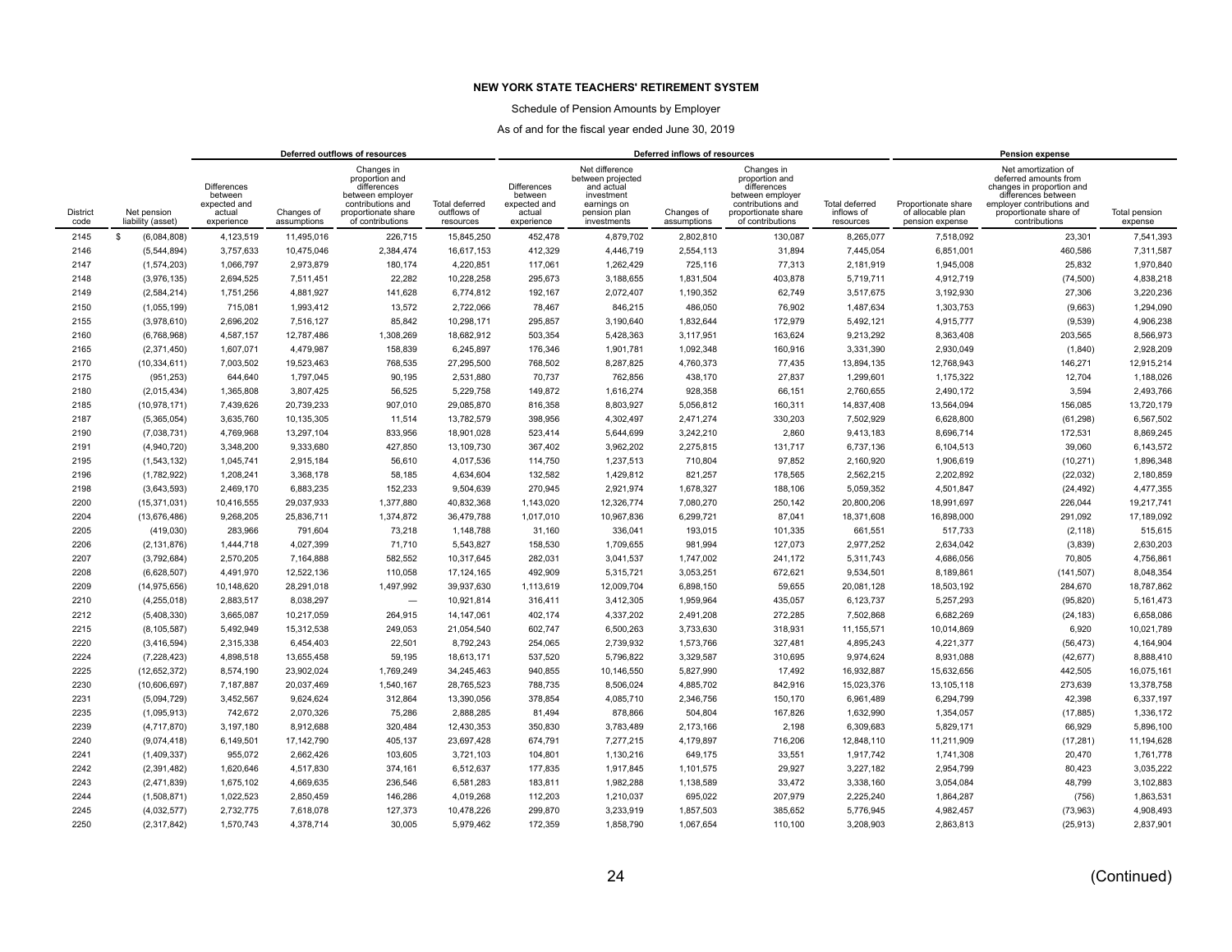## NEW YORK STATE TEACHERS' RETIREMENT SYSTEM

Schedule of Pension Amounts by Employer

As of and for the fiscal year ended June 30, 2019

| | | Deferred outflows of resources | | | | Deferred inflows of resources | | | | | Pension expense | | |
|---|---|---|---|---|---|---|---|---|---|---|---|---|---|
| District code | Net pension liability (asset) | Differences between expected and actual experience | Changes of assumptions | Changes in proportion and differences between employer contributions and proportionate share of contributions | Total deferred outflows of resources | Differences between expected and actual experience | Net difference between projected and actual investment earnings on pension plan investments | Changes of assumptions | Changes in proportion and differences between employer contributions and proportionate share of contributions | Total deferred inflows of resources | Proportionate share of allocable plan pension expense | Net amortization of deferred amounts from changes in proportion and differences between employer contributions and proportionate share of contributions | Total pension expense |
| 2145 | $ (6,084,808) | 4,123,519 | 11,495,016 | 226,715 | 15,845,250 | 452,478 | 4,879,702 | 2,802,810 | 130,087 | 8,265,077 | 7,518,092 | 23,301 | 7,541,393 |
| 2146 | (5,544,894) | 3,757,633 | 10,475,046 | 2,384,474 | 16,617,153 | 412,329 | 4,446,719 | 2,554,113 | 31,894 | 7,445,054 | 6,851,001 | 460,586 | 7,311,587 |
| 2147 | (1,574,203) | 1,066,797 | 2,973,879 | 180,174 | 4,220,851 | 117,061 | 1,262,429 | 725,116 | 77,313 | 2,181,919 | 1,945,008 | 25,832 | 1,970,840 |
| 2148 | (3,976,135) | 2,694,525 | 7,511,451 | 22,282 | 10,228,258 | 295,673 | 3,188,655 | 1,831,504 | 403,878 | 5,719,711 | 4,912,719 | (74,500) | 4,838,218 |
| 2149 | (2,584,214) | 1,751,256 | 4,881,927 | 141,628 | 6,774,812 | 192,167 | 2,072,407 | 1,190,352 | 62,749 | 3,517,675 | 3,192,930 | 27,306 | 3,220,236 |
| 2150 | (1,055,199) | 715,081 | 1,993,412 | 13,572 | 2,722,066 | 78,467 | 846,215 | 486,050 | 76,902 | 1,487,634 | 1,303,753 | (9,663) | 1,294,090 |
| 2155 | (3,978,610) | 2,696,202 | 7,516,127 | 85,842 | 10,298,171 | 295,857 | 3,190,640 | 1,832,644 | 172,979 | 5,492,121 | 4,915,777 | (9,539) | 4,906,238 |
| 2160 | (6,768,968) | 4,587,157 | 12,787,486 | 1,308,269 | 18,682,912 | 503,354 | 5,428,363 | 3,117,951 | 163,624 | 9,213,292 | 8,363,408 | 203,565 | 8,566,973 |
| 2165 | (2,371,450) | 1,607,071 | 4,479,987 | 158,839 | 6,245,897 | 176,346 | 1,901,781 | 1,092,348 | 160,916 | 3,331,390 | 2,930,049 | (1,840) | 2,928,209 |
| 2170 | (10,334,611) | 7,003,502 | 19,523,463 | 768,535 | 27,295,500 | 768,502 | 8,287,825 | 4,760,373 | 77,435 | 13,894,135 | 12,768,943 | 146,271 | 12,915,214 |
| 2175 | (951,253) | 644,640 | 1,797,045 | 90,195 | 2,531,880 | 70,737 | 762,856 | 438,170 | 27,837 | 1,299,601 | 1,175,322 | 12,704 | 1,188,026 |
| 2180 | (2,015,434) | 1,365,808 | 3,807,425 | 56,525 | 5,229,758 | 149,872 | 1,616,274 | 928,358 | 66,151 | 2,760,655 | 2,490,172 | 3,594 | 2,493,766 |
| 2185 | (10,978,171) | 7,439,626 | 20,739,233 | 907,010 | 29,085,870 | 816,358 | 8,803,927 | 5,056,812 | 160,311 | 14,837,408 | 13,564,094 | 156,085 | 13,720,179 |
| 2187 | (5,365,054) | 3,635,760 | 10,135,305 | 11,514 | 13,782,579 | 398,956 | 4,302,497 | 2,471,274 | 330,203 | 7,502,929 | 6,628,800 | (61,298) | 6,567,502 |
| 2190 | (7,038,731) | 4,769,968 | 13,297,104 | 833,956 | 18,901,028 | 523,414 | 5,644,699 | 3,242,210 | 2,860 | 9,413,183 | 8,696,714 | 172,531 | 8,869,245 |
| 2191 | (4,940,720) | 3,348,200 | 9,333,680 | 427,850 | 13,109,730 | 367,402 | 3,962,202 | 2,275,815 | 131,717 | 6,737,136 | 6,104,513 | 39,060 | 6,143,572 |
| 2195 | (1,543,132) | 1,045,741 | 2,915,184 | 56,610 | 4,017,536 | 114,750 | 1,237,513 | 710,804 | 97,852 | 2,160,920 | 1,906,619 | (10,271) | 1,896,348 |
| 2196 | (1,782,922) | 1,208,241 | 3,368,178 | 58,185 | 4,634,604 | 132,582 | 1,429,812 | 821,257 | 178,565 | 2,562,215 | 2,202,892 | (22,032) | 2,180,859 |
| 2198 | (3,643,593) | 2,469,170 | 6,883,235 | 152,233 | 9,504,639 | 270,945 | 2,921,974 | 1,678,327 | 188,106 | 5,059,352 | 4,501,847 | (24,492) | 4,477,355 |
| 2200 | (15,371,031) | 10,416,555 | 29,037,933 | 1,377,880 | 40,832,368 | 1,143,020 | 12,326,774 | 7,080,270 | 250,142 | 20,800,206 | 18,991,697 | 226,044 | 19,217,741 |
| 2204 | (13,676,486) | 9,268,205 | 25,836,711 | 1,374,872 | 36,479,788 | 1,017,010 | 10,967,836 | 6,299,721 | 87,041 | 18,371,608 | 16,898,000 | 291,092 | 17,189,092 |
| 2205 | (419,030) | 283,966 | 791,604 | 73,218 | 1,148,788 | 31,160 | 336,041 | 193,015 | 101,335 | 661,551 | 517,733 | (2,118) | 515,615 |
| 2206 | (2,131,876) | 1,444,718 | 4,027,399 | 71,710 | 5,543,827 | 158,530 | 1,709,655 | 981,994 | 127,073 | 2,977,252 | 2,634,042 | (3,839) | 2,630,203 |
| 2207 | (3,792,684) | 2,570,205 | 7,164,888 | 582,552 | 10,317,645 | 282,031 | 3,041,537 | 1,747,002 | 241,172 | 5,311,743 | 4,686,056 | 70,805 | 4,756,861 |
| 2208 | (6,628,507) | 4,491,970 | 12,522,136 | 110,058 | 17,124,165 | 492,909 | 5,315,721 | 3,053,251 | 672,621 | 9,534,501 | 8,189,861 | (141,507) | 8,048,354 |
| 2209 | (14,975,656) | 10,148,620 | 28,291,018 | 1,497,992 | 39,937,630 | 1,113,619 | 12,009,704 | 6,898,150 | 59,655 | 20,081,128 | 18,503,192 | 284,670 | 18,787,862 |
| 2210 | (4,255,018) | 2,883,517 | 8,038,297 | — | 10,921,814 | 316,411 | 3,412,305 | 1,959,964 | 435,057 | 6,123,737 | 5,257,293 | (95,820) | 5,161,473 |
| 2212 | (5,408,330) | 3,665,087 | 10,217,059 | 264,915 | 14,147,061 | 402,174 | 4,337,202 | 2,491,208 | 272,285 | 7,502,868 | 6,682,269 | (24,183) | 6,658,086 |
| 2215 | (8,105,587) | 5,492,949 | 15,312,538 | 249,053 | 21,054,540 | 602,747 | 6,500,263 | 3,733,630 | 318,931 | 11,155,571 | 10,014,869 | 6,920 | 10,021,789 |
| 2220 | (3,416,594) | 2,315,338 | 6,454,403 | 22,501 | 8,792,243 | 254,065 | 2,739,932 | 1,573,766 | 327,481 | 4,895,243 | 4,221,377 | (56,473) | 4,164,904 |
| 2224 | (7,228,423) | 4,898,518 | 13,655,458 | 59,195 | 18,613,171 | 537,520 | 5,796,822 | 3,329,587 | 310,695 | 9,974,624 | 8,931,088 | (42,677) | 8,888,410 |
| 2225 | (12,652,372) | 8,574,190 | 23,902,024 | 1,769,249 | 34,245,463 | 940,855 | 10,146,550 | 5,827,990 | 17,492 | 16,932,887 | 15,632,656 | 442,505 | 16,075,161 |
| 2230 | (10,606,697) | 7,187,887 | 20,037,469 | 1,540,167 | 28,765,523 | 788,735 | 8,506,024 | 4,885,702 | 842,916 | 15,023,376 | 13,105,118 | 273,639 | 13,378,758 |
| 2231 | (5,094,729) | 3,452,567 | 9,624,624 | 312,864 | 13,390,056 | 378,854 | 4,085,710 | 2,346,756 | 150,170 | 6,961,489 | 6,294,799 | 42,398 | 6,337,197 |
| 2235 | (1,095,913) | 742,672 | 2,070,326 | 75,286 | 2,888,285 | 81,494 | 878,866 | 504,804 | 167,826 | 1,632,990 | 1,354,057 | (17,885) | 1,336,172 |
| 2239 | (4,717,870) | 3,197,180 | 8,912,688 | 320,484 | 12,430,353 | 350,830 | 3,783,489 | 2,173,166 | 2,198 | 6,309,683 | 5,829,171 | 66,929 | 5,896,100 |
| 2240 | (9,074,418) | 6,149,501 | 17,142,790 | 405,137 | 23,697,428 | 674,791 | 7,277,215 | 4,179,897 | 716,206 | 12,848,110 | 11,211,909 | (17,281) | 11,194,628 |
| 2241 | (1,409,337) | 955,072 | 2,662,426 | 103,605 | 3,721,103 | 104,801 | 1,130,216 | 649,175 | 33,551 | 1,917,742 | 1,741,308 | 20,470 | 1,761,778 |
| 2242 | (2,391,482) | 1,620,646 | 4,517,830 | 374,161 | 6,512,637 | 177,835 | 1,917,845 | 1,101,575 | 29,927 | 3,227,182 | 2,954,799 | 80,423 | 3,035,222 |
| 2243 | (2,471,839) | 1,675,102 | 4,669,635 | 236,546 | 6,581,283 | 183,811 | 1,982,288 | 1,138,589 | 33,472 | 3,338,160 | 3,054,084 | 48,799 | 3,102,883 |
| 2244 | (1,508,871) | 1,022,523 | 2,850,459 | 146,286 | 4,019,268 | 112,203 | 1,210,037 | 695,022 | 207,979 | 2,225,240 | 1,864,287 | (756) | 1,863,531 |
| 2245 | (4,032,577) | 2,732,775 | 7,618,078 | 127,373 | 10,478,226 | 299,870 | 3,233,919 | 1,857,503 | 385,652 | 5,776,945 | 4,982,457 | (73,963) | 4,908,493 |
| 2250 | (2,317,842) | 1,570,743 | 4,378,714 | 30,005 | 5,979,462 | 172,359 | 1,858,790 | 1,067,654 | 110,100 | 3,208,903 | 2,863,813 | (25,913) | 2,837,901 |

(Continued)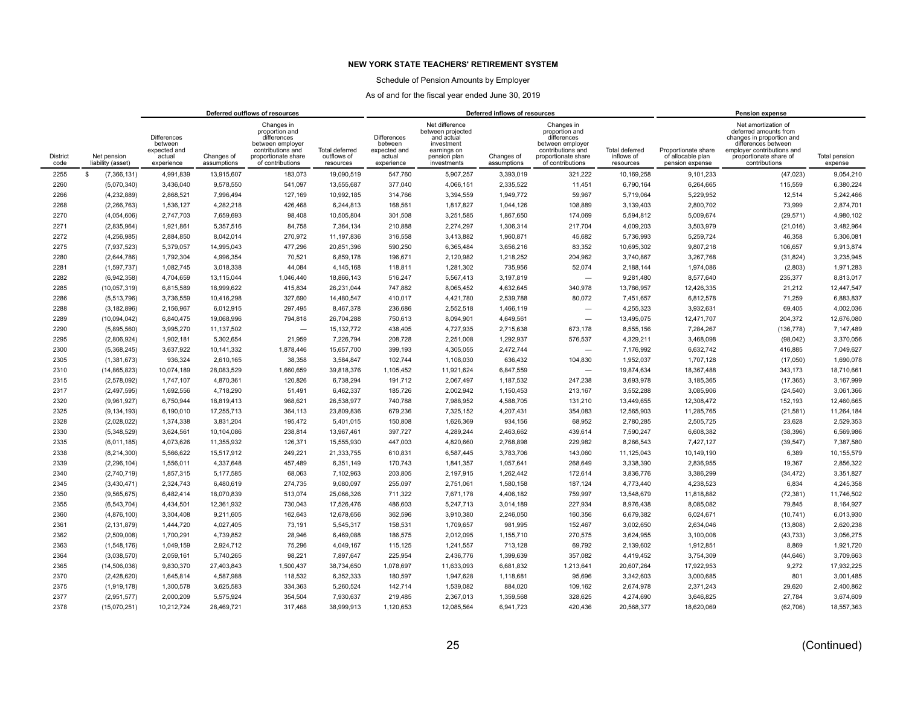# NEW YORK STATE TEACHERS' RETIREMENT SYSTEM

Schedule of Pension Amounts by Employer

As of and for the fiscal year ended June 30, 2019

| | | Deferred outflows of resources | | | | Deferred inflows of resources | | | | | Pension expense | | |
|---|---|---|---|---|---|---|---|---|---|---|---|---|---|
| District code | Net pension liability (asset) | Differences between expected and actual experience | Changes of assumptions | Changes in proportion and differences between employer contributions and proportionate share of contributions | Total deferred outflows of resources | Differences between expected and actual experience | Net difference between projected and actual investment earnings on pension plan investments | Changes of assumptions | Changes in proportion and differences between employer contributions and proportionate share of contributions | Total deferred inflows of resources | Proportionate share of allocable plan pension expense | Net amortization of deferred amounts from changes in proportion and differences between employer contributions and proportionate share of contributions | Total pension expense |
| 2255 | $ (7,366,131) | 4,991,839 | 13,915,607 | 183,073 | 19,090,519 | 547,760 | 5,907,257 | 3,393,019 | 321,222 | 10,169,258 | 9,101,233 | (47,023) | 9,054,210 |
| 2260 | (5,070,340) | 3,436,040 | 9,578,550 | 541,097 | 13,555,687 | 377,040 | 4,066,151 | 2,335,522 | 11,451 | 6,790,164 | 6,264,665 | 115,559 | 6,380,224 |
| 2266 | (4,232,889) | 2,868,521 | 7,996,494 | 127,169 | 10,992,185 | 314,766 | 3,394,559 | 1,949,772 | 59,967 | 5,719,064 | 5,229,952 | 12,514 | 5,242,466 |
| 2268 | (2,266,763) | 1,536,127 | 4,282,218 | 426,468 | 6,244,813 | 168,561 | 1,817,827 | 1,044,126 | 108,889 | 3,139,403 | 2,800,702 | 73,999 | 2,874,701 |
| 2270 | (4,054,606) | 2,747,703 | 7,659,693 | 98,408 | 10,505,804 | 301,508 | 3,251,585 | 1,867,650 | 174,069 | 5,594,812 | 5,009,674 | (29,571) | 4,980,102 |
| 2271 | (2,835,964) | 1,921,861 | 5,357,516 | 84,758 | 7,364,134 | 210,888 | 2,274,297 | 1,306,314 | 217,704 | 4,009,203 | 3,503,979 | (21,016) | 3,482,964 |
| 2272 | (4,256,985) | 2,884,850 | 8,042,014 | 270,972 | 11,197,836 | 316,558 | 3,413,882 | 1,960,871 | 45,682 | 5,736,993 | 5,259,724 | 46,358 | 5,306,081 |
| 2275 | (7,937,523) | 5,379,057 | 14,995,043 | 477,296 | 20,851,396 | 590,250 | 6,365,484 | 3,656,216 | 83,352 | 10,695,302 | 9,807,218 | 106,657 | 9,913,874 |
| 2280 | (2,644,786) | 1,792,304 | 4,996,354 | 70,521 | 6,859,178 | 196,671 | 2,120,982 | 1,218,252 | 204,962 | 3,740,867 | 3,267,768 | (31,824) | 3,235,945 |
| 2281 | (1,597,737) | 1,082,745 | 3,018,338 | 44,084 | 4,145,168 | 118,811 | 1,281,302 | 735,956 | 52,074 | 2,188,144 | 1,974,086 | (2,803) | 1,971,283 |
| 2282 | (6,942,358) | 4,704,659 | 13,115,044 | 1,046,440 | 18,866,143 | 516,247 | 5,567,413 | 3,197,819 | — | 9,281,480 | 8,577,640 | 235,377 | 8,813,017 |
| 2285 | (10,057,319) | 6,815,589 | 18,999,622 | 415,834 | 26,231,044 | 747,882 | 8,065,452 | 4,632,645 | 340,978 | 13,786,957 | 12,426,335 | 21,212 | 12,447,547 |
| 2286 | (5,513,796) | 3,736,559 | 10,416,298 | 327,690 | 14,480,547 | 410,017 | 4,421,780 | 2,539,788 | 80,072 | 7,451,657 | 6,812,578 | 71,259 | 6,883,837 |
| 2288 | (3,182,896) | 2,156,967 | 6,012,915 | 297,495 | 8,467,378 | 236,686 | 2,552,518 | 1,466,119 | — | 4,255,323 | 3,932,631 | 69,405 | 4,002,036 |
| 2289 | (10,094,042) | 6,840,475 | 19,068,996 | 794,818 | 26,704,288 | 750,613 | 8,094,901 | 4,649,561 | — | 13,495,075 | 12,471,707 | 204,372 | 12,676,080 |
| 2290 | (5,895,560) | 3,995,270 | 11,137,502 | — | 15,132,772 | 438,405 | 4,727,935 | 2,715,638 | 673,178 | 8,555,156 | 7,284,267 | (136,778) | 7,147,489 |
| 2295 | (2,806,924) | 1,902,181 | 5,302,654 | 21,959 | 7,226,794 | 208,728 | 2,251,008 | 1,292,937 | 576,537 | 4,329,211 | 3,468,098 | (98,042) | 3,370,056 |
| 2300 | (5,368,245) | 3,637,922 | 10,141,332 | 1,878,446 | 15,657,700 | 399,193 | 4,305,055 | 2,472,744 | — | 7,176,992 | 6,632,742 | 416,885 | 7,049,627 |
| 2305 | (1,381,673) | 936,324 | 2,610,165 | 38,358 | 3,584,847 | 102,744 | 1,108,030 | 636,432 | 104,830 | 1,952,037 | 1,707,128 | (17,050) | 1,690,078 |
| 2310 | (14,865,823) | 10,074,189 | 28,083,529 | 1,660,659 | 39,818,376 | 1,105,452 | 11,921,624 | 6,847,559 | — | 19,874,634 | 18,367,488 | 343,173 | 18,710,661 |
| 2315 | (2,578,092) | 1,747,107 | 4,870,361 | 120,826 | 6,738,294 | 191,712 | 2,067,497 | 1,187,532 | 247,238 | 3,693,978 | 3,185,365 | (17,365) | 3,167,999 |
| 2317 | (2,497,595) | 1,692,556 | 4,718,290 | 51,491 | 6,462,337 | 185,726 | 2,002,942 | 1,150,453 | 213,167 | 3,552,288 | 3,085,906 | (24,540) | 3,061,366 |
| 2320 | (9,961,927) | 6,750,944 | 18,819,413 | 968,621 | 26,538,977 | 740,788 | 7,988,952 | 4,588,705 | 131,210 | 13,449,655 | 12,308,472 | 152,193 | 12,460,665 |
| 2325 | (9,134,193) | 6,190,010 | 17,255,713 | 364,113 | 23,809,836 | 679,236 | 7,325,152 | 4,207,431 | 354,083 | 12,565,903 | 11,285,765 | (21,581) | 11,264,184 |
| 2328 | (2,028,022) | 1,374,338 | 3,831,204 | 195,472 | 5,401,015 | 150,808 | 1,626,369 | 934,156 | 68,952 | 2,780,285 | 2,505,725 | 23,628 | 2,529,353 |
| 2330 | (5,348,529) | 3,624,561 | 10,104,086 | 238,814 | 13,967,461 | 397,727 | 4,289,244 | 2,463,662 | 439,614 | 7,590,247 | 6,608,382 | (38,396) | 6,569,986 |
| 2335 | (6,011,185) | 4,073,626 | 11,355,932 | 126,371 | 15,555,930 | 447,003 | 4,820,660 | 2,768,898 | 229,982 | 8,266,543 | 7,427,127 | (39,547) | 7,387,580 |
| 2338 | (8,214,300) | 5,566,622 | 15,517,912 | 249,221 | 21,333,755 | 610,831 | 6,587,445 | 3,783,706 | 143,060 | 11,125,043 | 10,149,190 | 6,389 | 10,155,579 |
| 2339 | (2,296,104) | 1,556,011 | 4,337,648 | 457,489 | 6,351,149 | 170,743 | 1,841,357 | 1,057,641 | 268,649 | 3,338,390 | 2,836,955 | 19,367 | 2,856,322 |
| 2340 | (2,740,719) | 1,857,315 | 5,177,585 | 68,063 | 7,102,963 | 203,805 | 2,197,915 | 1,262,442 | 172,614 | 3,836,776 | 3,386,299 | (34,472) | 3,351,827 |
| 2345 | (3,430,471) | 2,324,743 | 6,480,619 | 274,735 | 9,080,097 | 255,097 | 2,751,061 | 1,580,158 | 187,124 | 4,773,440 | 4,238,523 | 6,834 | 4,245,358 |
| 2350 | (9,565,675) | 6,482,414 | 18,070,839 | 513,074 | 25,066,326 | 711,322 | 7,671,178 | 4,406,182 | 759,997 | 13,548,679 | 11,818,882 | (72,381) | 11,746,502 |
| 2355 | (6,543,704) | 4,434,501 | 12,361,932 | 730,043 | 17,526,476 | 486,603 | 5,247,713 | 3,014,189 | 227,934 | 8,976,438 | 8,085,082 | 79,845 | 8,164,927 |
| 2360 | (4,876,100) | 3,304,408 | 9,211,605 | 162,643 | 12,678,656 | 362,596 | 3,910,380 | 2,246,050 | 160,356 | 6,679,382 | 6,024,671 | (10,741) | 6,013,930 |
| 2361 | (2,131,879) | 1,444,720 | 4,027,405 | 73,191 | 5,545,317 | 158,531 | 1,709,657 | 981,995 | 152,467 | 3,002,650 | 2,634,046 | (13,808) | 2,620,238 |
| 2362 | (2,509,008) | 1,700,291 | 4,739,852 | 28,946 | 6,469,088 | 186,575 | 2,012,095 | 1,155,710 | 270,575 | 3,624,955 | 3,100,008 | (43,733) | 3,056,275 |
| 2363 | (1,548,176) | 1,049,159 | 2,924,712 | 75,296 | 4,049,167 | 115,125 | 1,241,557 | 713,128 | 69,792 | 2,139,602 | 1,912,851 | 8,869 | 1,921,720 |
| 2364 | (3,038,570) | 2,059,161 | 5,740,265 | 98,221 | 7,897,647 | 225,954 | 2,436,776 | 1,399,639 | 357,082 | 4,419,452 | 3,754,309 | (44,646) | 3,709,663 |
| 2365 | (14,506,036) | 9,830,370 | 27,403,843 | 1,500,437 | 38,734,650 | 1,078,697 | 11,633,093 | 6,681,832 | 1,213,641 | 20,607,264 | 17,922,953 | 9,272 | 17,932,225 |
| 2370 | (2,428,620) | 1,645,814 | 4,587,988 | 118,532 | 6,352,333 | 180,597 | 1,947,628 | 1,118,681 | 95,696 | 3,342,603 | 3,000,685 | 801 | 3,001,485 |
| 2375 | (1,919,178) | 1,300,578 | 3,625,583 | 334,363 | 5,260,524 | 142,714 | 1,539,082 | 884,020 | 109,162 | 2,674,978 | 2,371,243 | 29,620 | 2,400,862 |
| 2377 | (2,951,577) | 2,000,209 | 5,575,924 | 354,504 | 7,930,637 | 219,485 | 2,367,013 | 1,359,568 | 328,625 | 4,274,690 | 3,646,825 | 27,784 | 3,674,609 |
| 2378 | (15,070,251) | 10,212,724 | 28,469,721 | 317,468 | 38,999,913 | 1,120,653 | 12,085,564 | 6,941,723 | 420,436 | 20,568,377 | 18,620,069 | (62,706) | 18,557,363 |

(Continued)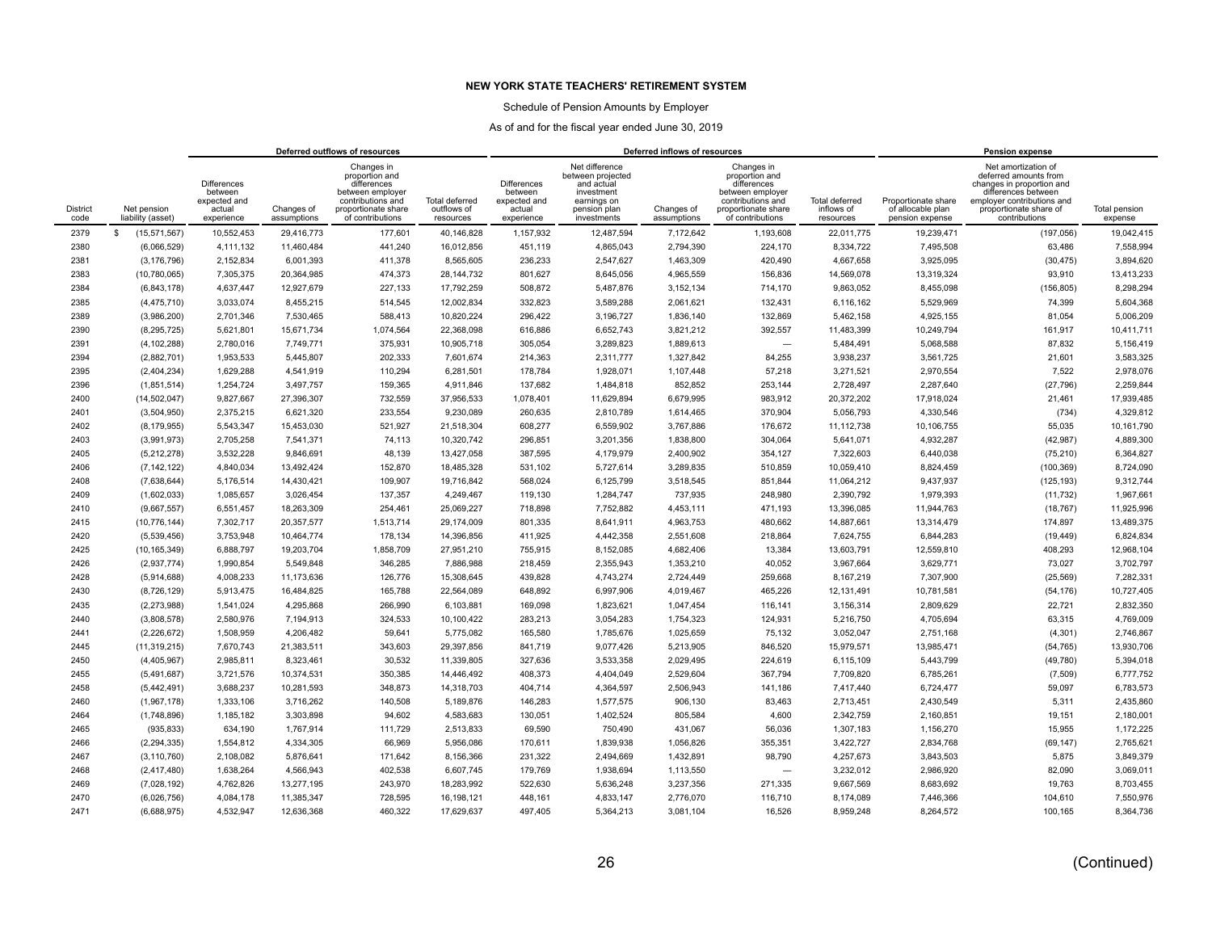**NEW YORK STATE TEACHERS' RETIREMENT SYSTEM**

Schedule of Pension Amounts by Employer

As of and for the fiscal year ended June 30, 2019

| | | Deferred outflows of resources | | | | Deferred inflows of resources | | | | | Pension expense | | |
|---|---|---|---|---|---|---|---|---|---|---|---|---|---|
| District code | Net pension liability (asset) | Differences between expected and actual experience | Changes of assumptions | Changes in proportion and differences between employer contributions and proportionate share of contributions | Total deferred outflows of resources | Differences between expected and actual experience | Net difference between projected and actual investment earnings on pension plan investments | Changes of assumptions | Changes in proportion and differences between employer contributions and proportionate share of contributions | Total deferred inflows of resources | Proportionate share of allocable plan pension expense | Net amortization of deferred amounts from changes in proportion and differences between employer contributions and proportionate share of contributions | Total pension expense |
| 2379 | $ (15,571,567) | 10,552,453 | 29,416,773 | 177,601 | 40,146,828 | 1,157,932 | 12,487,594 | 7,172,642 | 1,193,608 | 22,011,775 | 19,239,471 | (197,056) | 19,042,415 |
| 2380 | (6,066,529) | 4,111,132 | 11,460,484 | 441,240 | 16,012,856 | 451,119 | 4,865,043 | 2,794,390 | 224,170 | 8,334,722 | 7,495,508 | 63,486 | 7,558,994 |
| 2381 | (3,176,796) | 2,152,834 | 6,001,393 | 411,378 | 8,565,605 | 236,233 | 2,547,627 | 1,463,309 | 420,490 | 4,667,658 | 3,925,095 | (30,475) | 3,894,620 |
| 2383 | (10,780,065) | 7,305,375 | 20,364,985 | 474,373 | 28,144,732 | 801,627 | 8,645,056 | 4,965,559 | 156,836 | 14,569,078 | 13,319,324 | 93,910 | 13,413,233 |
| 2384 | (6,843,178) | 4,637,447 | 12,927,679 | 227,133 | 17,792,259 | 508,872 | 5,487,876 | 3,152,134 | 714,170 | 9,863,052 | 8,455,098 | (156,805) | 8,298,294 |
| 2385 | (4,475,710) | 3,033,074 | 8,455,215 | 514,545 | 12,002,834 | 332,823 | 3,589,288 | 2,061,621 | 132,431 | 6,116,162 | 5,529,969 | 74,399 | 5,604,368 |
| 2389 | (3,986,200) | 2,701,346 | 7,530,465 | 588,413 | 10,820,224 | 296,422 | 3,196,727 | 1,836,140 | 132,869 | 5,462,158 | 4,925,155 | 81,054 | 5,006,209 |
| 2390 | (8,295,725) | 5,621,801 | 15,671,734 | 1,074,564 | 22,368,098 | 616,886 | 6,652,743 | 3,821,212 | 392,557 | 11,483,399 | 10,249,794 | 161,917 | 10,411,711 |
| 2391 | (4,102,288) | 2,780,016 | 7,749,771 | 375,931 | 10,905,718 | 305,054 | 3,289,823 | 1,889,613 | — | 5,484,491 | 5,068,588 | 87,832 | 5,156,419 |
| 2394 | (2,882,701) | 1,953,533 | 5,445,807 | 202,333 | 7,601,674 | 214,363 | 2,311,777 | 1,327,842 | 84,255 | 3,938,237 | 3,561,725 | 21,601 | 3,583,325 |
| 2395 | (2,404,234) | 1,629,288 | 4,541,919 | 110,294 | 6,281,501 | 178,784 | 1,928,071 | 1,107,448 | 57,218 | 3,271,521 | 2,970,554 | 7,522 | 2,978,076 |
| 2396 | (1,851,514) | 1,254,724 | 3,497,757 | 159,365 | 4,911,846 | 137,682 | 1,484,818 | 852,852 | 253,144 | 2,728,497 | 2,287,640 | (27,796) | 2,259,844 |
| 2400 | (14,502,047) | 9,827,667 | 27,396,307 | 732,559 | 37,956,533 | 1,078,401 | 11,629,894 | 6,679,995 | 983,912 | 20,372,202 | 17,918,024 | 21,461 | 17,939,485 |
| 2401 | (3,504,950) | 2,375,215 | 6,621,320 | 233,554 | 9,230,089 | 260,635 | 2,810,789 | 1,614,465 | 370,904 | 5,056,793 | 4,330,546 | (734) | 4,329,812 |
| 2402 | (8,179,955) | 5,543,347 | 15,453,030 | 521,927 | 21,518,304 | 608,277 | 6,559,902 | 3,767,886 | 176,672 | 11,112,738 | 10,106,755 | 55,035 | 10,161,790 |
| 2403 | (3,991,973) | 2,705,258 | 7,541,371 | 74,113 | 10,320,742 | 296,851 | 3,201,356 | 1,838,800 | 304,064 | 5,641,071 | 4,932,287 | (42,987) | 4,889,300 |
| 2405 | (5,212,278) | 3,532,228 | 9,846,691 | 48,139 | 13,427,058 | 387,595 | 4,179,979 | 2,400,902 | 354,127 | 7,322,603 | 6,440,038 | (75,210) | 6,364,827 |
| 2406 | (7,142,122) | 4,840,034 | 13,492,424 | 152,870 | 18,485,328 | 531,102 | 5,727,614 | 3,289,835 | 510,859 | 10,059,410 | 8,824,459 | (100,369) | 8,724,090 |
| 2408 | (7,638,644) | 5,176,514 | 14,430,421 | 109,907 | 19,716,842 | 568,024 | 6,125,799 | 3,518,545 | 851,844 | 11,064,212 | 9,437,937 | (125,193) | 9,312,744 |
| 2409 | (1,602,033) | 1,085,657 | 3,026,454 | 137,357 | 4,249,467 | 119,130 | 1,284,747 | 737,935 | 248,980 | 2,390,792 | 1,979,393 | (11,732) | 1,967,661 |
| 2410 | (9,667,557) | 6,551,457 | 18,263,309 | 254,461 | 25,069,227 | 718,898 | 7,752,882 | 4,453,111 | 471,193 | 13,396,085 | 11,944,763 | (18,767) | 11,925,996 |
| 2415 | (10,776,144) | 7,302,717 | 20,357,577 | 1,513,714 | 29,174,009 | 801,335 | 8,641,911 | 4,963,753 | 480,662 | 14,887,661 | 13,314,479 | 174,897 | 13,489,375 |
| 2420 | (5,539,456) | 3,753,948 | 10,464,774 | 178,134 | 14,396,856 | 411,925 | 4,442,358 | 2,551,608 | 218,864 | 7,624,755 | 6,844,283 | (19,449) | 6,824,834 |
| 2425 | (10,165,349) | 6,888,797 | 19,203,704 | 1,858,709 | 27,951,210 | 755,915 | 8,152,085 | 4,682,406 | 13,384 | 13,603,791 | 12,559,810 | 408,293 | 12,968,104 |
| 2426 | (2,937,774) | 1,990,854 | 5,549,848 | 346,285 | 7,886,988 | 218,459 | 2,355,943 | 1,353,210 | 40,052 | 3,967,664 | 3,629,771 | 73,027 | 3,702,797 |
| 2428 | (5,914,688) | 4,008,233 | 11,173,636 | 126,776 | 15,308,645 | 439,828 | 4,743,274 | 2,724,449 | 259,668 | 8,167,219 | 7,307,900 | (25,569) | 7,282,331 |
| 2430 | (8,726,129) | 5,913,475 | 16,484,825 | 165,788 | 22,564,089 | 648,892 | 6,997,906 | 4,019,467 | 465,226 | 12,131,491 | 10,781,581 | (54,176) | 10,727,405 |
| 2435 | (2,273,988) | 1,541,024 | 4,295,868 | 266,990 | 6,103,881 | 169,098 | 1,823,621 | 1,047,454 | 116,141 | 3,156,314 | 2,809,629 | 22,721 | 2,832,350 |
| 2440 | (3,808,578) | 2,580,976 | 7,194,913 | 324,533 | 10,100,422 | 283,213 | 3,054,283 | 1,754,323 | 124,931 | 5,216,750 | 4,705,694 | 63,315 | 4,769,009 |
| 2441 | (2,226,672) | 1,508,959 | 4,206,482 | 59,641 | 5,775,082 | 165,580 | 1,785,676 | 1,025,659 | 75,132 | 3,052,047 | 2,751,168 | (4,301) | 2,746,867 |
| 2445 | (11,319,215) | 7,670,743 | 21,383,511 | 343,603 | 29,397,856 | 841,719 | 9,077,426 | 5,213,905 | 846,520 | 15,979,571 | 13,985,471 | (54,765) | 13,930,706 |
| 2450 | (4,405,967) | 2,985,811 | 8,323,461 | 30,532 | 11,339,805 | 327,636 | 3,533,358 | 2,029,495 | 224,619 | 6,115,109 | 5,443,799 | (49,780) | 5,394,018 |
| 2455 | (5,491,687) | 3,721,576 | 10,374,531 | 350,385 | 14,446,492 | 408,373 | 4,404,049 | 2,529,604 | 367,794 | 7,709,820 | 6,785,261 | (7,509) | 6,777,752 |
| 2458 | (5,442,491) | 3,688,237 | 10,281,593 | 348,873 | 14,318,703 | 404,714 | 4,364,597 | 2,506,943 | 141,186 | 7,417,440 | 6,724,477 | 59,097 | 6,783,573 |
| 2460 | (1,967,178) | 1,333,106 | 3,716,262 | 140,508 | 5,189,876 | 146,283 | 1,577,575 | 906,130 | 83,463 | 2,713,451 | 2,430,549 | 5,311 | 2,435,860 |
| 2464 | (1,748,896) | 1,185,182 | 3,303,898 | 94,602 | 4,583,683 | 130,051 | 1,402,524 | 805,584 | 4,600 | 2,342,759 | 2,160,851 | 19,151 | 2,180,001 |
| 2465 | (935,833) | 634,190 | 1,767,914 | 111,729 | 2,513,833 | 69,590 | 750,490 | 431,067 | 56,036 | 1,307,183 | 1,156,270 | 15,955 | 1,172,225 |
| 2466 | (2,294,335) | 1,554,812 | 4,334,305 | 66,969 | 5,956,086 | 170,611 | 1,839,938 | 1,056,826 | 355,351 | 3,422,727 | 2,834,768 | (69,147) | 2,765,621 |
| 2467 | (3,110,760) | 2,108,082 | 5,876,641 | 171,642 | 8,156,366 | 231,322 | 2,494,669 | 1,432,891 | 98,790 | 4,257,673 | 3,843,503 | 5,875 | 3,849,379 |
| 2468 | (2,417,480) | 1,638,264 | 4,566,943 | 402,538 | 6,607,745 | 179,769 | 1,938,694 | 1,113,550 | — | 3,232,012 | 2,986,920 | 82,090 | 3,069,011 |
| 2469 | (7,028,192) | 4,762,826 | 13,277,195 | 243,970 | 18,283,992 | 522,630 | 5,636,248 | 3,237,356 | 271,335 | 9,667,569 | 8,683,692 | 19,763 | 8,703,455 |
| 2470 | (6,026,756) | 4,084,178 | 11,385,347 | 728,595 | 16,198,121 | 448,161 | 4,833,147 | 2,776,070 | 116,710 | 8,174,089 | 7,446,366 | 104,610 | 7,550,976 |
| 2471 | (6,688,975) | 4,532,947 | 12,636,368 | 460,322 | 17,629,637 | 497,405 | 5,364,213 | 3,081,104 | 16,526 | 8,959,248 | 8,264,572 | 100,165 | 8,364,736 |

(Continued)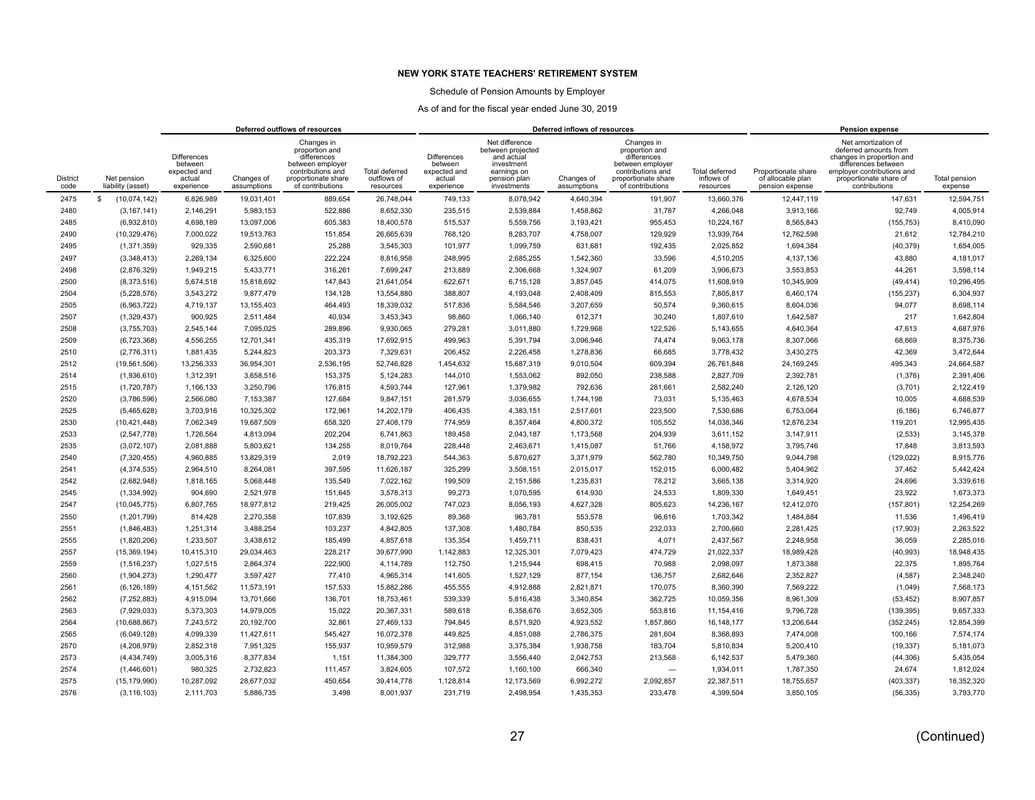**NEW YORK STATE TEACHERS' RETIREMENT SYSTEM**

Schedule of Pension Amounts by Employer

As of and for the fiscal year ended June 30, 2019

| | | Deferred outflows of resources | | | | Deferred inflows of resources | | | | | Pension expense | | |
|---|---|---|---|---|---|---|---|---|---|---|---|---|---|
| District code | Net pension liability (asset) | Differences between expected and actual experience | Changes of assumptions | Changes in proportion and differences between employer contributions and proportionate share of contributions | Total deferred outflows of resources | Differences between expected and actual experience | Net difference between projected and actual investment earnings on pension plan investments | Changes of assumptions | Changes in proportion and differences between employer contributions and proportionate share of contributions | Total deferred inflows of resources | Proportionate share of allocable plan pension expense | Net amortization of deferred amounts from changes in proportion and differences between employer contributions and proportionate share of contributions | Total pension expense |
| 2475 | $ (10,074,142) | 6,826,989 | 19,031,401 | 889,654 | 26,748,044 | 749,133 | 8,078,942 | 4,640,394 | 191,907 | 13,660,376 | 12,447,119 | 147,631 | 12,594,751 |
| 2480 | (3,167,141) | 2,146,291 | 5,983,153 | 522,886 | 8,652,330 | 235,515 | 2,539,884 | 1,458,862 | 31,787 | 4,266,048 | 3,913,166 | 92,749 | 4,005,914 |
| 2485 | (6,932,810) | 4,698,189 | 13,097,006 | 605,383 | 18,400,578 | 515,537 | 5,559,756 | 3,193,421 | 955,453 | 10,224,167 | 8,565,843 | (155,753) | 8,410,090 |
| 2490 | (10,329,476) | 7,000,022 | 19,513,763 | 151,854 | 26,665,639 | 768,120 | 8,283,707 | 4,758,007 | 129,929 | 13,939,764 | 12,762,598 | 21,612 | 12,784,210 |
| 2495 | (1,371,359) | 929,335 | 2,590,681 | 25,288 | 3,545,303 | 101,977 | 1,099,759 | 631,681 | 192,435 | 2,025,852 | 1,694,384 | (40,379) | 1,654,005 |
| 2497 | (3,348,413) | 2,269,134 | 6,325,600 | 222,224 | 8,816,958 | 248,995 | 2,685,255 | 1,542,360 | 33,596 | 4,510,205 | 4,137,136 | 43,880 | 4,181,017 |
| 2498 | (2,876,329) | 1,949,215 | 5,433,771 | 316,261 | 7,699,247 | 213,889 | 2,306,668 | 1,324,907 | 61,209 | 3,906,673 | 3,553,853 | 44,261 | 3,598,114 |
| 2500 | (8,373,516) | 5,674,518 | 15,818,692 | 147,843 | 21,641,054 | 622,671 | 6,715,128 | 3,857,045 | 414,075 | 11,608,919 | 10,345,909 | (49,414) | 10,296,495 |
| 2504 | (5,228,576) | 3,543,272 | 9,877,479 | 134,128 | 13,554,880 | 388,807 | 4,193,048 | 2,408,409 | 815,553 | 7,805,817 | 6,460,174 | (155,237) | 6,304,937 |
| 2505 | (6,963,722) | 4,719,137 | 13,155,403 | 464,493 | 18,339,032 | 517,836 | 5,584,546 | 3,207,659 | 50,574 | 9,360,615 | 8,604,036 | 94,077 | 8,698,114 |
| 2507 | (1,329,437) | 900,925 | 2,511,484 | 40,934 | 3,453,343 | 98,860 | 1,066,140 | 612,371 | 30,240 | 1,807,610 | 1,642,587 | 217 | 1,642,804 |
| 2508 | (3,755,703) | 2,545,144 | 7,095,025 | 289,896 | 9,930,065 | 279,281 | 3,011,880 | 1,729,968 | 122,526 | 5,143,655 | 4,640,364 | 47,613 | 4,687,976 |
| 2509 | (6,723,368) | 4,556,255 | 12,701,341 | 435,319 | 17,692,915 | 499,963 | 5,391,794 | 3,096,946 | 74,474 | 9,063,178 | 8,307,066 | 68,669 | 8,375,736 |
| 2510 | (2,776,311) | 1,881,435 | 5,244,823 | 203,373 | 7,329,631 | 206,452 | 2,226,458 | 1,278,836 | 66,685 | 3,778,432 | 3,430,275 | 42,369 | 3,472,644 |
| 2512 | (19,561,506) | 13,256,333 | 36,954,301 | 2,536,195 | 52,746,828 | 1,454,632 | 15,687,319 | 9,010,504 | 609,394 | 26,761,848 | 24,169,245 | 495,343 | 24,664,587 |
| 2514 | (1,936,610) | 1,312,391 | 3,658,516 | 153,375 | 5,124,283 | 144,010 | 1,553,062 | 892,050 | 238,588 | 2,827,709 | 2,392,781 | (1,376) | 2,391,406 |
| 2515 | (1,720,787) | 1,166,133 | 3,250,796 | 176,815 | 4,593,744 | 127,961 | 1,379,982 | 792,636 | 281,661 | 2,582,240 | 2,126,120 | (3,701) | 2,122,419 |
| 2520 | (3,786,596) | 2,566,080 | 7,153,387 | 127,684 | 9,847,151 | 281,579 | 3,036,655 | 1,744,198 | 73,031 | 5,135,463 | 4,678,534 | 10,005 | 4,688,539 |
| 2525 | (5,465,628) | 3,703,916 | 10,325,302 | 172,961 | 14,202,179 | 406,435 | 4,383,151 | 2,517,601 | 223,500 | 7,530,686 | 6,753,064 | (6,186) | 6,746,877 |
| 2530 | (10,421,448) | 7,062,349 | 19,687,509 | 658,320 | 27,408,179 | 774,959 | 8,357,464 | 4,800,372 | 105,552 | 14,038,346 | 12,876,234 | 119,201 | 12,995,435 |
| 2533 | (2,547,778) | 1,726,564 | 4,813,094 | 202,204 | 6,741,863 | 189,458 | 2,043,187 | 1,173,568 | 204,939 | 3,611,152 | 3,147,911 | (2,533) | 3,145,378 |
| 2535 | (3,072,107) | 2,081,888 | 5,803,621 | 134,255 | 8,019,764 | 228,448 | 2,463,671 | 1,415,087 | 51,766 | 4,158,972 | 3,795,746 | 17,848 | 3,813,593 |
| 2540 | (7,320,455) | 4,960,885 | 13,829,319 | 2,019 | 18,792,223 | 544,363 | 5,870,627 | 3,371,979 | 562,780 | 10,349,750 | 9,044,798 | (129,022) | 8,915,776 |
| 2541 | (4,374,535) | 2,964,510 | 8,264,081 | 397,595 | 11,626,187 | 325,299 | 3,508,151 | 2,015,017 | 152,015 | 6,000,482 | 5,404,962 | 37,462 | 5,442,424 |
| 2542 | (2,682,948) | 1,818,165 | 5,068,448 | 135,549 | 7,022,162 | 199,509 | 2,151,586 | 1,235,831 | 78,212 | 3,665,138 | 3,314,920 | 24,696 | 3,339,616 |
| 2545 | (1,334,992) | 904,690 | 2,521,978 | 151,645 | 3,578,313 | 99,273 | 1,070,595 | 614,930 | 24,533 | 1,809,330 | 1,649,451 | 23,922 | 1,673,373 |
| 2547 | (10,045,775) | 6,807,765 | 18,977,812 | 219,425 | 26,005,002 | 747,023 | 8,056,193 | 4,627,328 | 805,623 | 14,236,167 | 12,412,070 | (157,801) | 12,254,269 |
| 2550 | (1,201,799) | 814,428 | 2,270,358 | 107,839 | 3,192,625 | 89,368 | 963,781 | 553,578 | 96,616 | 1,703,342 | 1,484,884 | 11,536 | 1,496,419 |
| 2551 | (1,846,483) | 1,251,314 | 3,488,254 | 103,237 | 4,842,805 | 137,308 | 1,480,784 | 850,535 | 232,033 | 2,700,660 | 2,281,425 | (17,903) | 2,263,522 |
| 2555 | (1,820,206) | 1,233,507 | 3,438,612 | 185,499 | 4,857,618 | 135,354 | 1,459,711 | 838,431 | 4,071 | 2,437,567 | 2,248,958 | 36,059 | 2,285,016 |
| 2557 | (15,369,194) | 10,415,310 | 29,034,463 | 228,217 | 39,677,990 | 1,142,883 | 12,325,301 | 7,079,423 | 474,729 | 21,022,337 | 18,989,428 | (40,993) | 18,948,435 |
| 2559 | (1,516,237) | 1,027,515 | 2,864,374 | 222,900 | 4,114,789 | 112,750 | 1,215,944 | 698,415 | 70,988 | 2,098,097 | 1,873,388 | 22,375 | 1,895,764 |
| 2560 | (1,904,273) | 1,290,477 | 3,597,427 | 77,410 | 4,965,314 | 141,605 | 1,527,129 | 877,154 | 136,757 | 2,682,646 | 2,352,827 | (4,587) | 2,348,240 |
| 2561 | (6,126,189) | 4,151,562 | 11,573,191 | 157,533 | 15,882,286 | 455,555 | 4,912,888 | 2,821,871 | 170,075 | 8,360,390 | 7,569,222 | (1,049) | 7,568,173 |
| 2562 | (7,252,883) | 4,915,094 | 13,701,666 | 136,701 | 18,753,461 | 539,339 | 5,816,438 | 3,340,854 | 362,725 | 10,059,356 | 8,961,309 | (53,452) | 8,907,857 |
| 2563 | (7,929,033) | 5,373,303 | 14,979,005 | 15,022 | 20,367,331 | 589,618 | 6,358,676 | 3,652,305 | 553,816 | 11,154,416 | 9,796,728 | (139,395) | 9,657,333 |
| 2564 | (10,688,867) | 7,243,572 | 20,192,700 | 32,861 | 27,469,133 | 794,845 | 8,571,920 | 4,923,552 | 1,857,860 | 16,148,177 | 13,206,644 | (352,245) | 12,854,399 |
| 2565 | (6,049,128) | 4,099,339 | 11,427,611 | 545,427 | 16,072,378 | 449,825 | 4,851,088 | 2,786,375 | 281,604 | 8,368,893 | 7,474,008 | 100,166 | 7,574,174 |
| 2570 | (4,208,979) | 2,852,318 | 7,951,325 | 155,937 | 10,959,579 | 312,988 | 3,375,384 | 1,938,758 | 183,704 | 5,810,834 | 5,200,410 | (19,337) | 5,181,073 |
| 2573 | (4,434,749) | 3,005,316 | 8,377,834 | 1,151 | 11,384,300 | 329,777 | 3,556,440 | 2,042,753 | 213,568 | 6,142,537 | 5,479,360 | (44,306) | 5,435,054 |
| 2574 | (1,446,601) | 980,325 | 2,732,823 | 111,457 | 3,824,605 | 107,572 | 1,160,100 | 666,340 | — | 1,934,011 | 1,787,350 | 24,674 | 1,812,024 |
| 2575 | (15,179,990) | 10,287,092 | 28,677,032 | 450,654 | 39,414,778 | 1,128,814 | 12,173,569 | 6,992,272 | 2,092,857 | 22,387,511 | 18,755,657 | (403,337) | 18,352,320 |
| 2576 | (3,116,103) | 2,111,703 | 5,886,735 | 3,498 | 8,001,937 | 231,719 | 2,498,954 | 1,435,353 | 233,478 | 4,399,504 | 3,850,105 | (56,335) | 3,793,770 |

(Continued)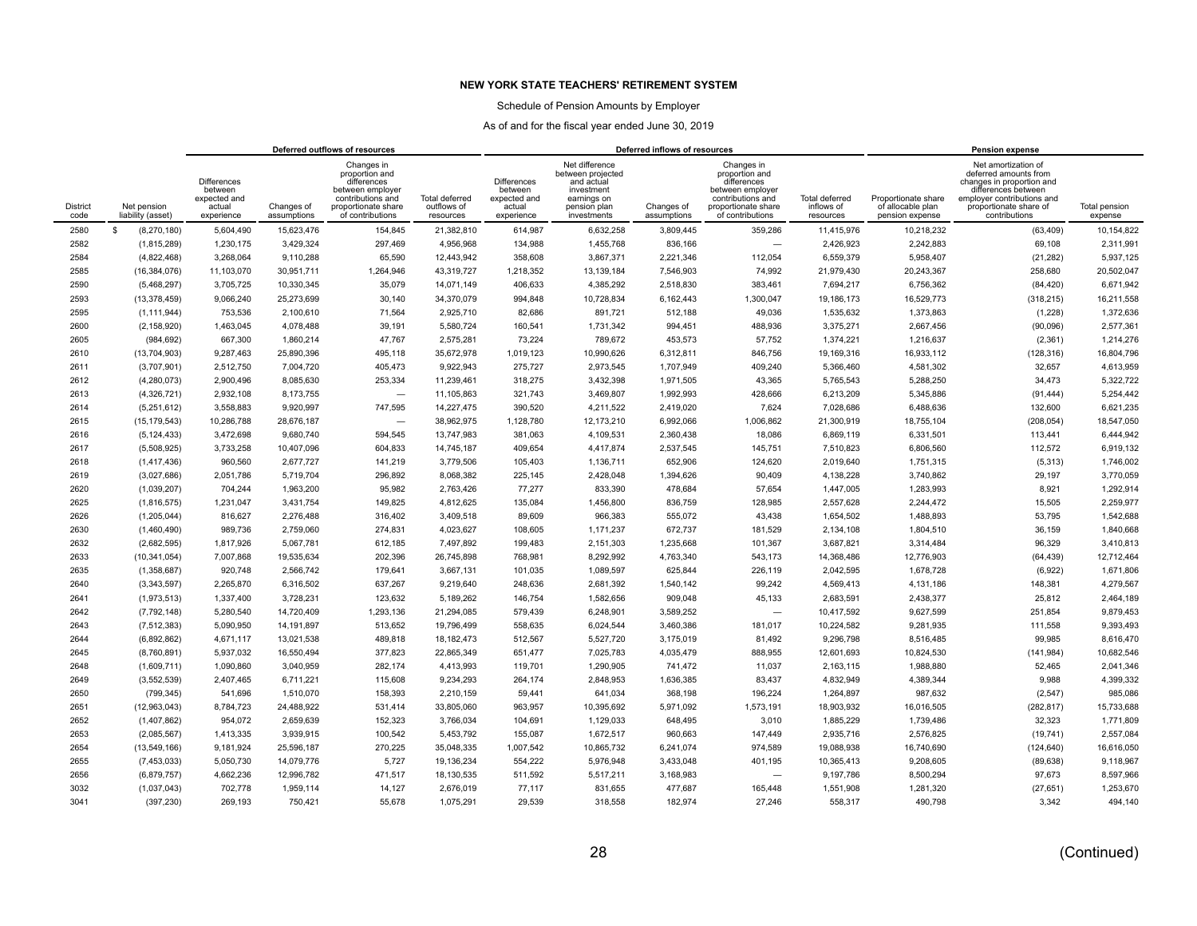**NEW YORK STATE TEACHERS' RETIREMENT SYSTEM**

Schedule of Pension Amounts by Employer

As of and for the fiscal year ended June 30, 2019

| | | Deferred outflows of resources | | | | Deferred inflows of resources | | | | | Pension expense | | |
|---|---|---|---|---|---|---|---|---|---|---|---|---|---|
| District code | Net pension liability (asset) | Differences between expected and actual experience | Changes of assumptions | Changes in proportion and differences between employer contributions and proportionate share of contributions | Total deferred outflows of resources | Differences between expected and actual experience | Net difference between projected and actual investment earnings on pension plan investments | Changes of assumptions | Changes in proportion and differences between employer contributions and proportionate share of contributions | Total deferred inflows of resources | Proportionate share of allocable plan pension expense | Net amortization of deferred amounts from changes in proportion and differences between employer contributions and proportionate share of contributions | Total pension expense |
| 2580 | $ (8,270,180) | 5,604,490 | 15,623,476 | 154,845 | 21,382,810 | 614,987 | 6,632,258 | 3,809,445 | 359,286 | 11,415,976 | 10,218,232 | (63,409) | 10,154,822 |
| 2582 | (1,815,289) | 1,230,175 | 3,429,324 | 297,469 | 4,956,968 | 134,988 | 1,455,768 | 836,166 | — | 2,426,923 | 2,242,883 | 69,108 | 2,311,991 |
| 2584 | (4,822,468) | 3,268,064 | 9,110,288 | 65,590 | 12,443,942 | 358,608 | 3,867,371 | 2,221,346 | 112,054 | 6,559,379 | 5,958,407 | (21,282) | 5,937,125 |
| 2585 | (16,384,076) | 11,103,070 | 30,951,711 | 1,264,946 | 43,319,727 | 1,218,352 | 13,139,184 | 7,546,903 | 74,992 | 21,979,430 | 20,243,367 | 258,680 | 20,502,047 |
| 2590 | (5,468,297) | 3,705,725 | 10,330,345 | 35,079 | 14,071,149 | 406,633 | 4,385,292 | 2,518,830 | 383,461 | 7,694,217 | 6,756,362 | (84,420) | 6,671,942 |
| 2593 | (13,378,459) | 9,066,240 | 25,273,699 | 30,140 | 34,370,079 | 994,848 | 10,728,834 | 6,162,443 | 1,300,047 | 19,186,173 | 16,529,773 | (318,215) | 16,211,558 |
| 2595 | (1,111,944) | 753,536 | 2,100,610 | 71,564 | 2,925,710 | 82,686 | 891,721 | 512,188 | 49,036 | 1,535,632 | 1,373,863 | (1,228) | 1,372,636 |
| 2600 | (2,158,920) | 1,463,045 | 4,078,488 | 39,191 | 5,580,724 | 160,541 | 1,731,342 | 994,451 | 488,936 | 3,375,271 | 2,667,456 | (90,096) | 2,577,361 |
| 2605 | (984,692) | 667,300 | 1,860,214 | 47,767 | 2,575,281 | 73,224 | 789,672 | 453,573 | 57,752 | 1,374,221 | 1,216,637 | (2,361) | 1,214,276 |
| 2610 | (13,704,903) | 9,287,463 | 25,890,396 | 495,118 | 35,672,978 | 1,019,123 | 10,990,626 | 6,312,811 | 846,756 | 19,169,316 | 16,933,112 | (128,316) | 16,804,796 |
| 2611 | (3,707,901) | 2,512,750 | 7,004,720 | 405,473 | 9,922,943 | 275,727 | 2,973,545 | 1,707,949 | 409,240 | 5,366,460 | 4,581,302 | 32,657 | 4,613,959 |
| 2612 | (4,280,073) | 2,900,496 | 8,085,630 | 253,334 | 11,239,461 | 318,275 | 3,432,398 | 1,971,505 | 43,365 | 5,765,543 | 5,288,250 | 34,473 | 5,322,722 |
| 2613 | (4,326,721) | 2,932,108 | 8,173,755 | — | 11,105,863 | 321,743 | 3,469,807 | 1,992,993 | 428,666 | 6,213,209 | 5,345,886 | (91,444) | 5,254,442 |
| 2614 | (5,251,612) | 3,558,883 | 9,920,997 | 747,595 | 14,227,475 | 390,520 | 4,211,522 | 2,419,020 | 7,624 | 7,028,686 | 6,488,636 | 132,600 | 6,621,235 |
| 2615 | (15,179,543) | 10,286,788 | 28,676,187 | — | 38,962,975 | 1,128,780 | 12,173,210 | 6,992,066 | 1,006,862 | 21,300,919 | 18,755,104 | (208,054) | 18,547,050 |
| 2616 | (5,124,433) | 3,472,698 | 9,680,740 | 594,545 | 13,747,983 | 381,063 | 4,109,531 | 2,360,438 | 18,086 | 6,869,119 | 6,331,501 | 113,441 | 6,444,942 |
| 2617 | (5,508,925) | 3,733,258 | 10,407,096 | 604,833 | 14,745,187 | 409,654 | 4,417,874 | 2,537,545 | 145,751 | 7,510,823 | 6,806,560 | 112,572 | 6,919,132 |
| 2618 | (1,417,436) | 960,560 | 2,677,727 | 141,219 | 3,779,506 | 105,403 | 1,136,711 | 652,906 | 124,620 | 2,019,640 | 1,751,315 | (5,313) | 1,746,002 |
| 2619 | (3,027,686) | 2,051,786 | 5,719,704 | 296,892 | 8,068,382 | 225,145 | 2,428,048 | 1,394,626 | 90,409 | 4,138,228 | 3,740,862 | 29,197 | 3,770,059 |
| 2620 | (1,039,207) | 704,244 | 1,963,200 | 95,982 | 2,763,426 | 77,277 | 833,390 | 478,684 | 57,654 | 1,447,005 | 1,283,993 | 8,921 | 1,292,914 |
| 2625 | (1,816,575) | 1,231,047 | 3,431,754 | 149,825 | 4,812,625 | 135,084 | 1,456,800 | 836,759 | 128,985 | 2,557,628 | 2,244,472 | 15,505 | 2,259,977 |
| 2626 | (1,205,044) | 816,627 | 2,276,488 | 316,402 | 3,409,518 | 89,609 | 966,383 | 555,072 | 43,438 | 1,654,502 | 1,488,893 | 53,795 | 1,542,688 |
| 2630 | (1,460,490) | 989,736 | 2,759,060 | 274,831 | 4,023,627 | 108,605 | 1,171,237 | 672,737 | 181,529 | 2,134,108 | 1,804,510 | 36,159 | 1,840,668 |
| 2632 | (2,682,595) | 1,817,926 | 5,067,781 | 612,185 | 7,497,892 | 199,483 | 2,151,303 | 1,235,668 | 101,367 | 3,687,821 | 3,314,484 | 96,329 | 3,410,813 |
| 2633 | (10,341,054) | 7,007,868 | 19,535,634 | 202,396 | 26,745,898 | 768,981 | 8,292,992 | 4,763,340 | 543,173 | 14,368,486 | 12,776,903 | (64,439) | 12,712,464 |
| 2635 | (1,358,687) | 920,748 | 2,566,742 | 179,641 | 3,667,131 | 101,035 | 1,089,597 | 625,844 | 226,119 | 2,042,595 | 1,678,728 | (6,922) | 1,671,806 |
| 2640 | (3,343,597) | 2,265,870 | 6,316,502 | 637,267 | 9,219,640 | 248,636 | 2,681,392 | 1,540,142 | 99,242 | 4,569,413 | 4,131,186 | 148,381 | 4,279,567 |
| 2641 | (1,973,513) | 1,337,400 | 3,728,231 | 123,632 | 5,189,262 | 146,754 | 1,582,656 | 909,048 | 45,133 | 2,683,591 | 2,438,377 | 25,812 | 2,464,189 |
| 2642 | (7,792,148) | 5,280,540 | 14,720,409 | 1,293,136 | 21,294,085 | 579,439 | 6,248,901 | 3,589,252 | — | 10,417,592 | 9,627,599 | 251,854 | 9,879,453 |
| 2643 | (7,512,383) | 5,090,950 | 14,191,897 | 513,652 | 19,796,499 | 558,635 | 6,024,544 | 3,460,386 | 181,017 | 10,224,582 | 9,281,935 | 111,558 | 9,393,493 |
| 2644 | (6,892,862) | 4,671,117 | 13,021,538 | 489,818 | 18,182,473 | 512,567 | 5,527,720 | 3,175,019 | 81,492 | 9,296,798 | 8,516,485 | 99,985 | 8,616,470 |
| 2645 | (8,760,891) | 5,937,032 | 16,550,494 | 377,823 | 22,865,349 | 651,477 | 7,025,783 | 4,035,479 | 888,955 | 12,601,693 | 10,824,530 | (141,984) | 10,682,546 |
| 2648 | (1,609,711) | 1,090,860 | 3,040,959 | 282,174 | 4,413,993 | 119,701 | 1,290,905 | 741,472 | 11,037 | 2,163,115 | 1,988,880 | 52,465 | 2,041,346 |
| 2649 | (3,552,539) | 2,407,465 | 6,711,221 | 115,608 | 9,234,293 | 264,174 | 2,848,953 | 1,636,385 | 83,437 | 4,832,949 | 4,389,344 | 9,988 | 4,399,332 |
| 2650 | (799,345) | 541,696 | 1,510,070 | 158,393 | 2,210,159 | 59,441 | 641,034 | 368,198 | 196,224 | 1,264,897 | 987,632 | (2,547) | 985,086 |
| 2651 | (12,963,043) | 8,784,723 | 24,488,922 | 531,414 | 33,805,060 | 963,957 | 10,395,692 | 5,971,092 | 1,573,191 | 18,903,932 | 16,016,505 | (282,817) | 15,733,688 |
| 2652 | (1,407,862) | 954,072 | 2,659,639 | 152,323 | 3,766,034 | 104,691 | 1,129,033 | 648,495 | 3,010 | 1,885,229 | 1,739,486 | 32,323 | 1,771,809 |
| 2653 | (2,085,567) | 1,413,335 | 3,939,915 | 100,542 | 5,453,792 | 155,087 | 1,672,517 | 960,663 | 147,449 | 2,935,716 | 2,576,825 | (19,741) | 2,557,084 |
| 2654 | (13,549,166) | 9,181,924 | 25,596,187 | 270,225 | 35,048,335 | 1,007,542 | 10,865,732 | 6,241,074 | 974,589 | 19,088,938 | 16,740,690 | (124,640) | 16,616,050 |
| 2655 | (7,453,033) | 5,050,730 | 14,079,776 | 5,727 | 19,136,234 | 554,222 | 5,976,948 | 3,433,048 | 401,195 | 10,365,413 | 9,208,605 | (89,638) | 9,118,967 |
| 2656 | (6,879,757) | 4,662,236 | 12,996,782 | 471,517 | 18,130,535 | 511,592 | 5,517,211 | 3,168,983 | — | 9,197,786 | 8,500,294 | 97,673 | 8,597,966 |
| 3032 | (1,037,043) | 702,778 | 1,959,114 | 14,127 | 2,676,019 | 77,117 | 831,655 | 477,687 | 165,448 | 1,551,908 | 1,281,320 | (27,651) | 1,253,670 |
| 3041 | (397,230) | 269,193 | 750,421 | 55,678 | 1,075,291 | 29,539 | 318,558 | 182,974 | 27,246 | 558,317 | 490,798 | 3,342 | 494,140 |

(Continued)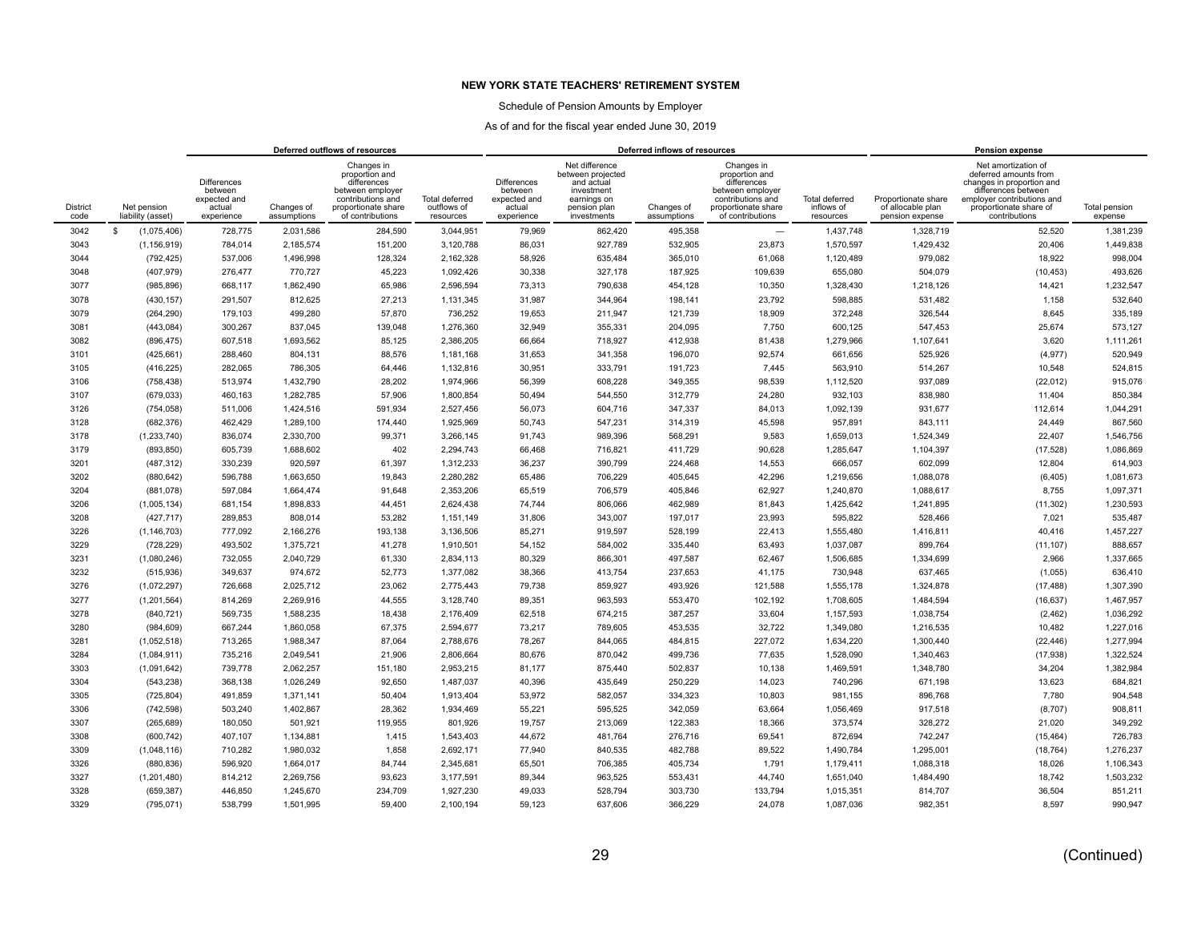**NEW YORK STATE TEACHERS' RETIREMENT SYSTEM**

Schedule of Pension Amounts by Employer

As of and for the fiscal year ended June 30, 2019

| | | Deferred outflows of resources | | | | Deferred inflows of resources | | | | | Pension expense | | |
|---|---|---|---|---|---|---|---|---|---|---|---|---|---|
| District code | Net pension liability (asset) | Differences between expected and actual experience | Changes of assumptions | Changes in proportion and differences between employer contributions and proportionate share of contributions | Total deferred outflows of resources | Differences between expected and actual experience | Net difference between projected and actual investment earnings on pension plan investments | Changes of assumptions | Changes in proportion and differences between employer contributions and proportionate share of contributions | Total deferred inflows of resources | Proportionate share of allocable plan pension expense | Net amortization of deferred amounts from changes in proportion and differences between employer contributions and proportionate share of contributions | Total pension expense |
| 3042 | $ (1,075,406) | 728,775 | 2,031,586 | 284,590 | 3,044,951 | 79,969 | 862,420 | 495,358 | — | 1,437,748 | 1,328,719 | 52,520 | 1,381,239 |
| 3043 | (1,156,919) | 784,014 | 2,185,574 | 151,200 | 3,120,788 | 86,031 | 927,789 | 532,905 | 23,873 | 1,570,597 | 1,429,432 | 20,406 | 1,449,838 |
| 3044 | (792,425) | 537,006 | 1,496,998 | 128,324 | 2,162,328 | 58,926 | 635,484 | 365,010 | 61,068 | 1,120,489 | 979,082 | 18,922 | 998,004 |
| 3048 | (407,979) | 276,477 | 770,727 | 45,223 | 1,092,426 | 30,338 | 327,178 | 187,925 | 109,639 | 655,080 | 504,079 | (10,453) | 493,626 |
| 3077 | (985,896) | 668,117 | 1,862,490 | 65,986 | 2,596,594 | 73,313 | 790,638 | 454,128 | 10,350 | 1,328,430 | 1,218,126 | 14,421 | 1,232,547 |
| 3078 | (430,157) | 291,507 | 812,625 | 27,213 | 1,131,345 | 31,987 | 344,964 | 198,141 | 23,792 | 598,885 | 531,482 | 1,158 | 532,640 |
| 3079 | (264,290) | 179,103 | 499,280 | 57,870 | 736,252 | 19,653 | 211,947 | 121,739 | 18,909 | 372,248 | 326,544 | 8,645 | 335,189 |
| 3081 | (443,084) | 300,267 | 837,045 | 139,048 | 1,276,360 | 32,949 | 355,331 | 204,095 | 7,750 | 600,125 | 547,453 | 25,674 | 573,127 |
| 3082 | (896,475) | 607,518 | 1,693,562 | 85,125 | 2,386,205 | 66,664 | 718,927 | 412,938 | 81,438 | 1,279,966 | 1,107,641 | 3,620 | 1,111,261 |
| 3101 | (425,661) | 288,460 | 804,131 | 88,576 | 1,181,168 | 31,653 | 341,358 | 196,070 | 92,574 | 661,656 | 525,926 | (4,977) | 520,949 |
| 3105 | (416,225) | 282,065 | 786,305 | 64,446 | 1,132,816 | 30,951 | 333,791 | 191,723 | 7,445 | 563,910 | 514,267 | 10,548 | 524,815 |
| 3106 | (758,438) | 513,974 | 1,432,790 | 28,202 | 1,974,966 | 56,399 | 608,228 | 349,355 | 98,539 | 1,112,520 | 937,089 | (22,012) | 915,076 |
| 3107 | (679,033) | 460,163 | 1,282,785 | 57,906 | 1,800,854 | 50,494 | 544,550 | 312,779 | 24,280 | 932,103 | 838,980 | 11,404 | 850,384 |
| 3126 | (754,058) | 511,006 | 1,424,516 | 591,934 | 2,527,456 | 56,073 | 604,716 | 347,337 | 84,013 | 1,092,139 | 931,677 | 112,614 | 1,044,291 |
| 3128 | (682,376) | 462,429 | 1,289,100 | 174,440 | 1,925,969 | 50,743 | 547,231 | 314,319 | 45,598 | 957,891 | 843,111 | 24,449 | 867,560 |
| 3178 | (1,233,740) | 836,074 | 2,330,700 | 99,371 | 3,266,145 | 91,743 | 989,396 | 568,291 | 9,583 | 1,659,013 | 1,524,349 | 22,407 | 1,546,756 |
| 3179 | (893,850) | 605,739 | 1,688,602 | 402 | 2,294,743 | 66,468 | 716,821 | 411,729 | 90,628 | 1,285,647 | 1,104,397 | (17,528) | 1,086,869 |
| 3201 | (487,312) | 330,239 | 920,597 | 61,397 | 1,312,233 | 36,237 | 390,799 | 224,468 | 14,553 | 666,057 | 602,099 | 12,804 | 614,903 |
| 3202 | (880,642) | 596,788 | 1,663,650 | 19,843 | 2,280,282 | 65,486 | 706,229 | 405,645 | 42,296 | 1,219,656 | 1,088,078 | (6,405) | 1,081,673 |
| 3204 | (881,078) | 597,084 | 1,664,474 | 91,648 | 2,353,206 | 65,519 | 706,579 | 405,846 | 62,927 | 1,240,870 | 1,088,617 | 8,755 | 1,097,371 |
| 3206 | (1,005,134) | 681,154 | 1,898,833 | 44,451 | 2,624,438 | 74,744 | 806,066 | 462,989 | 81,843 | 1,425,642 | 1,241,895 | (11,302) | 1,230,593 |
| 3208 | (427,717) | 289,853 | 808,014 | 53,282 | 1,151,149 | 31,806 | 343,007 | 197,017 | 23,993 | 595,822 | 528,466 | 7,021 | 535,487 |
| 3226 | (1,146,703) | 777,092 | 2,166,276 | 193,138 | 3,136,506 | 85,271 | 919,597 | 528,199 | 22,413 | 1,555,480 | 1,416,811 | 40,416 | 1,457,227 |
| 3229 | (728,229) | 493,502 | 1,375,721 | 41,278 | 1,910,501 | 54,152 | 584,002 | 335,440 | 63,493 | 1,037,087 | 899,764 | (11,107) | 888,657 |
| 3231 | (1,080,246) | 732,055 | 2,040,729 | 61,330 | 2,834,113 | 80,329 | 866,301 | 497,587 | 62,467 | 1,506,685 | 1,334,699 | 2,966 | 1,337,665 |
| 3232 | (515,936) | 349,637 | 974,672 | 52,773 | 1,377,082 | 38,366 | 413,754 | 237,653 | 41,175 | 730,948 | 637,465 | (1,055) | 636,410 |
| 3276 | (1,072,297) | 726,668 | 2,025,712 | 23,062 | 2,775,443 | 79,738 | 859,927 | 493,926 | 121,588 | 1,555,178 | 1,324,878 | (17,488) | 1,307,390 |
| 3277 | (1,201,564) | 814,269 | 2,269,916 | 44,555 | 3,128,740 | 89,351 | 963,593 | 553,470 | 102,192 | 1,708,605 | 1,484,594 | (16,637) | 1,467,957 |
| 3278 | (840,721) | 569,735 | 1,588,235 | 18,438 | 2,176,409 | 62,518 | 674,215 | 387,257 | 33,604 | 1,157,593 | 1,038,754 | (2,462) | 1,036,292 |
| 3280 | (984,609) | 667,244 | 1,860,058 | 67,375 | 2,594,677 | 73,217 | 789,605 | 453,535 | 32,722 | 1,349,080 | 1,216,535 | 10,482 | 1,227,016 |
| 3281 | (1,052,518) | 713,265 | 1,988,347 | 87,064 | 2,788,676 | 78,267 | 844,065 | 484,815 | 227,072 | 1,634,220 | 1,300,440 | (22,446) | 1,277,994 |
| 3284 | (1,084,911) | 735,216 | 2,049,541 | 21,906 | 2,806,664 | 80,676 | 870,042 | 499,736 | 77,635 | 1,528,090 | 1,340,463 | (17,938) | 1,322,524 |
| 3303 | (1,091,642) | 739,778 | 2,062,257 | 151,180 | 2,953,215 | 81,177 | 875,440 | 502,837 | 10,138 | 1,469,591 | 1,348,780 | 34,204 | 1,382,984 |
| 3304 | (543,238) | 368,138 | 1,026,249 | 92,650 | 1,487,037 | 40,396 | 435,649 | 250,229 | 14,023 | 740,296 | 671,198 | 13,623 | 684,821 |
| 3305 | (725,804) | 491,859 | 1,371,141 | 50,404 | 1,913,404 | 53,972 | 582,057 | 334,323 | 10,803 | 981,155 | 896,768 | 7,780 | 904,548 |
| 3306 | (742,598) | 503,240 | 1,402,867 | 28,362 | 1,934,469 | 55,221 | 595,525 | 342,059 | 63,664 | 1,056,469 | 917,518 | (8,707) | 908,811 |
| 3307 | (265,689) | 180,050 | 501,921 | 119,955 | 801,926 | 19,757 | 213,069 | 122,383 | 18,366 | 373,574 | 328,272 | 21,020 | 349,292 |
| 3308 | (600,742) | 407,107 | 1,134,881 | 1,415 | 1,543,403 | 44,672 | 481,764 | 276,716 | 69,541 | 872,694 | 742,247 | (15,464) | 726,783 |
| 3309 | (1,048,116) | 710,282 | 1,980,032 | 1,858 | 2,692,171 | 77,940 | 840,535 | 482,788 | 89,522 | 1,490,784 | 1,295,001 | (18,764) | 1,276,237 |
| 3326 | (880,836) | 596,920 | 1,664,017 | 84,744 | 2,345,681 | 65,501 | 706,385 | 405,734 | 1,791 | 1,179,411 | 1,088,318 | 18,026 | 1,106,343 |
| 3327 | (1,201,480) | 814,212 | 2,269,756 | 93,623 | 3,177,591 | 89,344 | 963,525 | 553,431 | 44,740 | 1,651,040 | 1,484,490 | 18,742 | 1,503,232 |
| 3328 | (659,387) | 446,850 | 1,245,670 | 234,709 | 1,927,230 | 49,033 | 528,794 | 303,730 | 133,794 | 1,015,351 | 814,707 | 36,504 | 851,211 |
| 3329 | (795,071) | 538,799 | 1,501,995 | 59,400 | 2,100,194 | 59,123 | 637,606 | 366,229 | 24,078 | 1,087,036 | 982,351 | 8,597 | 990,947 |

(Continued)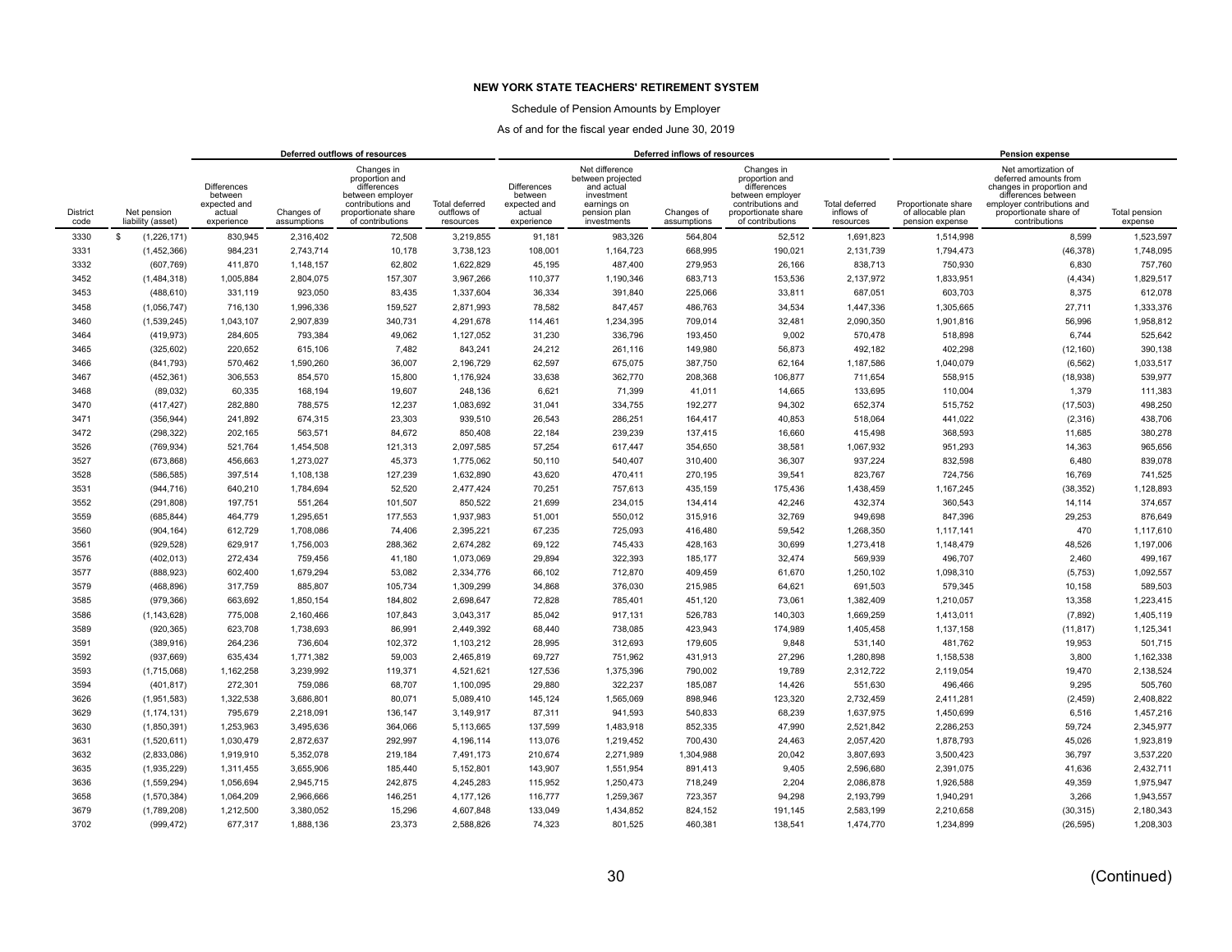**NEW YORK STATE TEACHERS' RETIREMENT SYSTEM**

Schedule of Pension Amounts by Employer

As of and for the fiscal year ended June 30, 2019

| | | Deferred outflows of resources | | | | Deferred inflows of resources | | | | | Pension expense | | |
|---|---|---|---|---|---|---|---|---|---|---|---|---|---|
| District code | Net pension liability (asset) | Differences between expected and actual experience | Changes of assumptions | Changes in proportion and differences between employer contributions and proportionate share of contributions | Total deferred outflows of resources | Differences between expected and actual experience | Net difference between projected and actual investment earnings on pension plan investments | Changes of assumptions | Changes in proportion and differences between employer contributions and proportionate share of contributions | Total deferred inflows of resources | Proportionate share of allocable plan pension expense | Net amortization of deferred amounts from changes in proportion and differences between employer contributions and proportionate share of contributions | Total pension expense |
| 3330 | $ (1,226,171) | 830,945 | 2,316,402 | 72,508 | 3,219,855 | 91,181 | 983,326 | 564,804 | 52,512 | 1,691,823 | 1,514,998 | 8,599 | 1,523,597 |
| 3331 | (1,452,366) | 984,231 | 2,743,714 | 10,178 | 3,738,123 | 108,001 | 1,164,723 | 668,995 | 190,021 | 2,131,739 | 1,794,473 | (46,378) | 1,748,095 |
| 3332 | (607,769) | 411,870 | 1,148,157 | 62,802 | 1,622,829 | 45,195 | 487,400 | 279,953 | 26,166 | 838,713 | 750,930 | 6,830 | 757,760 |
| 3452 | (1,484,318) | 1,005,884 | 2,804,075 | 157,307 | 3,967,266 | 110,377 | 1,190,346 | 683,713 | 153,536 | 2,137,972 | 1,833,951 | (4,434) | 1,829,517 |
| 3453 | (488,610) | 331,119 | 923,050 | 83,435 | 1,337,604 | 36,334 | 391,840 | 225,066 | 33,811 | 687,051 | 603,703 | 8,375 | 612,078 |
| 3458 | (1,056,747) | 716,130 | 1,996,336 | 159,527 | 2,871,993 | 78,582 | 847,457 | 486,763 | 34,534 | 1,447,336 | 1,305,665 | 27,711 | 1,333,376 |
| 3460 | (1,539,245) | 1,043,107 | 2,907,839 | 340,731 | 4,291,678 | 114,461 | 1,234,395 | 709,014 | 32,481 | 2,090,350 | 1,901,816 | 56,996 | 1,958,812 |
| 3464 | (419,973) | 284,605 | 793,384 | 49,062 | 1,127,052 | 31,230 | 336,796 | 193,450 | 9,002 | 570,478 | 518,898 | 6,744 | 525,642 |
| 3465 | (325,602) | 220,652 | 615,106 | 7,482 | 843,241 | 24,212 | 261,116 | 149,980 | 56,873 | 492,182 | 402,298 | (12,160) | 390,138 |
| 3466 | (841,793) | 570,462 | 1,590,260 | 36,007 | 2,196,729 | 62,597 | 675,075 | 387,750 | 62,164 | 1,187,586 | 1,040,079 | (6,562) | 1,033,517 |
| 3467 | (452,361) | 306,553 | 854,570 | 15,800 | 1,176,924 | 33,638 | 362,770 | 208,368 | 106,877 | 711,654 | 558,915 | (18,938) | 539,977 |
| 3468 | (89,032) | 60,335 | 168,194 | 19,607 | 248,136 | 6,621 | 71,399 | 41,011 | 14,665 | 133,695 | 110,004 | 1,379 | 111,383 |
| 3470 | (417,427) | 282,880 | 788,575 | 12,237 | 1,083,692 | 31,041 | 334,755 | 192,277 | 94,302 | 652,374 | 515,752 | (17,503) | 498,250 |
| 3471 | (356,944) | 241,892 | 674,315 | 23,303 | 939,510 | 26,543 | 286,251 | 164,417 | 40,853 | 518,064 | 441,022 | (2,316) | 438,706 |
| 3472 | (298,322) | 202,165 | 563,571 | 84,672 | 850,408 | 22,184 | 239,239 | 137,415 | 16,660 | 415,498 | 368,593 | 11,685 | 380,278 |
| 3526 | (769,934) | 521,764 | 1,454,508 | 121,313 | 2,097,585 | 57,254 | 617,447 | 354,650 | 38,581 | 1,067,932 | 951,293 | 14,363 | 965,656 |
| 3527 | (673,868) | 456,663 | 1,273,027 | 45,373 | 1,775,062 | 50,110 | 540,407 | 310,400 | 36,307 | 937,224 | 832,598 | 6,480 | 839,078 |
| 3528 | (586,585) | 397,514 | 1,108,138 | 127,239 | 1,632,890 | 43,620 | 470,411 | 270,195 | 39,541 | 823,767 | 724,756 | 16,769 | 741,525 |
| 3531 | (944,716) | 640,210 | 1,784,694 | 52,520 | 2,477,424 | 70,251 | 757,613 | 435,159 | 175,436 | 1,438,459 | 1,167,245 | (38,352) | 1,128,893 |
| 3552 | (291,808) | 197,751 | 551,264 | 101,507 | 850,522 | 21,699 | 234,015 | 134,414 | 42,246 | 432,374 | 360,543 | 14,114 | 374,657 |
| 3559 | (685,844) | 464,779 | 1,295,651 | 177,553 | 1,937,983 | 51,001 | 550,012 | 315,916 | 32,769 | 949,698 | 847,396 | 29,253 | 876,649 |
| 3560 | (904,164) | 612,729 | 1,708,086 | 74,406 | 2,395,221 | 67,235 | 725,093 | 416,480 | 59,542 | 1,268,350 | 1,117,141 | 470 | 1,117,610 |
| 3561 | (929,528) | 629,917 | 1,756,003 | 288,362 | 2,674,282 | 69,122 | 745,433 | 428,163 | 30,699 | 1,273,418 | 1,148,479 | 48,526 | 1,197,006 |
| 3576 | (402,013) | 272,434 | 759,456 | 41,180 | 1,073,069 | 29,894 | 322,393 | 185,177 | 32,474 | 569,939 | 496,707 | 2,460 | 499,167 |
| 3577 | (888,923) | 602,400 | 1,679,294 | 53,082 | 2,334,776 | 66,102 | 712,870 | 409,459 | 61,670 | 1,250,102 | 1,098,310 | (5,753) | 1,092,557 |
| 3579 | (468,896) | 317,759 | 885,807 | 105,734 | 1,309,299 | 34,868 | 376,030 | 215,985 | 64,621 | 691,503 | 579,345 | 10,158 | 589,503 |
| 3585 | (979,366) | 663,692 | 1,850,154 | 184,802 | 2,698,647 | 72,828 | 785,401 | 451,120 | 73,061 | 1,382,409 | 1,210,057 | 13,358 | 1,223,415 |
| 3586 | (1,143,628) | 775,008 | 2,160,466 | 107,843 | 3,043,317 | 85,042 | 917,131 | 526,783 | 140,303 | 1,669,259 | 1,413,011 | (7,892) | 1,405,119 |
| 3589 | (920,365) | 623,708 | 1,738,693 | 86,991 | 2,449,392 | 68,440 | 738,085 | 423,943 | 174,989 | 1,405,458 | 1,137,158 | (11,817) | 1,125,341 |
| 3591 | (389,916) | 264,236 | 736,604 | 102,372 | 1,103,212 | 28,995 | 312,693 | 179,605 | 9,848 | 531,140 | 481,762 | 19,953 | 501,715 |
| 3592 | (937,669) | 635,434 | 1,771,382 | 59,003 | 2,465,819 | 69,727 | 751,962 | 431,913 | 27,296 | 1,280,898 | 1,158,538 | 3,800 | 1,162,338 |
| 3593 | (1,715,068) | 1,162,258 | 3,239,992 | 119,371 | 4,521,621 | 127,536 | 1,375,396 | 790,002 | 19,789 | 2,312,722 | 2,119,054 | 19,470 | 2,138,524 |
| 3594 | (401,817) | 272,301 | 759,086 | 68,707 | 1,100,095 | 29,880 | 322,237 | 185,087 | 14,426 | 551,630 | 496,466 | 9,295 | 505,760 |
| 3626 | (1,951,583) | 1,322,538 | 3,686,801 | 80,071 | 5,089,410 | 145,124 | 1,565,069 | 898,946 | 123,320 | 2,732,459 | 2,411,281 | (2,459) | 2,408,822 |
| 3629 | (1,174,131) | 795,679 | 2,218,091 | 136,147 | 3,149,917 | 87,311 | 941,593 | 540,833 | 68,239 | 1,637,975 | 1,450,699 | 6,516 | 1,457,216 |
| 3630 | (1,850,391) | 1,253,963 | 3,495,636 | 364,066 | 5,113,665 | 137,599 | 1,483,918 | 852,335 | 47,990 | 2,521,842 | 2,286,253 | 59,724 | 2,345,977 |
| 3631 | (1,520,611) | 1,030,479 | 2,872,637 | 292,997 | 4,196,114 | 113,076 | 1,219,452 | 700,430 | 24,463 | 2,057,420 | 1,878,793 | 45,026 | 1,923,819 |
| 3632 | (2,833,086) | 1,919,910 | 5,352,078 | 219,184 | 7,491,173 | 210,674 | 2,271,989 | 1,304,988 | 20,042 | 3,807,693 | 3,500,423 | 36,797 | 3,537,220 |
| 3635 | (1,935,229) | 1,311,455 | 3,655,906 | 185,440 | 5,152,801 | 143,907 | 1,551,954 | 891,413 | 9,405 | 2,596,680 | 2,391,075 | 41,636 | 2,432,711 |
| 3636 | (1,559,294) | 1,056,694 | 2,945,715 | 242,875 | 4,245,283 | 115,952 | 1,250,473 | 718,249 | 2,204 | 2,086,878 | 1,926,588 | 49,359 | 1,975,947 |
| 3658 | (1,570,384) | 1,064,209 | 2,966,666 | 146,251 | 4,177,126 | 116,777 | 1,259,367 | 723,357 | 94,298 | 2,193,799 | 1,940,291 | 3,266 | 1,943,557 |
| 3679 | (1,789,208) | 1,212,500 | 3,380,052 | 15,296 | 4,607,848 | 133,049 | 1,434,852 | 824,152 | 191,145 | 2,583,199 | 2,210,658 | (30,315) | 2,180,343 |
| 3702 | (999,472) | 677,317 | 1,888,136 | 23,373 | 2,588,826 | 74,323 | 801,525 | 460,381 | 138,541 | 1,474,770 | 1,234,899 | (26,595) | 1,208,303 |

(Continued)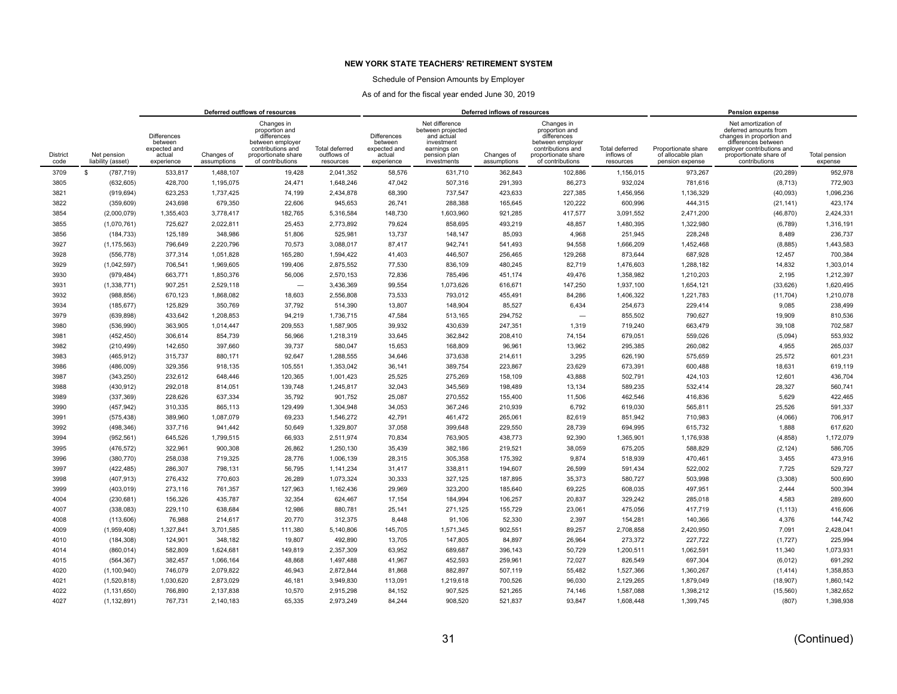**NEW YORK STATE TEACHERS' RETIREMENT SYSTEM**

Schedule of Pension Amounts by Employer

As of and for the fiscal year ended June 30, 2019

| | | Deferred outflows of resources | | | | Deferred inflows of resources | | | | | Pension expense | | |
|---|---|---|---|---|---|---|---|---|---|---|---|---|---|
| District code | Net pension liability (asset) | Differences between expected and actual experience | Changes of assumptions | Changes in proportion and differences between employer contributions and proportionate share of contributions | Total deferred outflows of resources | Differences between expected and actual experience | Net difference between projected and actual investment earnings on pension plan investments | Changes of assumptions | Changes in proportion and differences between employer contributions and proportionate share of contributions | Total deferred inflows of resources | Proportionate share of allocable plan pension expense | Net amortization of deferred amounts from changes in proportion and differences between employer contributions and proportionate share of contributions | Total pension expense |
| 3709 | $ (787,719) | 533,817 | 1,488,107 | 19,428 | 2,041,352 | 58,576 | 631,710 | 362,843 | 102,886 | 1,156,015 | 973,267 | (20,289) | 952,978 |
| 3805 | (632,605) | 428,700 | 1,195,075 | 24,471 | 1,648,246 | 47,042 | 507,316 | 291,393 | 86,273 | 932,024 | 781,616 | (8,713) | 772,903 |
| 3821 | (919,694) | 623,253 | 1,737,425 | 74,199 | 2,434,878 | 68,390 | 737,547 | 423,633 | 227,385 | 1,456,956 | 1,136,329 | (40,093) | 1,096,236 |
| 3822 | (359,609) | 243,698 | 679,350 | 22,606 | 945,653 | 26,741 | 288,388 | 165,645 | 120,222 | 600,996 | 444,315 | (21,141) | 423,174 |
| 3854 | (2,000,079) | 1,355,403 | 3,778,417 | 182,765 | 5,316,584 | 148,730 | 1,603,960 | 921,285 | 417,577 | 3,091,552 | 2,471,200 | (46,870) | 2,424,331 |
| 3855 | (1,070,761) | 725,627 | 2,022,811 | 25,453 | 2,773,892 | 79,624 | 858,695 | 493,219 | 48,857 | 1,480,395 | 1,322,980 | (6,789) | 1,316,191 |
| 3856 | (184,733) | 125,189 | 348,986 | 51,806 | 525,981 | 13,737 | 148,147 | 85,093 | 4,968 | 251,945 | 228,248 | 8,489 | 236,737 |
| 3927 | (1,175,563) | 796,649 | 2,220,796 | 70,573 | 3,088,017 | 87,417 | 942,741 | 541,493 | 94,558 | 1,666,209 | 1,452,468 | (8,885) | 1,443,583 |
| 3928 | (556,778) | 377,314 | 1,051,828 | 165,280 | 1,594,422 | 41,403 | 446,507 | 256,465 | 129,268 | 873,644 | 687,928 | 12,457 | 700,384 |
| 3929 | (1,042,597) | 706,541 | 1,969,605 | 199,406 | 2,875,552 | 77,530 | 836,109 | 480,245 | 82,719 | 1,476,603 | 1,288,182 | 14,832 | 1,303,014 |
| 3930 | (979,484) | 663,771 | 1,850,376 | 56,006 | 2,570,153 | 72,836 | 785,496 | 451,174 | 49,476 | 1,358,982 | 1,210,203 | 2,195 | 1,212,397 |
| 3931 | (1,338,771) | 907,251 | 2,529,118 | — | 3,436,369 | 99,554 | 1,073,626 | 616,671 | 147,250 | 1,937,100 | 1,654,121 | (33,626) | 1,620,495 |
| 3932 | (988,856) | 670,123 | 1,868,082 | 18,603 | 2,556,808 | 73,533 | 793,012 | 455,491 | 84,286 | 1,406,322 | 1,221,783 | (11,704) | 1,210,078 |
| 3934 | (185,677) | 125,829 | 350,769 | 37,792 | 514,390 | 13,807 | 148,904 | 85,527 | 6,434 | 254,673 | 229,414 | 9,085 | 238,499 |
| 3979 | (639,898) | 433,642 | 1,208,853 | 94,219 | 1,736,715 | 47,584 | 513,165 | 294,752 | — | 855,502 | 790,627 | 19,909 | 810,536 |
| 3980 | (536,990) | 363,905 | 1,014,447 | 209,553 | 1,587,905 | 39,932 | 430,639 | 247,351 | 1,319 | 719,240 | 663,479 | 39,108 | 702,587 |
| 3981 | (452,450) | 306,614 | 854,739 | 56,966 | 1,218,319 | 33,645 | 362,842 | 208,410 | 74,154 | 679,051 | 559,026 | (5,094) | 553,932 |
| 3982 | (210,499) | 142,650 | 397,660 | 39,737 | 580,047 | 15,653 | 168,809 | 96,961 | 13,962 | 295,385 | 260,082 | 4,955 | 265,037 |
| 3983 | (465,912) | 315,737 | 880,171 | 92,647 | 1,288,555 | 34,646 | 373,638 | 214,611 | 3,295 | 626,190 | 575,659 | 25,572 | 601,231 |
| 3986 | (486,009) | 329,356 | 918,135 | 105,551 | 1,353,042 | 36,141 | 389,754 | 223,867 | 23,629 | 673,391 | 600,488 | 18,631 | 619,119 |
| 3987 | (343,250) | 232,612 | 648,446 | 120,365 | 1,001,423 | 25,525 | 275,269 | 158,109 | 43,888 | 502,791 | 424,103 | 12,601 | 436,704 |
| 3988 | (430,912) | 292,018 | 814,051 | 139,748 | 1,245,817 | 32,043 | 345,569 | 198,489 | 13,134 | 589,235 | 532,414 | 28,327 | 560,741 |
| 3989 | (337,369) | 228,626 | 637,334 | 35,792 | 901,752 | 25,087 | 270,552 | 155,400 | 11,506 | 462,546 | 416,836 | 5,629 | 422,465 |
| 3990 | (457,942) | 310,335 | 865,113 | 129,499 | 1,304,948 | 34,053 | 367,246 | 210,939 | 6,792 | 619,030 | 565,811 | 25,526 | 591,337 |
| 3991 | (575,438) | 389,960 | 1,087,079 | 69,233 | 1,546,272 | 42,791 | 461,472 | 265,061 | 82,619 | 851,942 | 710,983 | (4,066) | 706,917 |
| 3992 | (498,346) | 337,716 | 941,442 | 50,649 | 1,329,807 | 37,058 | 399,648 | 229,550 | 28,739 | 694,995 | 615,732 | 1,888 | 617,620 |
| 3994 | (952,561) | 645,526 | 1,799,515 | 66,933 | 2,511,974 | 70,834 | 763,905 | 438,773 | 92,390 | 1,365,901 | 1,176,938 | (4,858) | 1,172,079 |
| 3995 | (476,572) | 322,961 | 900,308 | 26,862 | 1,250,130 | 35,439 | 382,186 | 219,521 | 38,059 | 675,205 | 588,829 | (2,124) | 586,705 |
| 3996 | (380,770) | 258,038 | 719,325 | 28,776 | 1,006,139 | 28,315 | 305,358 | 175,392 | 9,874 | 518,939 | 470,461 | 3,455 | 473,916 |
| 3997 | (422,485) | 286,307 | 798,131 | 56,795 | 1,141,234 | 31,417 | 338,811 | 194,607 | 26,599 | 591,434 | 522,002 | 7,725 | 529,727 |
| 3998 | (407,913) | 276,432 | 770,603 | 26,289 | 1,073,324 | 30,333 | 327,125 | 187,895 | 35,373 | 580,727 | 503,998 | (3,308) | 500,690 |
| 3999 | (403,019) | 273,116 | 761,357 | 127,963 | 1,162,436 | 29,969 | 323,200 | 185,640 | 69,225 | 608,035 | 497,951 | 2,444 | 500,394 |
| 4004 | (230,681) | 156,326 | 435,787 | 32,354 | 624,467 | 17,154 | 184,994 | 106,257 | 20,837 | 329,242 | 285,018 | 4,583 | 289,600 |
| 4007 | (338,083) | 229,110 | 638,684 | 12,986 | 880,781 | 25,141 | 271,125 | 155,729 | 23,061 | 475,056 | 417,719 | (1,113) | 416,606 |
| 4008 | (113,606) | 76,988 | 214,617 | 20,770 | 312,375 | 8,448 | 91,106 | 52,330 | 2,397 | 154,281 | 140,366 | 4,376 | 144,742 |
| 4009 | (1,959,408) | 1,327,841 | 3,701,585 | 111,380 | 5,140,806 | 145,705 | 1,571,345 | 902,551 | 89,257 | 2,708,858 | 2,420,950 | 7,091 | 2,428,041 |
| 4010 | (184,308) | 124,901 | 348,182 | 19,807 | 492,890 | 13,705 | 147,805 | 84,897 | 26,964 | 273,372 | 227,722 | (1,727) | 225,994 |
| 4014 | (860,014) | 582,809 | 1,624,681 | 149,819 | 2,357,309 | 63,952 | 689,687 | 396,143 | 50,729 | 1,200,511 | 1,062,591 | 11,340 | 1,073,931 |
| 4015 | (564,367) | 382,457 | 1,066,164 | 48,868 | 1,497,488 | 41,967 | 452,593 | 259,961 | 72,027 | 826,549 | 697,304 | (6,012) | 691,292 |
| 4020 | (1,100,940) | 746,079 | 2,079,822 | 46,943 | 2,872,844 | 81,868 | 882,897 | 507,119 | 55,482 | 1,527,366 | 1,360,267 | (1,414) | 1,358,853 |
| 4021 | (1,520,818) | 1,030,620 | 2,873,029 | 46,181 | 3,949,830 | 113,091 | 1,219,618 | 700,526 | 96,030 | 2,129,265 | 1,879,049 | (18,907) | 1,860,142 |
| 4022 | (1,131,650) | 766,890 | 2,137,838 | 10,570 | 2,915,298 | 84,152 | 907,525 | 521,265 | 74,146 | 1,587,088 | 1,398,212 | (15,560) | 1,382,652 |
| 4027 | (1,132,891) | 767,731 | 2,140,183 | 65,335 | 2,973,249 | 84,244 | 908,520 | 521,837 | 93,847 | 1,608,448 | 1,399,745 | (807) | 1,398,938 |

(Continued)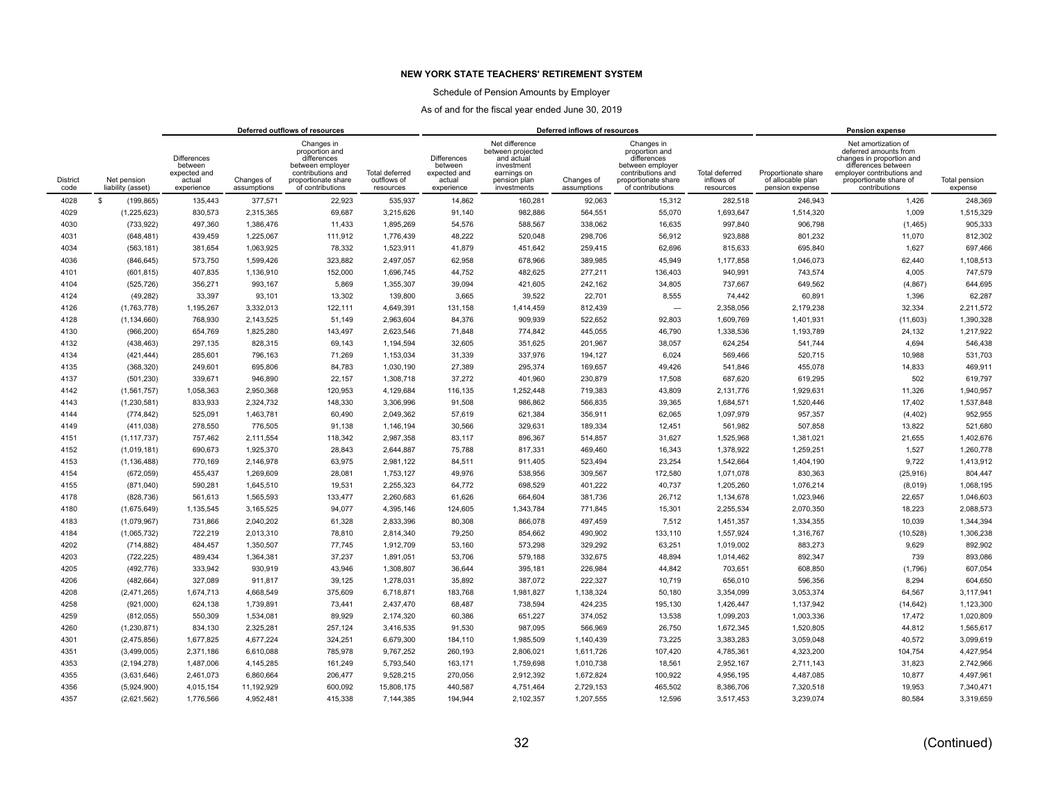**NEW YORK STATE TEACHERS' RETIREMENT SYSTEM**

Schedule of Pension Amounts by Employer

As of and for the fiscal year ended June 30, 2019

| | | Deferred outflows of resources | | | | Deferred inflows of resources | | | | | Pension expense | | |
|---|---|---|---|---|---|---|---|---|---|---|---|---|---|
| District code | Net pension liability (asset) | Differences between expected and actual experience | Changes of assumptions | Changes in proportion and differences between employer contributions and proportionate share of contributions | Total deferred outflows of resources | Differences between expected and actual experience | Net difference between projected and actual investment earnings on pension plan investments | Changes of assumptions | Changes in proportion and differences between employer contributions and proportionate share of contributions | Total deferred inflows of resources | Proportionate share of allocable plan pension expense | Net amortization of deferred amounts from changes in proportion and differences between employer contributions and proportionate share of contributions | Total pension expense |
| 4028 | $ (199,865) | 135,443 | 377,571 | 22,923 | 535,937 | 14,862 | 160,281 | 92,063 | 15,312 | 282,518 | 246,943 | 1,426 | 248,369 |
| 4029 | (1,225,623) | 830,573 | 2,315,365 | 69,687 | 3,215,626 | 91,140 | 982,886 | 564,551 | 55,070 | 1,693,647 | 1,514,320 | 1,009 | 1,515,329 |
| 4030 | (733,922) | 497,360 | 1,386,476 | 11,433 | 1,895,269 | 54,576 | 588,567 | 338,062 | 16,635 | 997,840 | 906,798 | (1,465) | 905,333 |
| 4031 | (648,481) | 439,459 | 1,225,067 | 111,912 | 1,776,439 | 48,222 | 520,048 | 298,706 | 56,912 | 923,888 | 801,232 | 11,070 | 812,302 |
| 4034 | (563,181) | 381,654 | 1,063,925 | 78,332 | 1,523,911 | 41,879 | 451,642 | 259,415 | 62,696 | 815,633 | 695,840 | 1,627 | 697,466 |
| 4036 | (846,645) | 573,750 | 1,599,426 | 323,882 | 2,497,057 | 62,958 | 678,966 | 389,985 | 45,949 | 1,177,858 | 1,046,073 | 62,440 | 1,108,513 |
| 4101 | (601,815) | 407,835 | 1,136,910 | 152,000 | 1,696,745 | 44,752 | 482,625 | 277,211 | 136,403 | 940,991 | 743,574 | 4,005 | 747,579 |
| 4104 | (525,726) | 356,271 | 993,167 | 5,869 | 1,355,307 | 39,094 | 421,605 | 242,162 | 34,805 | 737,667 | 649,562 | (4,867) | 644,695 |
| 4124 | (49,282) | 33,397 | 93,101 | 13,302 | 139,800 | 3,665 | 39,522 | 22,701 | 8,555 | 74,442 | 60,891 | 1,396 | 62,287 |
| 4126 | (1,763,778) | 1,195,267 | 3,332,013 | 122,111 | 4,649,391 | 131,158 | 1,414,459 | 812,439 | — | 2,358,056 | 2,179,238 | 32,334 | 2,211,572 |
| 4128 | (1,134,660) | 768,930 | 2,143,525 | 51,149 | 2,963,604 | 84,376 | 909,939 | 522,652 | 92,803 | 1,609,769 | 1,401,931 | (11,603) | 1,390,328 |
| 4130 | (966,200) | 654,769 | 1,825,280 | 143,497 | 2,623,546 | 71,848 | 774,842 | 445,055 | 46,790 | 1,338,536 | 1,193,789 | 24,132 | 1,217,922 |
| 4132 | (438,463) | 297,135 | 828,315 | 69,143 | 1,194,594 | 32,605 | 351,625 | 201,967 | 38,057 | 624,254 | 541,744 | 4,694 | 546,438 |
| 4134 | (421,444) | 285,601 | 796,163 | 71,269 | 1,153,034 | 31,339 | 337,976 | 194,127 | 6,024 | 569,466 | 520,715 | 10,988 | 531,703 |
| 4135 | (368,320) | 249,601 | 695,806 | 84,783 | 1,030,190 | 27,389 | 295,374 | 169,657 | 49,426 | 541,846 | 455,078 | 14,833 | 469,911 |
| 4137 | (501,230) | 339,671 | 946,890 | 22,157 | 1,308,718 | 37,272 | 401,960 | 230,879 | 17,508 | 687,620 | 619,295 | 502 | 619,797 |
| 4142 | (1,561,757) | 1,058,363 | 2,950,368 | 120,953 | 4,129,684 | 116,135 | 1,252,448 | 719,383 | 43,809 | 2,131,776 | 1,929,631 | 11,326 | 1,940,957 |
| 4143 | (1,230,581) | 833,933 | 2,324,732 | 148,330 | 3,306,996 | 91,508 | 986,862 | 566,835 | 39,365 | 1,684,571 | 1,520,446 | 17,402 | 1,537,848 |
| 4144 | (774,842) | 525,091 | 1,463,781 | 60,490 | 2,049,362 | 57,619 | 621,384 | 356,911 | 62,065 | 1,097,979 | 957,357 | (4,402) | 952,955 |
| 4149 | (411,038) | 278,550 | 776,505 | 91,138 | 1,146,194 | 30,566 | 329,631 | 189,334 | 12,451 | 561,982 | 507,858 | 13,822 | 521,680 |
| 4151 | (1,117,737) | 757,462 | 2,111,554 | 118,342 | 2,987,358 | 83,117 | 896,367 | 514,857 | 31,627 | 1,525,968 | 1,381,021 | 21,655 | 1,402,676 |
| 4152 | (1,019,181) | 690,673 | 1,925,370 | 28,843 | 2,644,887 | 75,788 | 817,331 | 469,460 | 16,343 | 1,378,922 | 1,259,251 | 1,527 | 1,260,778 |
| 4153 | (1,136,488) | 770,169 | 2,146,978 | 63,975 | 2,981,122 | 84,511 | 911,405 | 523,494 | 23,254 | 1,542,664 | 1,404,190 | 9,722 | 1,413,912 |
| 4154 | (672,059) | 455,437 | 1,269,609 | 28,081 | 1,753,127 | 49,976 | 538,956 | 309,567 | 172,580 | 1,071,078 | 830,363 | (25,916) | 804,447 |
| 4155 | (871,040) | 590,281 | 1,645,510 | 19,531 | 2,255,323 | 64,772 | 698,529 | 401,222 | 40,737 | 1,205,260 | 1,076,214 | (8,019) | 1,068,195 |
| 4178 | (828,736) | 561,613 | 1,565,593 | 133,477 | 2,260,683 | 61,626 | 664,604 | 381,736 | 26,712 | 1,134,678 | 1,023,946 | 22,657 | 1,046,603 |
| 4180 | (1,675,649) | 1,135,545 | 3,165,525 | 94,077 | 4,395,146 | 124,605 | 1,343,784 | 771,845 | 15,301 | 2,255,534 | 2,070,350 | 18,223 | 2,088,573 |
| 4183 | (1,079,967) | 731,866 | 2,040,202 | 61,328 | 2,833,396 | 80,308 | 866,078 | 497,459 | 7,512 | 1,451,357 | 1,334,355 | 10,039 | 1,344,394 |
| 4184 | (1,065,732) | 722,219 | 2,013,310 | 78,810 | 2,814,340 | 79,250 | 854,662 | 490,902 | 133,110 | 1,557,924 | 1,316,767 | (10,528) | 1,306,238 |
| 4202 | (714,882) | 484,457 | 1,350,507 | 77,745 | 1,912,709 | 53,160 | 573,298 | 329,292 | 63,251 | 1,019,002 | 883,273 | 9,629 | 892,902 |
| 4203 | (722,225) | 489,434 | 1,364,381 | 37,237 | 1,891,051 | 53,706 | 579,188 | 332,675 | 48,894 | 1,014,462 | 892,347 | 739 | 893,086 |
| 4205 | (492,776) | 333,942 | 930,919 | 43,946 | 1,308,807 | 36,644 | 395,181 | 226,984 | 44,842 | 703,651 | 608,850 | (1,796) | 607,054 |
| 4206 | (482,664) | 327,089 | 911,817 | 39,125 | 1,278,031 | 35,892 | 387,072 | 222,327 | 10,719 | 656,010 | 596,356 | 8,294 | 604,650 |
| 4208 | (2,471,265) | 1,674,713 | 4,668,549 | 375,609 | 6,718,871 | 183,768 | 1,981,827 | 1,138,324 | 50,180 | 3,354,099 | 3,053,374 | 64,567 | 3,117,941 |
| 4258 | (921,000) | 624,138 | 1,739,891 | 73,441 | 2,437,470 | 68,487 | 738,594 | 424,235 | 195,130 | 1,426,447 | 1,137,942 | (14,642) | 1,123,300 |
| 4259 | (812,055) | 550,309 | 1,534,081 | 89,929 | 2,174,320 | 60,386 | 651,227 | 374,052 | 13,538 | 1,099,203 | 1,003,336 | 17,472 | 1,020,809 |
| 4260 | (1,230,871) | 834,130 | 2,325,281 | 257,124 | 3,416,535 | 91,530 | 987,095 | 566,969 | 26,750 | 1,672,345 | 1,520,805 | 44,812 | 1,565,617 |
| 4301 | (2,475,856) | 1,677,825 | 4,677,224 | 324,251 | 6,679,300 | 184,110 | 1,985,509 | 1,140,439 | 73,225 | 3,383,283 | 3,059,048 | 40,572 | 3,099,619 |
| 4351 | (3,499,005) | 2,371,186 | 6,610,088 | 785,978 | 9,767,252 | 260,193 | 2,806,021 | 1,611,726 | 107,420 | 4,785,361 | 4,323,200 | 104,754 | 4,427,954 |
| 4353 | (2,194,278) | 1,487,006 | 4,145,285 | 161,249 | 5,793,540 | 163,171 | 1,759,698 | 1,010,738 | 18,561 | 2,952,167 | 2,711,143 | 31,823 | 2,742,966 |
| 4355 | (3,631,646) | 2,461,073 | 6,860,664 | 206,477 | 9,528,215 | 270,056 | 2,912,392 | 1,672,824 | 100,922 | 4,956,195 | 4,487,085 | 10,877 | 4,497,961 |
| 4356 | (5,924,900) | 4,015,154 | 11,192,929 | 600,092 | 15,808,175 | 440,587 | 4,751,464 | 2,729,153 | 465,502 | 8,386,706 | 7,320,518 | 19,953 | 7,340,471 |
| 4357 | (2,621,562) | 1,776,566 | 4,952,481 | 415,338 | 7,144,385 | 194,944 | 2,102,357 | 1,207,555 | 12,596 | 3,517,453 | 3,239,074 | 80,584 | 3,319,659 |

(Continued)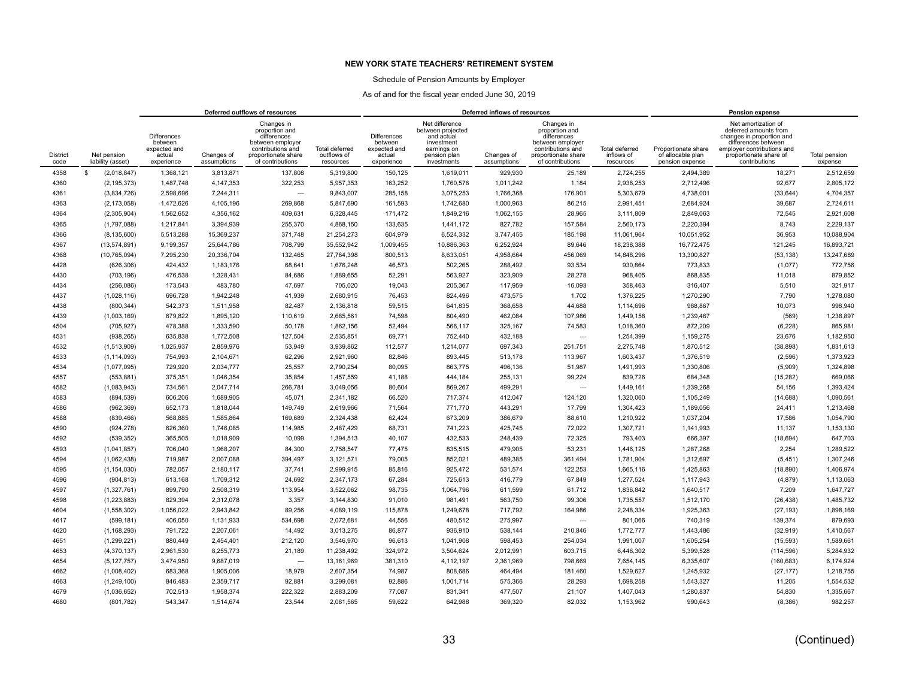**NEW YORK STATE TEACHERS' RETIREMENT SYSTEM**

Schedule of Pension Amounts by Employer

As of and for the fiscal year ended June 30, 2019

| | | Deferred outflows of resources | | | | Deferred inflows of resources | | | | | Pension expense | | |
|---|---|---|---|---|---|---|---|---|---|---|---|---|---|
| District code | Net pension liability (asset) | Differences between expected and actual experience | Changes of assumptions | Changes in proportion and differences between employer contributions and proportionate share of contributions | Total deferred outflows of resources | Differences between expected and actual experience | Net difference between projected and actual investment earnings on pension plan investments | Changes of assumptions | Changes in proportion and differences between employer contributions and proportionate share of contributions | Total deferred inflows of resources | Proportionate share of allocable plan pension expense | Net amortization of deferred amounts from changes in proportion and differences between employer contributions and proportionate share of contributions | Total pension expense |
| 4358 | $ (2,018,847) | 1,368,121 | 3,813,871 | 137,808 | 5,319,800 | 150,125 | 1,619,011 | 929,930 | 25,189 | 2,724,255 | 2,494,389 | 18,271 | 2,512,659 |
| 4360 | (2,195,373) | 1,487,748 | 4,147,353 | 322,253 | 5,957,353 | 163,252 | 1,760,576 | 1,011,242 | 1,184 | 2,936,253 | 2,712,496 | 92,677 | 2,805,172 |
| 4361 | (3,834,726) | 2,598,696 | 7,244,311 | — | 9,843,007 | 285,158 | 3,075,253 | 1,766,368 | 176,901 | 5,303,679 | 4,738,001 | (33,644) | 4,704,357 |
| 4363 | (2,173,058) | 1,472,626 | 4,105,196 | 269,868 | 5,847,690 | 161,593 | 1,742,680 | 1,000,963 | 86,215 | 2,991,451 | 2,684,924 | 39,687 | 2,724,611 |
| 4364 | (2,305,904) | 1,562,652 | 4,356,162 | 409,631 | 6,328,445 | 171,472 | 1,849,216 | 1,062,155 | 28,965 | 3,111,809 | 2,849,063 | 72,545 | 2,921,608 |
| 4365 | (1,797,088) | 1,217,841 | 3,394,939 | 255,370 | 4,868,150 | 133,635 | 1,441,172 | 827,782 | 157,584 | 2,560,173 | 2,220,394 | 8,743 | 2,229,137 |
| 4366 | (8,135,600) | 5,513,288 | 15,369,237 | 371,748 | 21,254,273 | 604,979 | 6,524,332 | 3,747,455 | 185,198 | 11,061,964 | 10,051,952 | 36,953 | 10,088,904 |
| 4367 | (13,574,891) | 9,199,357 | 25,644,786 | 708,799 | 35,552,942 | 1,009,455 | 10,886,363 | 6,252,924 | 89,646 | 18,238,388 | 16,772,475 | 121,245 | 16,893,721 |
| 4368 | (10,765,094) | 7,295,230 | 20,336,704 | 132,465 | 27,764,398 | 800,513 | 8,633,051 | 4,958,664 | 456,069 | 14,848,296 | 13,300,827 | (53,138) | 13,247,689 |
| 4428 | (626,306) | 424,432 | 1,183,176 | 68,641 | 1,676,248 | 46,573 | 502,265 | 288,492 | 93,534 | 930,864 | 773,833 | (1,077) | 772,756 |
| 4430 | (703,196) | 476,538 | 1,328,431 | 84,686 | 1,889,655 | 52,291 | 563,927 | 323,909 | 28,278 | 968,405 | 868,835 | 11,018 | 879,852 |
| 4434 | (256,086) | 173,543 | 483,780 | 47,697 | 705,020 | 19,043 | 205,367 | 117,959 | 16,093 | 358,463 | 316,407 | 5,510 | 321,917 |
| 4437 | (1,028,116) | 696,728 | 1,942,248 | 41,939 | 2,680,915 | 76,453 | 824,496 | 473,575 | 1,702 | 1,376,225 | 1,270,290 | 7,790 | 1,278,080 |
| 4438 | (800,344) | 542,373 | 1,511,958 | 82,487 | 2,136,818 | 59,515 | 641,835 | 368,658 | 44,688 | 1,114,696 | 988,867 | 10,073 | 998,940 |
| 4439 | (1,003,169) | 679,822 | 1,895,120 | 110,619 | 2,685,561 | 74,598 | 804,490 | 462,084 | 107,986 | 1,449,158 | 1,239,467 | (569) | 1,238,897 |
| 4504 | (705,927) | 478,388 | 1,333,590 | 50,178 | 1,862,156 | 52,494 | 566,117 | 325,167 | 74,583 | 1,018,360 | 872,209 | (6,228) | 865,981 |
| 4531 | (938,265) | 635,838 | 1,772,508 | 127,504 | 2,535,851 | 69,771 | 752,440 | 432,188 | — | 1,254,399 | 1,159,275 | 23,676 | 1,182,950 |
| 4532 | (1,513,909) | 1,025,937 | 2,859,976 | 53,949 | 3,939,862 | 112,577 | 1,214,077 | 697,343 | 251,751 | 2,275,748 | 1,870,512 | (38,898) | 1,831,613 |
| 4533 | (1,114,093) | 754,993 | 2,104,671 | 62,296 | 2,921,960 | 82,846 | 893,445 | 513,178 | 113,967 | 1,603,437 | 1,376,519 | (2,596) | 1,373,923 |
| 4534 | (1,077,095) | 729,920 | 2,034,777 | 25,557 | 2,790,254 | 80,095 | 863,775 | 496,136 | 51,987 | 1,491,993 | 1,330,806 | (5,909) | 1,324,898 |
| 4557 | (553,881) | 375,351 | 1,046,354 | 35,854 | 1,457,559 | 41,188 | 444,184 | 255,131 | 99,224 | 839,726 | 684,348 | (15,282) | 669,066 |
| 4582 | (1,083,943) | 734,561 | 2,047,714 | 266,781 | 3,049,056 | 80,604 | 869,267 | 499,291 | — | 1,449,161 | 1,339,268 | 54,156 | 1,393,424 |
| 4583 | (894,539) | 606,206 | 1,689,905 | 45,071 | 2,341,182 | 66,520 | 717,374 | 412,047 | 124,120 | 1,320,060 | 1,105,249 | (14,688) | 1,090,561 |
| 4586 | (962,369) | 652,173 | 1,818,044 | 149,749 | 2,619,966 | 71,564 | 771,770 | 443,291 | 17,799 | 1,304,423 | 1,189,056 | 24,411 | 1,213,468 |
| 4588 | (839,466) | 568,885 | 1,585,864 | 169,689 | 2,324,438 | 62,424 | 673,209 | 386,679 | 88,610 | 1,210,922 | 1,037,204 | 17,586 | 1,054,790 |
| 4590 | (924,278) | 626,360 | 1,746,085 | 114,985 | 2,487,429 | 68,731 | 741,223 | 425,745 | 72,022 | 1,307,721 | 1,141,993 | 11,137 | 1,153,130 |
| 4592 | (539,352) | 365,505 | 1,018,909 | 10,099 | 1,394,513 | 40,107 | 432,533 | 248,439 | 72,325 | 793,403 | 666,397 | (18,694) | 647,703 |
| 4593 | (1,041,857) | 706,040 | 1,968,207 | 84,300 | 2,758,547 | 77,475 | 835,515 | 479,905 | 53,231 | 1,446,125 | 1,287,268 | 2,254 | 1,289,522 |
| 4594 | (1,062,438) | 719,987 | 2,007,088 | 394,497 | 3,121,571 | 79,005 | 852,021 | 489,385 | 361,494 | 1,781,904 | 1,312,697 | (5,451) | 1,307,246 |
| 4595 | (1,154,030) | 782,057 | 2,180,117 | 37,741 | 2,999,915 | 85,816 | 925,472 | 531,574 | 122,253 | 1,665,116 | 1,425,863 | (18,890) | 1,406,974 |
| 4596 | (904,813) | 613,168 | 1,709,312 | 24,692 | 2,347,173 | 67,284 | 725,613 | 416,779 | 67,849 | 1,277,524 | 1,117,943 | (4,879) | 1,113,063 |
| 4597 | (1,327,761) | 899,790 | 2,508,319 | 113,954 | 3,522,062 | 98,735 | 1,064,796 | 611,599 | 61,712 | 1,836,842 | 1,640,517 | 7,209 | 1,647,727 |
| 4598 | (1,223,883) | 829,394 | 2,312,078 | 3,357 | 3,144,830 | 91,010 | 981,491 | 563,750 | 99,306 | 1,735,557 | 1,512,170 | (26,438) | 1,485,732 |
| 4604 | (1,558,302) | 1,056,022 | 2,943,842 | 89,256 | 4,089,119 | 115,878 | 1,249,678 | 717,792 | 164,986 | 2,248,334 | 1,925,363 | (27,193) | 1,898,169 |
| 4617 | (599,181) | 406,050 | 1,131,933 | 534,698 | 2,072,681 | 44,556 | 480,512 | 275,997 | — | 801,066 | 740,319 | 139,374 | 879,693 |
| 4620 | (1,168,293) | 791,722 | 2,207,061 | 14,492 | 3,013,275 | 86,877 | 936,910 | 538,144 | 210,846 | 1,772,777 | 1,443,486 | (32,919) | 1,410,567 |
| 4651 | (1,299,221) | 880,449 | 2,454,401 | 212,120 | 3,546,970 | 96,613 | 1,041,908 | 598,453 | 254,034 | 1,991,007 | 1,605,254 | (15,593) | 1,589,661 |
| 4653 | (4,370,137) | 2,961,530 | 8,255,773 | 21,189 | 11,238,492 | 324,972 | 3,504,624 | 2,012,991 | 603,715 | 6,446,302 | 5,399,528 | (114,596) | 5,284,932 |
| 4654 | (5,127,757) | 3,474,950 | 9,687,019 | — | 13,161,969 | 381,310 | 4,112,197 | 2,361,969 | 798,669 | 7,654,145 | 6,335,607 | (160,683) | 6,174,924 |
| 4662 | (1,008,402) | 683,368 | 1,905,006 | 18,979 | 2,607,354 | 74,987 | 808,686 | 464,494 | 181,460 | 1,529,627 | 1,245,932 | (27,177) | 1,218,755 |
| 4663 | (1,249,100) | 846,483 | 2,359,717 | 92,881 | 3,299,081 | 92,886 | 1,001,714 | 575,366 | 28,293 | 1,698,258 | 1,543,327 | 11,205 | 1,554,532 |
| 4679 | (1,036,652) | 702,513 | 1,958,374 | 222,322 | 2,883,209 | 77,087 | 831,341 | 477,507 | 21,107 | 1,407,043 | 1,280,837 | 54,830 | 1,335,667 |
| 4680 | (801,782) | 543,347 | 1,514,674 | 23,544 | 2,081,565 | 59,622 | 642,988 | 369,320 | 82,032 | 1,153,962 | 990,643 | (8,386) | 982,257 |

(Continued)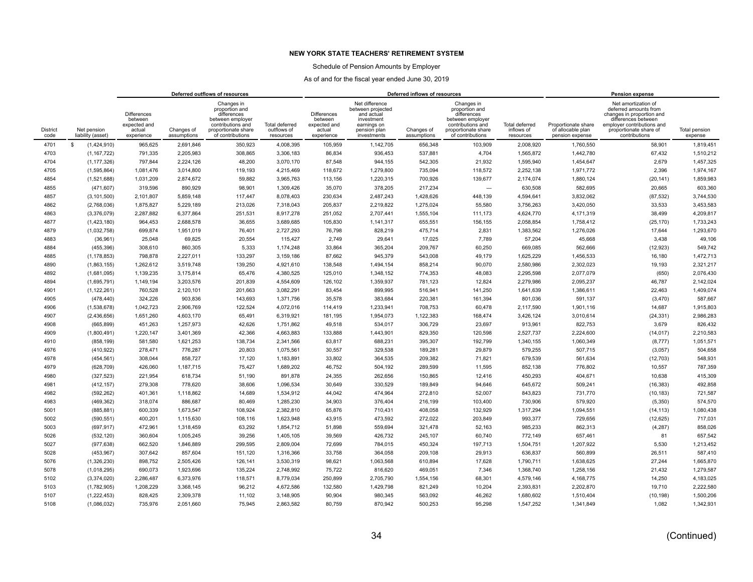**NEW YORK STATE TEACHERS' RETIREMENT SYSTEM**

Schedule of Pension Amounts by Employer

As of and for the fiscal year ended June 30, 2019

| | | Deferred outflows of resources | | | | Deferred inflows of resources | | | | | Pension expense | | |
|---|---|---|---|---|---|---|---|---|---|---|---|---|---|
| District code | Net pension liability (asset) | Differences between expected and actual experience | Changes of assumptions | Changes in proportion and differences between employer contributions and proportionate share of contributions | Total deferred outflows of resources | Differences between expected and actual experience | Net difference between projected and actual investment earnings on pension plan investments | Changes of assumptions | Changes in proportion and differences between employer contributions and proportionate share of contributions | Total deferred inflows of resources | Proportionate share of allocable plan pension expense | Net amortization of deferred amounts from changes in proportion and differences between employer contributions and proportionate share of contributions | Total pension expense |
| 4701 | $ (1,424,910) | 965,625 | 2,691,846 | 350,923 | 4,008,395 | 105,959 | 1,142,705 | 656,348 | 103,909 | 2,008,920 | 1,760,550 | 58,901 | 1,819,451 |
| 4703 | (1,167,722) | 791,335 | 2,205,983 | 308,865 | 3,306,183 | 86,834 | 936,453 | 537,881 | 4,704 | 1,565,872 | 1,442,780 | 67,432 | 1,510,212 |
| 4704 | (1,177,326) | 797,844 | 2,224,126 | 48,200 | 3,070,170 | 87,548 | 944,155 | 542,305 | 21,932 | 1,595,940 | 1,454,647 | 2,679 | 1,457,325 |
| 4705 | (1,595,864) | 1,081,476 | 3,014,800 | 119,193 | 4,215,469 | 118,672 | 1,279,800 | 735,094 | 118,572 | 2,252,138 | 1,971,772 | 2,396 | 1,974,167 |
| 4854 | (1,521,688) | 1,031,209 | 2,874,672 | 59,882 | 3,965,763 | 113,156 | 1,220,315 | 700,926 | 139,677 | 2,174,074 | 1,880,124 | (20,141) | 1,859,983 |
| 4855 | (471,607) | 319,596 | 890,929 | 98,901 | 1,309,426 | 35,070 | 378,205 | 217,234 | — | 630,508 | 582,695 | 20,665 | 603,360 |
| 4857 | (3,101,500) | 2,101,807 | 5,859,148 | 117,447 | 8,078,403 | 230,634 | 2,487,243 | 1,428,626 | 448,139 | 4,594,641 | 3,832,062 | (87,532) | 3,744,530 |
| 4862 | (2,768,036) | 1,875,827 | 5,229,189 | 213,026 | 7,318,043 | 205,837 | 2,219,822 | 1,275,024 | 55,580 | 3,756,263 | 3,420,050 | 33,533 | 3,453,583 |
| 4863 | (3,376,079) | 2,287,882 | 6,377,864 | 251,531 | 8,917,278 | 251,052 | 2,707,441 | 1,555,104 | 111,173 | 4,624,770 | 4,171,319 | 38,499 | 4,209,817 |
| 4877 | (1,423,180) | 964,453 | 2,688,578 | 36,655 | 3,689,685 | 105,830 | 1,141,317 | 655,551 | 156,155 | 2,058,854 | 1,758,412 | (25,170) | 1,733,243 |
| 4879 | (1,032,758) | 699,874 | 1,951,019 | 76,401 | 2,727,293 | 76,798 | 828,219 | 475,714 | 2,831 | 1,383,562 | 1,276,026 | 17,644 | 1,293,670 |
| 4883 | (36,961) | 25,048 | 69,825 | 20,554 | 115,427 | 2,749 | 29,641 | 17,025 | 7,789 | 57,204 | 45,668 | 3,438 | 49,106 |
| 4884 | (455,396) | 308,610 | 860,305 | 5,333 | 1,174,248 | 33,864 | 365,204 | 209,767 | 60,250 | 669,085 | 562,666 | (12,923) | 549,742 |
| 4885 | (1,178,853) | 798,878 | 2,227,011 | 133,297 | 3,159,186 | 87,662 | 945,379 | 543,008 | 49,179 | 1,625,229 | 1,456,533 | 16,180 | 1,472,713 |
| 4890 | (1,863,155) | 1,262,612 | 3,519,748 | 139,250 | 4,921,610 | 138,548 | 1,494,154 | 858,214 | 90,070 | 2,580,986 | 2,302,023 | 19,193 | 2,321,217 |
| 4892 | (1,681,095) | 1,139,235 | 3,175,814 | 65,476 | 4,380,525 | 125,010 | 1,348,152 | 774,353 | 48,083 | 2,295,598 | 2,077,079 | (650) | 2,076,430 |
| 4894 | (1,695,791) | 1,149,194 | 3,203,576 | 201,839 | 4,554,609 | 126,102 | 1,359,937 | 781,123 | 12,824 | 2,279,986 | 2,095,237 | 46,787 | 2,142,024 |
| 4901 | (1,122,261) | 760,528 | 2,120,101 | 201,663 | 3,082,291 | 83,454 | 899,995 | 516,941 | 141,250 | 1,641,639 | 1,386,611 | 22,463 | 1,409,074 |
| 4905 | (478,440) | 324,226 | 903,836 | 143,693 | 1,371,756 | 35,578 | 383,684 | 220,381 | 161,394 | 801,036 | 591,137 | (3,470) | 587,667 |
| 4906 | (1,538,678) | 1,042,723 | 2,906,769 | 122,524 | 4,072,016 | 114,419 | 1,233,941 | 708,753 | 60,478 | 2,117,590 | 1,901,116 | 14,687 | 1,915,803 |
| 4907 | (2,436,656) | 1,651,260 | 4,603,170 | 65,491 | 6,319,921 | 181,195 | 1,954,073 | 1,122,383 | 168,474 | 3,426,124 | 3,010,614 | (24,331) | 2,986,283 |
| 4908 | (665,899) | 451,263 | 1,257,973 | 42,626 | 1,751,862 | 49,518 | 534,017 | 306,729 | 23,697 | 913,961 | 822,753 | 3,679 | 826,432 |
| 4909 | (1,800,491) | 1,220,147 | 3,401,369 | 42,366 | 4,663,883 | 133,888 | 1,443,901 | 829,350 | 120,598 | 2,527,737 | 2,224,600 | (14,017) | 2,210,583 |
| 4910 | (858,199) | 581,580 | 1,621,253 | 138,734 | 2,341,566 | 63,817 | 688,231 | 395,307 | 192,799 | 1,340,155 | 1,060,349 | (8,777) | 1,051,571 |
| 4976 | (410,922) | 278,471 | 776,287 | 20,803 | 1,075,561 | 30,557 | 329,538 | 189,281 | 29,879 | 579,255 | 507,715 | (3,057) | 504,658 |
| 4978 | (454,561) | 308,044 | 858,727 | 17,120 | 1,183,891 | 33,802 | 364,535 | 209,382 | 71,821 | 679,539 | 561,634 | (12,703) | 548,931 |
| 4979 | (628,709) | 426,060 | 1,187,715 | 75,427 | 1,689,202 | 46,752 | 504,192 | 289,599 | 11,595 | 852,138 | 776,802 | 10,557 | 787,359 |
| 4980 | (327,523) | 221,954 | 618,734 | 51,190 | 891,878 | 24,355 | 262,656 | 150,865 | 12,416 | 450,293 | 404,671 | 10,638 | 415,309 |
| 4981 | (412,157) | 279,308 | 778,620 | 38,606 | 1,096,534 | 30,649 | 330,529 | 189,849 | 94,646 | 645,672 | 509,241 | (16,383) | 492,858 |
| 4982 | (592,262) | 401,361 | 1,118,862 | 14,689 | 1,534,912 | 44,042 | 474,964 | 272,810 | 52,007 | 843,823 | 731,770 | (10,183) | 721,587 |
| 4983 | (469,362) | 318,074 | 886,687 | 80,469 | 1,285,230 | 34,903 | 376,404 | 216,199 | 103,400 | 730,906 | 579,920 | (5,350) | 574,570 |
| 5001 | (885,881) | 600,339 | 1,673,547 | 108,924 | 2,382,810 | 65,876 | 710,431 | 408,058 | 132,929 | 1,317,294 | 1,094,551 | (14,113) | 1,080,438 |
| 5002 | (590,551) | 400,201 | 1,115,630 | 108,116 | 1,623,948 | 43,915 | 473,592 | 272,022 | 203,849 | 993,377 | 729,656 | (12,625) | 717,031 |
| 5003 | (697,917) | 472,961 | 1,318,459 | 63,292 | 1,854,712 | 51,898 | 559,694 | 321,478 | 52,163 | 985,233 | 862,313 | (4,287) | 858,026 |
| 5026 | (532,120) | 360,604 | 1,005,245 | 39,256 | 1,405,105 | 39,569 | 426,732 | 245,107 | 60,740 | 772,149 | 657,461 | 81 | 657,542 |
| 5027 | (977,638) | 662,520 | 1,846,889 | 299,595 | 2,809,004 | 72,699 | 784,015 | 450,324 | 197,713 | 1,504,751 | 1,207,922 | 5,530 | 1,213,452 |
| 5028 | (453,967) | 307,642 | 857,604 | 151,120 | 1,316,366 | 33,758 | 364,058 | 209,108 | 29,913 | 636,837 | 560,899 | 26,511 | 587,410 |
| 5076 | (1,326,230) | 898,752 | 2,505,426 | 126,141 | 3,530,319 | 98,621 | 1,063,568 | 610,894 | 17,628 | 1,790,711 | 1,638,625 | 27,244 | 1,665,870 |
| 5078 | (1,018,295) | 690,073 | 1,923,696 | 135,224 | 2,748,992 | 75,722 | 816,620 | 469,051 | 7,346 | 1,368,740 | 1,258,156 | 21,432 | 1,279,587 |
| 5102 | (3,374,020) | 2,286,487 | 6,373,976 | 118,571 | 8,779,034 | 250,899 | 2,705,790 | 1,554,156 | 68,301 | 4,579,146 | 4,168,775 | 14,250 | 4,183,025 |
| 5103 | (1,782,905) | 1,208,229 | 3,368,145 | 96,212 | 4,672,586 | 132,580 | 1,429,798 | 821,249 | 10,204 | 2,393,831 | 2,202,870 | 19,710 | 2,222,580 |
| 5107 | (1,222,453) | 828,425 | 2,309,378 | 11,102 | 3,148,905 | 90,904 | 980,345 | 563,092 | 46,262 | 1,680,602 | 1,510,404 | (10,198) | 1,500,206 |
| 5108 | (1,086,032) | 735,976 | 2,051,660 | 75,945 | 2,863,582 | 80,759 | 870,942 | 500,253 | 95,298 | 1,547,252 | 1,341,849 | 1,082 | 1,342,931 |

(Continued)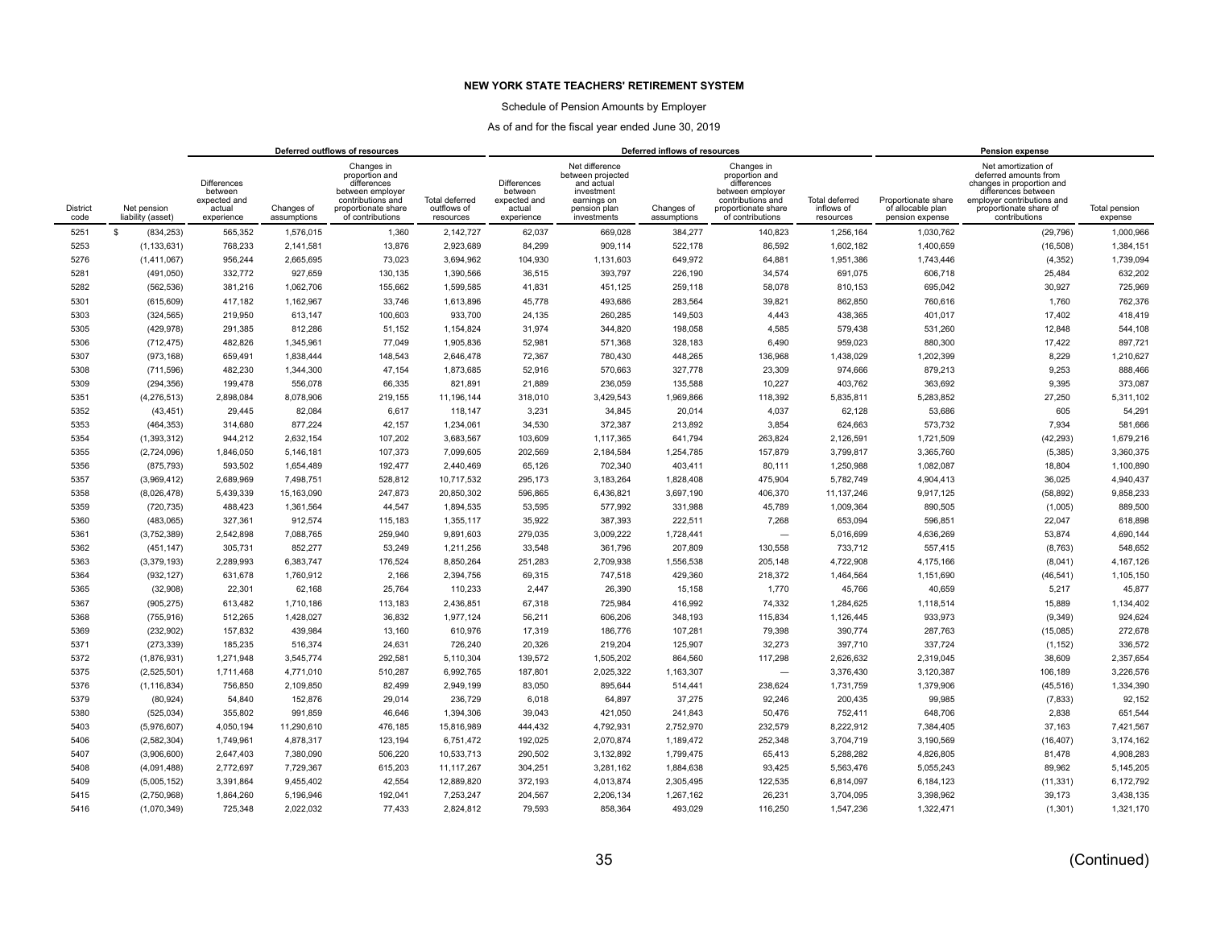**NEW YORK STATE TEACHERS' RETIREMENT SYSTEM**

Schedule of Pension Amounts by Employer

As of and for the fiscal year ended June 30, 2019

| | | Deferred outflows of resources | | | | Deferred inflows of resources | | | | | Pension expense | | |
|---|---|---|---|---|---|---|---|---|---|---|---|---|---|
| District code | Net pension liability (asset) | Differences between expected and actual experience | Changes of assumptions | Changes in proportion and differences between employer contributions and proportionate share of contributions | Total deferred outflows of resources | Differences between expected and actual experience | Net difference between projected and actual investment earnings on pension plan investments | Changes of assumptions | Changes in proportion and differences between employer contributions and proportionate share of contributions | Total deferred inflows of resources | Proportionate share of allocable plan pension expense | Net amortization of deferred amounts from changes in proportion and differences between employer contributions and proportionate share of contributions | Total pension expense |
| 5251 | $ (834,253) | 565,352 | 1,576,015 | 1,360 | 2,142,727 | 62,037 | 669,028 | 384,277 | 140,823 | 1,256,164 | 1,030,762 | (29,796) | 1,000,966 |
| 5253 | (1,133,631) | 768,233 | 2,141,581 | 13,876 | 2,923,689 | 84,299 | 909,114 | 522,178 | 86,592 | 1,602,182 | 1,400,659 | (16,508) | 1,384,151 |
| 5276 | (1,411,067) | 956,244 | 2,665,695 | 73,023 | 3,694,962 | 104,930 | 1,131,603 | 649,972 | 64,881 | 1,951,386 | 1,743,446 | (4,352) | 1,739,094 |
| 5281 | (491,050) | 332,772 | 927,659 | 130,135 | 1,390,566 | 36,515 | 393,797 | 226,190 | 34,574 | 691,075 | 606,718 | 25,484 | 632,202 |
| 5282 | (562,536) | 381,216 | 1,062,706 | 155,662 | 1,599,585 | 41,831 | 451,125 | 259,118 | 58,078 | 810,153 | 695,042 | 30,927 | 725,969 |
| 5301 | (615,609) | 417,182 | 1,162,967 | 33,746 | 1,613,896 | 45,778 | 493,686 | 283,564 | 39,821 | 862,850 | 760,616 | 1,760 | 762,376 |
| 5303 | (324,565) | 219,950 | 613,147 | 100,603 | 933,700 | 24,135 | 260,285 | 149,503 | 4,443 | 438,365 | 401,017 | 17,402 | 418,419 |
| 5305 | (429,978) | 291,385 | 812,286 | 51,152 | 1,154,824 | 31,974 | 344,820 | 198,058 | 4,585 | 579,438 | 531,260 | 12,848 | 544,108 |
| 5306 | (712,475) | 482,826 | 1,345,961 | 77,049 | 1,905,836 | 52,981 | 571,368 | 328,183 | 6,490 | 959,023 | 880,300 | 17,422 | 897,721 |
| 5307 | (973,168) | 659,491 | 1,838,444 | 148,543 | 2,646,478 | 72,367 | 780,430 | 448,265 | 136,968 | 1,438,029 | 1,202,399 | 8,229 | 1,210,627 |
| 5308 | (711,596) | 482,230 | 1,344,300 | 47,154 | 1,873,685 | 52,916 | 570,663 | 327,778 | 23,309 | 974,666 | 879,213 | 9,253 | 888,466 |
| 5309 | (294,356) | 199,478 | 556,078 | 66,335 | 821,891 | 21,889 | 236,059 | 135,588 | 10,227 | 403,762 | 363,692 | 9,395 | 373,087 |
| 5351 | (4,276,513) | 2,898,084 | 8,078,906 | 219,155 | 11,196,144 | 318,010 | 3,429,543 | 1,969,866 | 118,392 | 5,835,811 | 5,283,852 | 27,250 | 5,311,102 |
| 5352 | (43,451) | 29,445 | 82,084 | 6,617 | 118,147 | 3,231 | 34,845 | 20,014 | 4,037 | 62,128 | 53,686 | 605 | 54,291 |
| 5353 | (464,353) | 314,680 | 877,224 | 42,157 | 1,234,061 | 34,530 | 372,387 | 213,892 | 3,854 | 624,663 | 573,732 | 7,934 | 581,666 |
| 5354 | (1,393,312) | 944,212 | 2,632,154 | 107,202 | 3,683,567 | 103,609 | 1,117,365 | 641,794 | 263,824 | 2,126,591 | 1,721,509 | (42,293) | 1,679,216 |
| 5355 | (2,724,096) | 1,846,050 | 5,146,181 | 107,373 | 7,099,605 | 202,569 | 2,184,584 | 1,254,785 | 157,879 | 3,799,817 | 3,365,760 | (5,385) | 3,360,375 |
| 5356 | (875,793) | 593,502 | 1,654,489 | 192,477 | 2,440,469 | 65,126 | 702,340 | 403,411 | 80,111 | 1,250,988 | 1,082,087 | 18,804 | 1,100,890 |
| 5357 | (3,969,412) | 2,689,969 | 7,498,751 | 528,812 | 10,717,532 | 295,173 | 3,183,264 | 1,828,408 | 475,904 | 5,782,749 | 4,904,413 | 36,025 | 4,940,437 |
| 5358 | (8,026,478) | 5,439,339 | 15,163,090 | 247,873 | 20,850,302 | 596,865 | 6,436,821 | 3,697,190 | 406,370 | 11,137,246 | 9,917,125 | (58,892) | 9,858,233 |
| 5359 | (720,735) | 488,423 | 1,361,564 | 44,547 | 1,894,535 | 53,595 | 577,992 | 331,988 | 45,789 | 1,009,364 | 890,505 | (1,005) | 889,500 |
| 5360 | (483,065) | 327,361 | 912,574 | 115,183 | 1,355,117 | 35,922 | 387,393 | 222,511 | 7,268 | 653,094 | 596,851 | 22,047 | 618,898 |
| 5361 | (3,752,389) | 2,542,898 | 7,088,765 | 259,940 | 9,891,603 | 279,035 | 3,009,222 | 1,728,441 | — | 5,016,699 | 4,636,269 | 53,874 | 4,690,144 |
| 5362 | (451,147) | 305,731 | 852,277 | 53,249 | 1,211,256 | 33,548 | 361,796 | 207,809 | 130,558 | 733,712 | 557,415 | (8,763) | 548,652 |
| 5363 | (3,379,193) | 2,289,993 | 6,383,747 | 176,524 | 8,850,264 | 251,283 | 2,709,938 | 1,556,538 | 205,148 | 4,722,908 | 4,175,166 | (8,041) | 4,167,126 |
| 5364 | (932,127) | 631,678 | 1,760,912 | 2,166 | 2,394,756 | 69,315 | 747,518 | 429,360 | 218,372 | 1,464,564 | 1,151,690 | (46,541) | 1,105,150 |
| 5365 | (32,908) | 22,301 | 62,168 | 25,764 | 110,233 | 2,447 | 26,390 | 15,158 | 1,770 | 45,766 | 40,659 | 5,217 | 45,877 |
| 5367 | (905,275) | 613,482 | 1,710,186 | 113,183 | 2,436,851 | 67,318 | 725,984 | 416,992 | 74,332 | 1,284,625 | 1,118,514 | 15,889 | 1,134,402 |
| 5368 | (755,916) | 512,265 | 1,428,027 | 36,832 | 1,977,124 | 56,211 | 606,206 | 348,193 | 115,834 | 1,126,445 | 933,973 | (9,349) | 924,624 |
| 5369 | (232,902) | 157,832 | 439,984 | 13,160 | 610,976 | 17,319 | 186,776 | 107,281 | 79,398 | 390,774 | 287,763 | (15,085) | 272,678 |
| 5371 | (273,339) | 185,235 | 516,374 | 24,631 | 726,240 | 20,326 | 219,204 | 125,907 | 32,273 | 397,710 | 337,724 | (1,152) | 336,572 |
| 5372 | (1,876,931) | 1,271,948 | 3,545,774 | 292,581 | 5,110,304 | 139,572 | 1,505,202 | 864,560 | 117,298 | 2,626,632 | 2,319,045 | 38,609 | 2,357,654 |
| 5375 | (2,525,501) | 1,711,468 | 4,771,010 | 510,287 | 6,992,765 | 187,801 | 2,025,322 | 1,163,307 | — | 3,376,430 | 3,120,387 | 106,189 | 3,226,576 |
| 5376 | (1,116,834) | 756,850 | 2,109,850 | 82,499 | 2,949,199 | 83,050 | 895,644 | 514,441 | 238,624 | 1,731,759 | 1,379,906 | (45,516) | 1,334,390 |
| 5379 | (80,924) | 54,840 | 152,876 | 29,014 | 236,729 | 6,018 | 64,897 | 37,275 | 92,246 | 200,435 | 99,985 | (7,833) | 92,152 |
| 5380 | (525,034) | 355,802 | 991,859 | 46,646 | 1,394,306 | 39,043 | 421,050 | 241,843 | 50,476 | 752,411 | 648,706 | 2,838 | 651,544 |
| 5403 | (5,976,607) | 4,050,194 | 11,290,610 | 476,185 | 15,816,989 | 444,432 | 4,792,931 | 2,752,970 | 232,579 | 8,222,912 | 7,384,405 | 37,163 | 7,421,567 |
| 5406 | (2,582,304) | 1,749,961 | 4,878,317 | 123,194 | 6,751,472 | 192,025 | 2,070,874 | 1,189,472 | 252,348 | 3,704,719 | 3,190,569 | (16,407) | 3,174,162 |
| 5407 | (3,906,600) | 2,647,403 | 7,380,090 | 506,220 | 10,533,713 | 290,502 | 3,132,892 | 1,799,475 | 65,413 | 5,288,282 | 4,826,805 | 81,478 | 4,908,283 |
| 5408 | (4,091,488) | 2,772,697 | 7,729,367 | 615,203 | 11,117,267 | 304,251 | 3,281,162 | 1,884,638 | 93,425 | 5,563,476 | 5,055,243 | 89,962 | 5,145,205 |
| 5409 | (5,005,152) | 3,391,864 | 9,455,402 | 42,554 | 12,889,820 | 372,193 | 4,013,874 | 2,305,495 | 122,535 | 6,814,097 | 6,184,123 | (11,331) | 6,172,792 |
| 5415 | (2,750,968) | 1,864,260 | 5,196,946 | 192,041 | 7,253,247 | 204,567 | 2,206,134 | 1,267,162 | 26,231 | 3,704,095 | 3,398,962 | 39,173 | 3,438,135 |
| 5416 | (1,070,349) | 725,348 | 2,022,032 | 77,433 | 2,824,812 | 79,593 | 858,364 | 493,029 | 116,250 | 1,547,236 | 1,322,471 | (1,301) | 1,321,170 |

(Continued)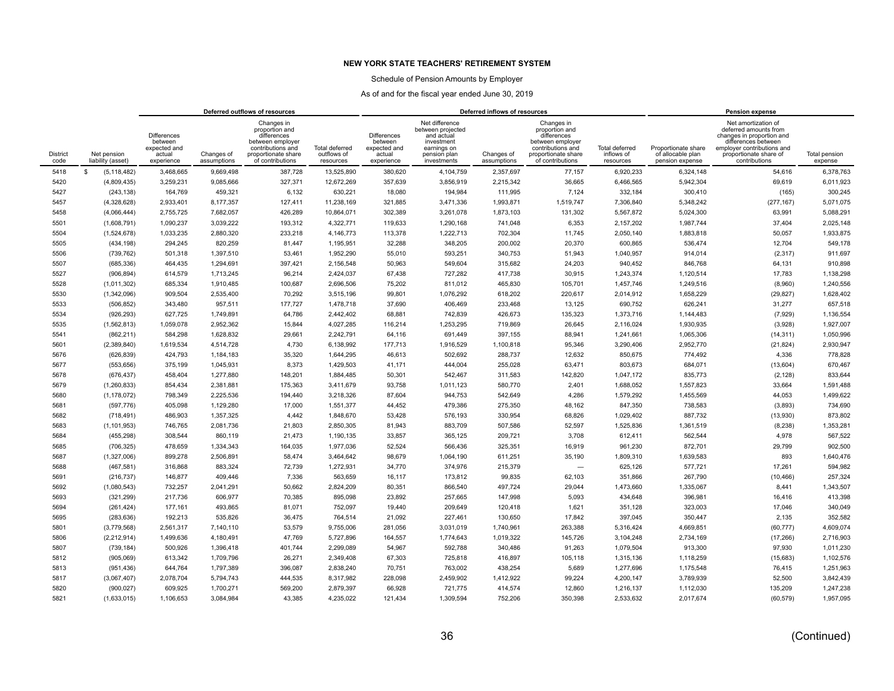**NEW YORK STATE TEACHERS' RETIREMENT SYSTEM**

Schedule of Pension Amounts by Employer

As of and for the fiscal year ended June 30, 2019

| | | Deferred outflows of resources | | | | Deferred inflows of resources | | | | | Pension expense | | |
|---|---|---|---|---|---|---|---|---|---|---|---|---|---|
| District code | Net pension liability (asset) | Differences between expected and actual experience | Changes of assumptions | Changes in proportion and differences between employer contributions and proportionate share of contributions | Total deferred outflows of resources | Differences between expected and actual experience | Net difference between projected and actual investment earnings on pension plan investments | Changes of assumptions | Changes in proportion and differences between employer contributions and proportionate share of contributions | Total deferred inflows of resources | Proportionate share of allocable plan pension expense | Net amortization of deferred amounts from changes in proportion and differences between employer contributions and proportionate share of contributions | Total pension expense |
| 5418 | $ (5,118,482) | 3,468,665 | 9,669,498 | 387,728 | 13,525,890 | 380,620 | 4,104,759 | 2,357,697 | 77,157 | 6,920,233 | 6,324,148 | 54,616 | 6,378,763 |
| 5420 | (4,809,435) | 3,259,231 | 9,085,666 | 327,371 | 12,672,269 | 357,639 | 3,856,919 | 2,215,342 | 36,665 | 6,466,565 | 5,942,304 | 69,619 | 6,011,923 |
| 5427 | (243,138) | 164,769 | 459,321 | 6,132 | 630,221 | 18,080 | 194,984 | 111,995 | 7,124 | 332,184 | 300,410 | (165) | 300,245 |
| 5457 | (4,328,628) | 2,933,401 | 8,177,357 | 127,411 | 11,238,169 | 321,885 | 3,471,336 | 1,993,871 | 1,519,747 | 7,306,840 | 5,348,242 | (277,167) | 5,071,075 |
| 5458 | (4,066,444) | 2,755,725 | 7,682,057 | 426,289 | 10,864,071 | 302,389 | 3,261,078 | 1,873,103 | 131,302 | 5,567,872 | 5,024,300 | 63,991 | 5,088,291 |
| 5501 | (1,608,791) | 1,090,237 | 3,039,222 | 193,312 | 4,322,771 | 119,633 | 1,290,168 | 741,048 | 6,353 | 2,157,202 | 1,987,744 | 37,404 | 2,025,148 |
| 5504 | (1,524,678) | 1,033,235 | 2,880,320 | 233,218 | 4,146,773 | 113,378 | 1,222,713 | 702,304 | 11,745 | 2,050,140 | 1,883,818 | 50,057 | 1,933,875 |
| 5505 | (434,198) | 294,245 | 820,259 | 81,447 | 1,195,951 | 32,288 | 348,205 | 200,002 | 20,370 | 600,865 | 536,474 | 12,704 | 549,178 |
| 5506 | (739,762) | 501,318 | 1,397,510 | 53,461 | 1,952,290 | 55,010 | 593,251 | 340,753 | 51,943 | 1,040,957 | 914,014 | (2,317) | 911,697 |
| 5507 | (685,336) | 464,435 | 1,294,691 | 397,421 | 2,156,548 | 50,963 | 549,604 | 315,682 | 24,203 | 940,452 | 846,768 | 64,131 | 910,898 |
| 5527 | (906,894) | 614,579 | 1,713,245 | 96,214 | 2,424,037 | 67,438 | 727,282 | 417,738 | 30,915 | 1,243,374 | 1,120,514 | 17,783 | 1,138,298 |
| 5528 | (1,011,302) | 685,334 | 1,910,485 | 100,687 | 2,696,506 | 75,202 | 811,012 | 465,830 | 105,701 | 1,457,746 | 1,249,516 | (8,960) | 1,240,556 |
| 5530 | (1,342,096) | 909,504 | 2,535,400 | 70,292 | 3,515,196 | 99,801 | 1,076,292 | 618,202 | 220,617 | 2,014,912 | 1,658,229 | (29,827) | 1,628,402 |
| 5533 | (506,852) | 343,480 | 957,511 | 177,727 | 1,478,718 | 37,690 | 406,469 | 233,468 | 13,125 | 690,752 | 626,241 | 31,277 | 657,518 |
| 5534 | (926,293) | 627,725 | 1,749,891 | 64,786 | 2,442,402 | 68,881 | 742,839 | 426,673 | 135,323 | 1,373,716 | 1,144,483 | (7,929) | 1,136,554 |
| 5535 | (1,562,813) | 1,059,078 | 2,952,362 | 15,844 | 4,027,285 | 116,214 | 1,253,295 | 719,869 | 26,645 | 2,116,024 | 1,930,935 | (3,928) | 1,927,007 |
| 5541 | (862,211) | 584,298 | 1,628,832 | 29,661 | 2,242,791 | 64,116 | 691,449 | 397,155 | 88,941 | 1,241,661 | 1,065,306 | (14,311) | 1,050,996 |
| 5601 | (2,389,840) | 1,619,534 | 4,514,728 | 4,730 | 6,138,992 | 177,713 | 1,916,529 | 1,100,818 | 95,346 | 3,290,406 | 2,952,770 | (21,824) | 2,930,947 |
| 5676 | (626,839) | 424,793 | 1,184,183 | 35,320 | 1,644,295 | 46,613 | 502,692 | 288,737 | 12,632 | 850,675 | 774,492 | 4,336 | 778,828 |
| 5677 | (553,656) | 375,199 | 1,045,931 | 8,373 | 1,429,503 | 41,171 | 444,004 | 255,028 | 63,471 | 803,673 | 684,071 | (13,604) | 670,467 |
| 5678 | (676,437) | 458,404 | 1,277,880 | 148,201 | 1,884,485 | 50,301 | 542,467 | 311,583 | 142,820 | 1,047,172 | 835,773 | (2,128) | 833,644 |
| 5679 | (1,260,833) | 854,434 | 2,381,881 | 175,363 | 3,411,679 | 93,758 | 1,011,123 | 580,770 | 2,401 | 1,688,052 | 1,557,823 | 33,664 | 1,591,488 |
| 5680 | (1,178,072) | 798,349 | 2,225,536 | 194,440 | 3,218,326 | 87,604 | 944,753 | 542,649 | 4,286 | 1,579,292 | 1,455,569 | 44,053 | 1,499,622 |
| 5681 | (597,776) | 405,098 | 1,129,280 | 17,000 | 1,551,377 | 44,452 | 479,386 | 275,350 | 48,162 | 847,350 | 738,583 | (3,893) | 734,690 |
| 5682 | (718,491) | 486,903 | 1,357,325 | 4,442 | 1,848,670 | 53,428 | 576,193 | 330,954 | 68,826 | 1,029,402 | 887,732 | (13,930) | 873,802 |
| 5683 | (1,101,953) | 746,765 | 2,081,736 | 21,803 | 2,850,305 | 81,943 | 883,709 | 507,586 | 52,597 | 1,525,836 | 1,361,519 | (8,238) | 1,353,281 |
| 5684 | (455,298) | 308,544 | 860,119 | 21,473 | 1,190,135 | 33,857 | 365,125 | 209,721 | 3,708 | 612,411 | 562,544 | 4,978 | 567,522 |
| 5685 | (706,325) | 478,659 | 1,334,343 | 164,035 | 1,977,036 | 52,524 | 566,436 | 325,351 | 16,919 | 961,230 | 872,701 | 29,799 | 902,500 |
| 5687 | (1,327,006) | 899,278 | 2,506,891 | 58,474 | 3,464,642 | 98,679 | 1,064,190 | 611,251 | 35,190 | 1,809,310 | 1,639,583 | 893 | 1,640,476 |
| 5688 | (467,581) | 316,868 | 883,324 | 72,739 | 1,272,931 | 34,770 | 374,976 | 215,379 | — | 625,126 | 577,721 | 17,261 | 594,982 |
| 5691 | (216,737) | 146,877 | 409,446 | 7,336 | 563,659 | 16,117 | 173,812 | 99,835 | 62,103 | 351,866 | 267,790 | (10,466) | 257,324 |
| 5692 | (1,080,543) | 732,257 | 2,041,291 | 50,662 | 2,824,209 | 80,351 | 866,540 | 497,724 | 29,044 | 1,473,660 | 1,335,067 | 8,441 | 1,343,507 |
| 5693 | (321,299) | 217,736 | 606,977 | 70,385 | 895,098 | 23,892 | 257,665 | 147,998 | 5,093 | 434,648 | 396,981 | 16,416 | 413,398 |
| 5694 | (261,424) | 177,161 | 493,865 | 81,071 | 752,097 | 19,440 | 209,649 | 120,418 | 1,621 | 351,128 | 323,003 | 17,046 | 340,049 |
| 5695 | (283,636) | 192,213 | 535,826 | 36,475 | 764,514 | 21,092 | 227,461 | 130,650 | 17,842 | 397,045 | 350,447 | 2,135 | 352,582 |
| 5801 | (3,779,568) | 2,561,317 | 7,140,110 | 53,579 | 9,755,006 | 281,056 | 3,031,019 | 1,740,961 | 263,388 | 5,316,424 | 4,669,851 | (60,777) | 4,609,074 |
| 5806 | (2,212,914) | 1,499,636 | 4,180,491 | 47,769 | 5,727,896 | 164,557 | 1,774,643 | 1,019,322 | 145,726 | 3,104,248 | 2,734,169 | (17,266) | 2,716,903 |
| 5807 | (739,184) | 500,926 | 1,396,418 | 401,744 | 2,299,089 | 54,967 | 592,788 | 340,486 | 91,263 | 1,079,504 | 913,300 | 97,930 | 1,011,230 |
| 5812 | (905,069) | 613,342 | 1,709,796 | 26,271 | 2,349,408 | 67,303 | 725,818 | 416,897 | 105,118 | 1,315,136 | 1,118,259 | (15,683) | 1,102,576 |
| 5813 | (951,436) | 644,764 | 1,797,389 | 396,087 | 2,838,240 | 70,751 | 763,002 | 438,254 | 5,689 | 1,277,696 | 1,175,548 | 76,415 | 1,251,963 |
| 5817 | (3,067,407) | 2,078,704 | 5,794,743 | 444,535 | 8,317,982 | 228,098 | 2,459,902 | 1,412,922 | 99,224 | 4,200,147 | 3,789,939 | 52,500 | 3,842,439 |
| 5820 | (900,027) | 609,925 | 1,700,271 | 569,200 | 2,879,397 | 66,928 | 721,775 | 414,574 | 12,860 | 1,216,137 | 1,112,030 | 135,209 | 1,247,238 |
| 5821 | (1,633,015) | 1,106,653 | 3,084,984 | 43,385 | 4,235,022 | 121,434 | 1,309,594 | 752,206 | 350,398 | 2,533,632 | 2,017,674 | (60,579) | 1,957,095 |

(Continued)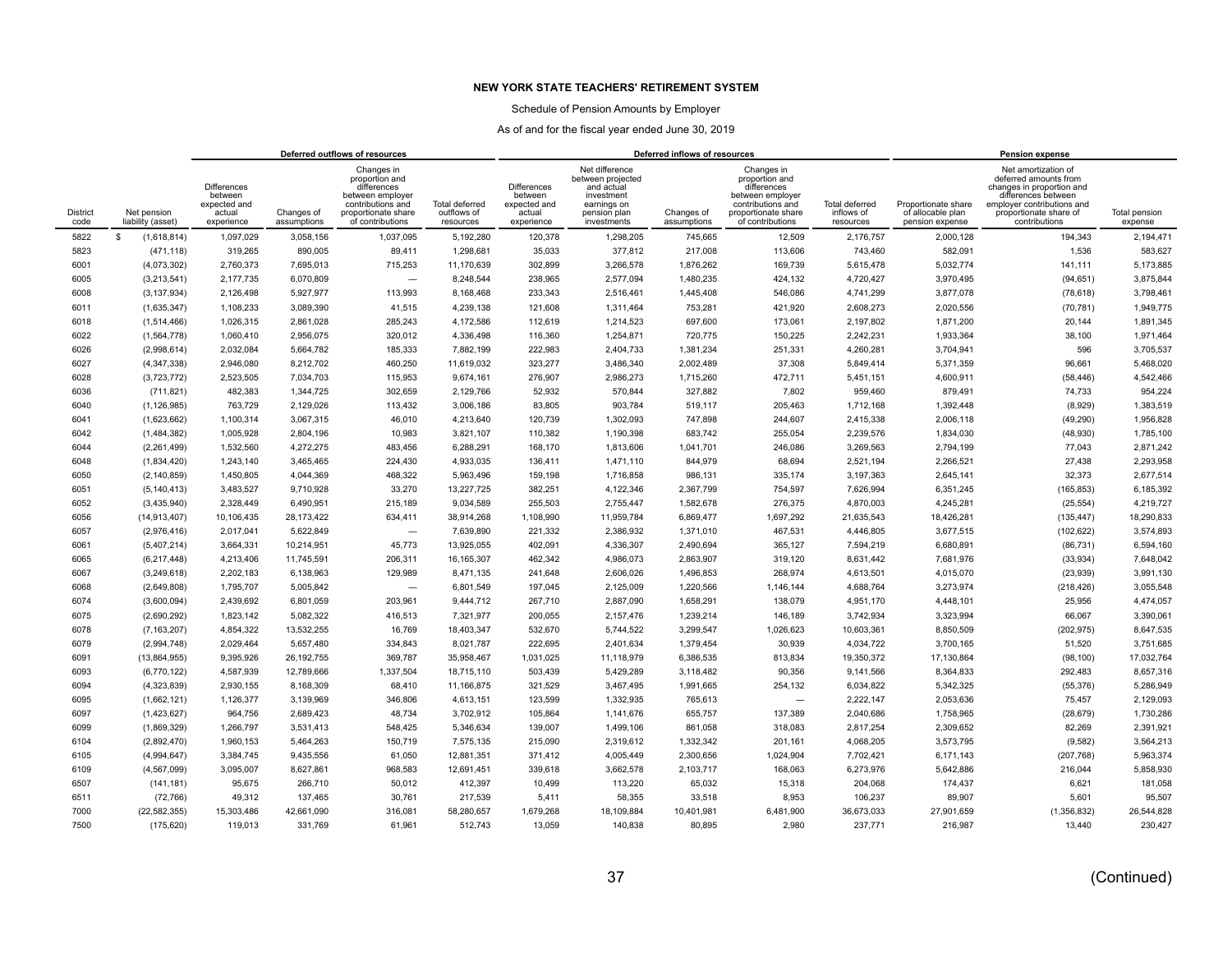**NEW YORK STATE TEACHERS' RETIREMENT SYSTEM**

Schedule of Pension Amounts by Employer

As of and for the fiscal year ended June 30, 2019

| | | Deferred outflows of resources | | | | Deferred inflows of resources | | | | | Pension expense | | |
|---|---|---|---|---|---|---|---|---|---|---|---|---|---|
| District code | Net pension liability (asset) | Differences between expected and actual experience | Changes of assumptions | Changes in proportion and differences between employer contributions and proportionate share of contributions | Total deferred outflows of resources | Differences between expected and actual experience | Net difference between projected and actual investment earnings on pension plan investments | Changes of assumptions | Changes in proportion and differences between employer contributions and proportionate share of contributions | Total deferred inflows of resources | Proportionate share of allocable plan pension expense | Net amortization of deferred amounts from changes in proportion and differences between employer contributions and proportionate share of contributions | Total pension expense |
| 5822 | $ (1,618,814) | 1,097,029 | 3,058,156 | 1,037,095 | 5,192,280 | 120,378 | 1,298,205 | 745,665 | 12,509 | 2,176,757 | 2,000,128 | 194,343 | 2,194,471 |
| 5823 | (471,118) | 319,265 | 890,005 | 89,411 | 1,298,681 | 35,033 | 377,812 | 217,008 | 113,606 | 743,460 | 582,091 | 1,536 | 583,627 |
| 6001 | (4,073,302) | 2,760,373 | 7,695,013 | 715,253 | 11,170,639 | 302,899 | 3,266,578 | 1,876,262 | 169,739 | 5,615,478 | 5,032,774 | 141,111 | 5,173,885 |
| 6005 | (3,213,541) | 2,177,735 | 6,070,809 | — | 8,248,544 | 238,965 | 2,577,094 | 1,480,235 | 424,132 | 4,720,427 | 3,970,495 | (94,651) | 3,875,844 |
| 6008 | (3,137,934) | 2,126,498 | 5,927,977 | 113,993 | 8,168,468 | 233,343 | 2,516,461 | 1,445,408 | 546,086 | 4,741,299 | 3,877,078 | (78,618) | 3,798,461 |
| 6011 | (1,635,347) | 1,108,233 | 3,089,390 | 41,515 | 4,239,138 | 121,608 | 1,311,464 | 753,281 | 421,920 | 2,608,273 | 2,020,556 | (70,781) | 1,949,775 |
| 6018 | (1,514,466) | 1,026,315 | 2,861,028 | 285,243 | 4,172,586 | 112,619 | 1,214,523 | 697,600 | 173,061 | 2,197,802 | 1,871,200 | 20,144 | 1,891,345 |
| 6022 | (1,564,778) | 1,060,410 | 2,956,075 | 320,012 | 4,336,498 | 116,360 | 1,254,871 | 720,775 | 150,225 | 2,242,231 | 1,933,364 | 38,100 | 1,971,464 |
| 6026 | (2,998,614) | 2,032,084 | 5,664,782 | 185,333 | 7,882,199 | 222,983 | 2,404,733 | 1,381,234 | 251,331 | 4,260,281 | 3,704,941 | 596 | 3,705,537 |
| 6027 | (4,347,338) | 2,946,080 | 8,212,702 | 460,250 | 11,619,032 | 323,277 | 3,486,340 | 2,002,489 | 37,308 | 5,849,414 | 5,371,359 | 96,661 | 5,468,020 |
| 6028 | (3,723,772) | 2,523,505 | 7,034,703 | 115,953 | 9,674,161 | 276,907 | 2,986,273 | 1,715,260 | 472,711 | 5,451,151 | 4,600,911 | (58,446) | 4,542,466 |
| 6036 | (711,821) | 482,383 | 1,344,725 | 302,659 | 2,129,766 | 52,932 | 570,844 | 327,882 | 7,802 | 959,460 | 879,491 | 74,733 | 954,224 |
| 6040 | (1,126,985) | 763,729 | 2,129,026 | 113,432 | 3,006,186 | 83,805 | 903,784 | 519,117 | 205,463 | 1,712,168 | 1,392,448 | (8,929) | 1,383,519 |
| 6041 | (1,623,662) | 1,100,314 | 3,067,315 | 46,010 | 4,213,640 | 120,739 | 1,302,093 | 747,898 | 244,607 | 2,415,338 | 2,006,118 | (49,290) | 1,956,828 |
| 6042 | (1,484,382) | 1,005,928 | 2,804,196 | 10,983 | 3,821,107 | 110,382 | 1,190,398 | 683,742 | 255,054 | 2,239,576 | 1,834,030 | (48,930) | 1,785,100 |
| 6044 | (2,261,499) | 1,532,560 | 4,272,275 | 483,456 | 6,288,291 | 168,170 | 1,813,606 | 1,041,701 | 246,086 | 3,269,563 | 2,794,199 | 77,043 | 2,871,242 |
| 6048 | (1,834,420) | 1,243,140 | 3,465,465 | 224,430 | 4,933,035 | 136,411 | 1,471,110 | 844,979 | 68,694 | 2,521,194 | 2,266,521 | 27,438 | 2,293,958 |
| 6050 | (2,140,859) | 1,450,805 | 4,044,369 | 468,322 | 5,963,496 | 159,198 | 1,716,858 | 986,131 | 335,174 | 3,197,363 | 2,645,141 | 32,373 | 2,677,514 |
| 6051 | (5,140,413) | 3,483,527 | 9,710,928 | 33,270 | 13,227,725 | 382,251 | 4,122,346 | 2,367,799 | 754,597 | 7,626,994 | 6,351,245 | (165,853) | 6,185,392 |
| 6052 | (3,435,940) | 2,328,449 | 6,490,951 | 215,189 | 9,034,589 | 255,503 | 2,755,447 | 1,582,678 | 276,375 | 4,870,003 | 4,245,281 | (25,554) | 4,219,727 |
| 6056 | (14,913,407) | 10,106,435 | 28,173,422 | 634,411 | 38,914,268 | 1,108,990 | 11,959,784 | 6,869,477 | 1,697,292 | 21,635,543 | 18,426,281 | (135,447) | 18,290,833 |
| 6057 | (2,976,416) | 2,017,041 | 5,622,849 | — | 7,639,890 | 221,332 | 2,386,932 | 1,371,010 | 467,531 | 4,446,805 | 3,677,515 | (102,622) | 3,574,893 |
| 6061 | (5,407,214) | 3,664,331 | 10,214,951 | 45,773 | 13,925,055 | 402,091 | 4,336,307 | 2,490,694 | 365,127 | 7,594,219 | 6,680,891 | (86,731) | 6,594,160 |
| 6065 | (6,217,448) | 4,213,406 | 11,745,591 | 206,311 | 16,165,307 | 462,342 | 4,986,073 | 2,863,907 | 319,120 | 8,631,442 | 7,681,976 | (33,934) | 7,648,042 |
| 6067 | (3,249,618) | 2,202,183 | 6,138,963 | 129,989 | 8,471,135 | 241,648 | 2,606,026 | 1,496,853 | 268,974 | 4,613,501 | 4,015,070 | (23,939) | 3,991,130 |
| 6068 | (2,649,808) | 1,795,707 | 5,005,842 | — | 6,801,549 | 197,045 | 2,125,009 | 1,220,566 | 1,146,144 | 4,688,764 | 3,273,974 | (218,426) | 3,055,548 |
| 6074 | (3,600,094) | 2,439,692 | 6,801,059 | 203,961 | 9,444,712 | 267,710 | 2,887,090 | 1,658,291 | 138,079 | 4,951,170 | 4,448,101 | 25,956 | 4,474,057 |
| 6075 | (2,690,292) | 1,823,142 | 5,082,322 | 416,513 | 7,321,977 | 200,055 | 2,157,476 | 1,239,214 | 146,189 | 3,742,934 | 3,323,994 | 66,067 | 3,390,061 |
| 6078 | (7,163,207) | 4,854,322 | 13,532,255 | 16,769 | 18,403,347 | 532,670 | 5,744,522 | 3,299,547 | 1,026,623 | 10,603,361 | 8,850,509 | (202,975) | 8,647,535 |
| 6079 | (2,994,748) | 2,029,464 | 5,657,480 | 334,843 | 8,021,787 | 222,695 | 2,401,634 | 1,379,454 | 30,939 | 4,034,722 | 3,700,165 | 51,520 | 3,751,685 |
| 6091 | (13,864,955) | 9,395,926 | 26,192,755 | 369,787 | 35,958,467 | 1,031,025 | 11,118,979 | 6,386,535 | 813,834 | 19,350,372 | 17,130,864 | (98,100) | 17,032,764 |
| 6093 | (6,770,122) | 4,587,939 | 12,789,666 | 1,337,504 | 18,715,110 | 503,439 | 5,429,289 | 3,118,482 | 90,356 | 9,141,566 | 8,364,833 | 292,483 | 8,657,316 |
| 6094 | (4,323,839) | 2,930,155 | 8,168,309 | 68,410 | 11,166,875 | 321,529 | 3,467,495 | 1,991,665 | 254,132 | 6,034,822 | 5,342,325 | (55,376) | 5,286,949 |
| 6095 | (1,662,121) | 1,126,377 | 3,139,969 | 346,806 | 4,613,151 | 123,599 | 1,332,935 | 765,613 | — | 2,222,147 | 2,053,636 | 75,457 | 2,129,093 |
| 6097 | (1,423,627) | 964,756 | 2,689,423 | 48,734 | 3,702,912 | 105,864 | 1,141,676 | 655,757 | 137,389 | 2,040,686 | 1,758,965 | (28,679) | 1,730,286 |
| 6099 | (1,869,329) | 1,266,797 | 3,531,413 | 548,425 | 5,346,634 | 139,007 | 1,499,106 | 861,058 | 318,083 | 2,817,254 | 2,309,652 | 82,269 | 2,391,921 |
| 6104 | (2,892,470) | 1,960,153 | 5,464,263 | 150,719 | 7,575,135 | 215,090 | 2,319,612 | 1,332,342 | 201,161 | 4,068,205 | 3,573,795 | (9,582) | 3,564,213 |
| 6105 | (4,994,647) | 3,384,745 | 9,435,556 | 61,050 | 12,881,351 | 371,412 | 4,005,449 | 2,300,656 | 1,024,904 | 7,702,421 | 6,171,143 | (207,768) | 5,963,374 |
| 6109 | (4,567,099) | 3,095,007 | 8,627,861 | 968,583 | 12,691,451 | 339,618 | 3,662,578 | 2,103,717 | 168,063 | 6,273,976 | 5,642,886 | 216,044 | 5,858,930 |
| 6507 | (141,181) | 95,675 | 266,710 | 50,012 | 412,397 | 10,499 | 113,220 | 65,032 | 15,318 | 204,068 | 174,437 | 6,621 | 181,058 |
| 6511 | (72,766) | 49,312 | 137,465 | 30,761 | 217,539 | 5,411 | 58,355 | 33,518 | 8,953 | 106,237 | 89,907 | 5,601 | 95,507 |
| 7000 | (22,582,355) | 15,303,486 | 42,661,090 | 316,081 | 58,280,657 | 1,679,268 | 18,109,884 | 10,401,981 | 6,481,900 | 36,673,033 | 27,901,659 | (1,356,832) | 26,544,828 |
| 7500 | (175,620) | 119,013 | 331,769 | 61,961 | 512,743 | 13,059 | 140,838 | 80,895 | 2,980 | 237,771 | 216,987 | 13,440 | 230,427 |

(Continued)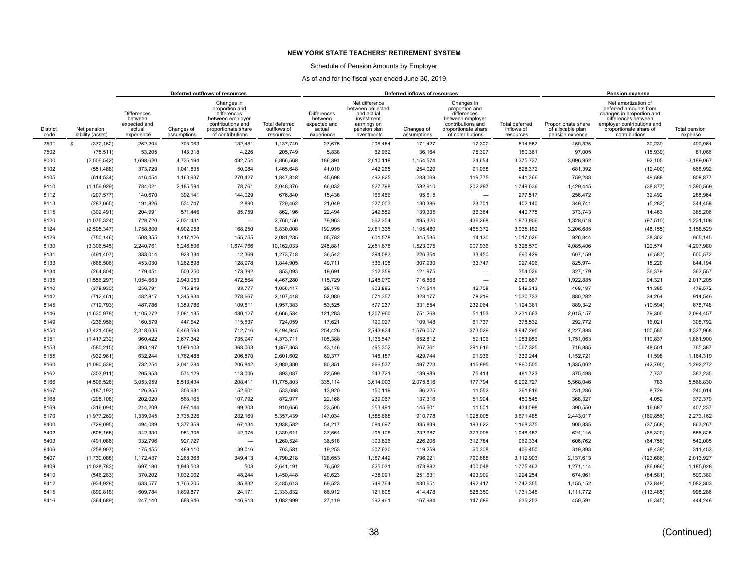**NEW YORK STATE TEACHERS' RETIREMENT SYSTEM**

Schedule of Pension Amounts by Employer

As of and for the fiscal year ended June 30, 2019

| | | Deferred outflows of resources | | | | Deferred inflows of resources | | | | | Pension expense | | |
|---|---|---|---|---|---|---|---|---|---|---|---|---|---|
| District code | Net pension liability (asset) | Differences between expected and actual experience | Changes of assumptions | Changes in proportion and differences between employer contributions and proportionate share of contributions | Total deferred outflows of resources | Differences between expected and actual experience | Net difference between projected and actual investment earnings on pension plan investments | Changes of assumptions | Changes in proportion and differences between employer contributions and proportionate share of contributions | Total deferred inflows of resources | Proportionate share of allocable plan pension expense | Net amortization of deferred amounts from changes in proportion and differences between employer contributions and proportionate share of contributions | Total pension expense |
| 7501 | $ (372,162) | 252,204 | 703,063 | 182,481 | 1,137,749 | 27,675 | 298,454 | 171,427 | 17,302 | 514,857 | 459,825 | 39,239 | 499,064 |
| 7502 | (78,511) | 53,205 | 148,318 | 4,226 | 205,749 | 5,838 | 62,962 | 36,164 | 75,397 | 180,361 | 97,005 | (15,939) | 81,066 |
| 8000 | (2,506,542) | 1,698,620 | 4,735,194 | 432,754 | 6,866,568 | 186,391 | 2,010,118 | 1,154,574 | 24,654 | 3,375,737 | 3,096,962 | 92,105 | 3,189,067 |
| 8102 | (551,488) | 373,729 | 1,041,835 | 50,084 | 1,465,648 | 41,010 | 442,265 | 254,029 | 91,068 | 828,372 | 681,392 | (12,400) | 668,992 |
| 8105 | (614,534) | 416,454 | 1,160,937 | 270,427 | 1,847,818 | 45,698 | 492,825 | 283,069 | 119,775 | 941,366 | 759,288 | 49,588 | 808,877 |
| 8110 | (1,156,929) | 784,021 | 2,185,594 | 78,761 | 3,048,376 | 86,032 | 927,798 | 532,910 | 202,297 | 1,749,036 | 1,429,445 | (38,877) | 1,390,569 |
| 8112 | (207,577) | 140,670 | 392,141 | 144,029 | 676,840 | 15,436 | 166,466 | 95,615 | — | 277,517 | 256,472 | 32,492 | 288,964 |
| 8113 | (283,065) | 191,826 | 534,747 | 2,890 | 729,462 | 21,049 | 227,003 | 130,386 | 23,701 | 402,140 | 349,741 | (5,282) | 344,459 |
| 8115 | (302,491) | 204,991 | 571,446 | 85,759 | 862,196 | 22,494 | 242,582 | 139,335 | 36,364 | 440,775 | 373,743 | 14,463 | 388,206 |
| 8120 | (1,075,324) | 728,720 | 2,031,431 | — | 2,760,150 | 79,963 | 862,354 | 495,320 | 436,268 | 1,873,906 | 1,328,618 | (97,510) | 1,231,108 |
| 8124 | (2,595,347) | 1,758,800 | 4,902,958 | 168,250 | 6,830,008 | 192,995 | 2,081,335 | 1,195,480 | 465,372 | 3,935,182 | 3,206,685 | (48,155) | 3,158,529 |
| 8129 | (750,146) | 508,355 | 1,417,126 | 155,755 | 2,081,235 | 55,782 | 601,578 | 345,535 | 14,130 | 1,017,026 | 926,844 | 38,302 | 965,145 |
| 8130 | (3,306,545) | 2,240,761 | 6,246,506 | 1,674,766 | 10,162,033 | 245,881 | 2,651,678 | 1,523,075 | 907,936 | 5,328,570 | 4,085,406 | 122,574 | 4,207,980 |
| 8131 | (491,407) | 333,014 | 928,334 | 12,369 | 1,273,718 | 36,542 | 394,083 | 226,354 | 33,450 | 690,429 | 607,159 | (6,587) | 600,572 |
| 8133 | (668,506) | 453,030 | 1,262,898 | 128,978 | 1,844,905 | 49,711 | 536,108 | 307,930 | 33,747 | 927,496 | 825,974 | 18,220 | 844,194 |
| 8134 | (264,804) | 179,451 | 500,250 | 173,392 | 853,093 | 19,691 | 212,359 | 121,975 | — | 354,026 | 327,179 | 36,379 | 363,557 |
| 8135 | (1,556,297) | 1,054,663 | 2,940,053 | 472,564 | 4,467,280 | 115,729 | 1,248,070 | 716,868 | — | 2,080,667 | 1,922,885 | 94,321 | 2,017,205 |
| 8140 | (378,930) | 256,791 | 715,849 | 83,777 | 1,056,417 | 28,178 | 303,882 | 174,544 | 42,708 | 549,313 | 468,187 | 11,385 | 479,572 |
| 8142 | (712,461) | 482,817 | 1,345,934 | 278,667 | 2,107,418 | 52,980 | 571,357 | 328,177 | 78,219 | 1,030,733 | 880,282 | 34,264 | 914,546 |
| 8145 | (719,793) | 487,786 | 1,359,786 | 109,811 | 1,957,383 | 53,525 | 577,237 | 331,554 | 232,064 | 1,194,381 | 889,342 | (10,594) | 878,748 |
| 8146 | (1,630,978) | 1,105,272 | 3,081,135 | 480,127 | 4,666,534 | 121,283 | 1,307,960 | 751,268 | 51,153 | 2,231,663 | 2,015,157 | 79,300 | 2,094,457 |
| 8149 | (236,956) | 160,579 | 447,642 | 115,837 | 724,059 | 17,621 | 190,027 | 109,148 | 61,737 | 378,532 | 292,772 | 16,021 | 308,792 |
| 8150 | (3,421,459) | 2,318,635 | 6,463,593 | 712,716 | 9,494,945 | 254,426 | 2,743,834 | 1,576,007 | 373,029 | 4,947,295 | 4,227,388 | 100,580 | 4,327,968 |
| 8151 | (1,417,232) | 960,422 | 2,677,342 | 735,947 | 4,373,711 | 105,388 | 1,136,547 | 652,812 | 59,106 | 1,953,853 | 1,751,063 | 110,837 | 1,861,900 |
| 8153 | (580,215) | 393,197 | 1,096,103 | 368,063 | 1,857,363 | 43,146 | 465,302 | 267,261 | 291,616 | 1,067,325 | 716,885 | 48,501 | 765,387 |
| 8155 | (932,961) | 632,244 | 1,762,488 | 206,870 | 2,601,602 | 69,377 | 748,187 | 429,744 | 91,936 | 1,339,244 | 1,152,721 | 11,598 | 1,164,319 |
| 8160 | (1,080,539) | 732,254 | 2,041,284 | 206,842 | 2,980,380 | 80,351 | 866,537 | 497,723 | 415,895 | 1,860,505 | 1,335,062 | (42,790) | 1,292,272 |
| 8162 | (303,911) | 205,953 | 574,129 | 113,006 | 893,087 | 22,599 | 243,721 | 139,989 | 75,414 | 481,723 | 375,498 | 7,737 | 383,235 |
| 8166 | (4,506,528) | 3,053,959 | 8,513,434 | 208,411 | 11,775,803 | 335,114 | 3,614,003 | 2,075,816 | 177,794 | 6,202,727 | 5,568,046 | 783 | 5,568,830 |
| 8167 | (187,192) | 126,855 | 353,631 | 52,601 | 533,088 | 13,920 | 150,119 | 86,225 | 11,552 | 261,816 | 231,286 | 8,729 | 240,014 |
| 8168 | (298,108) | 202,020 | 563,165 | 107,792 | 872,977 | 22,168 | 239,067 | 137,316 | 51,994 | 450,545 | 368,327 | 4,052 | 372,379 |
| 8169 | (316,094) | 214,209 | 597,144 | 99,303 | 910,656 | 23,505 | 253,491 | 145,601 | 11,501 | 434,098 | 390,550 | 16,687 | 407,237 |
| 8170 | (1,977,269) | 1,339,945 | 3,735,326 | 282,169 | 5,357,439 | 147,034 | 1,585,668 | 910,778 | 1,028,005 | 3,671,485 | 2,443,017 | (169,856) | 2,273,162 |
| 8400 | (729,095) | 494,089 | 1,377,359 | 67,134 | 1,938,582 | 54,217 | 584,697 | 335,839 | 193,622 | 1,168,375 | 900,835 | (37,568) | 863,267 |
| 8402 | (505,155) | 342,330 | 954,305 | 42,975 | 1,339,611 | 37,564 | 405,108 | 232,687 | 373,095 | 1,048,453 | 624,145 | (68,320) | 555,825 |
| 8403 | (491,086) | 332,796 | 927,727 | — | 1,260,524 | 36,518 | 393,826 | 226,206 | 312,784 | 969,334 | 606,762 | (64,758) | 542,005 |
| 8406 | (258,907) | 175,455 | 489,110 | 39,016 | 703,581 | 19,253 | 207,630 | 119,259 | 60,308 | 406,450 | 319,893 | (8,439) | 311,453 |
| 8407 | (1,730,088) | 1,172,437 | 3,268,368 | 349,413 | 4,790,218 | 128,653 | 1,387,442 | 796,921 | 799,888 | 3,112,903 | 2,137,613 | (123,686) | 2,013,927 |
| 8409 | (1,028,783) | 697,180 | 1,943,508 | 503 | 2,641,191 | 76,502 | 825,031 | 473,882 | 400,048 | 1,775,463 | 1,271,114 | (86,086) | 1,185,028 |
| 8410 | (546,283) | 370,202 | 1,032,002 | 48,244 | 1,450,448 | 40,623 | 438,091 | 251,631 | 493,909 | 1,224,254 | 674,961 | (84,581) | 590,380 |
| 8412 | (934,928) | 633,577 | 1,766,205 | 85,832 | 2,485,613 | 69,523 | 749,764 | 430,651 | 492,417 | 1,742,355 | 1,155,152 | (72,849) | 1,082,303 |
| 8415 | (899,818) | 609,784 | 1,699,877 | 24,171 | 2,333,832 | 66,912 | 721,608 | 414,478 | 528,350 | 1,731,348 | 1,111,772 | (113,485) | 998,286 |
| 8416 | (364,689) | 247,140 | 688,946 | 146,913 | 1,082,999 | 27,119 | 292,461 | 167,984 | 147,689 | 635,253 | 450,591 | (6,345) | 444,246 |

(Continued)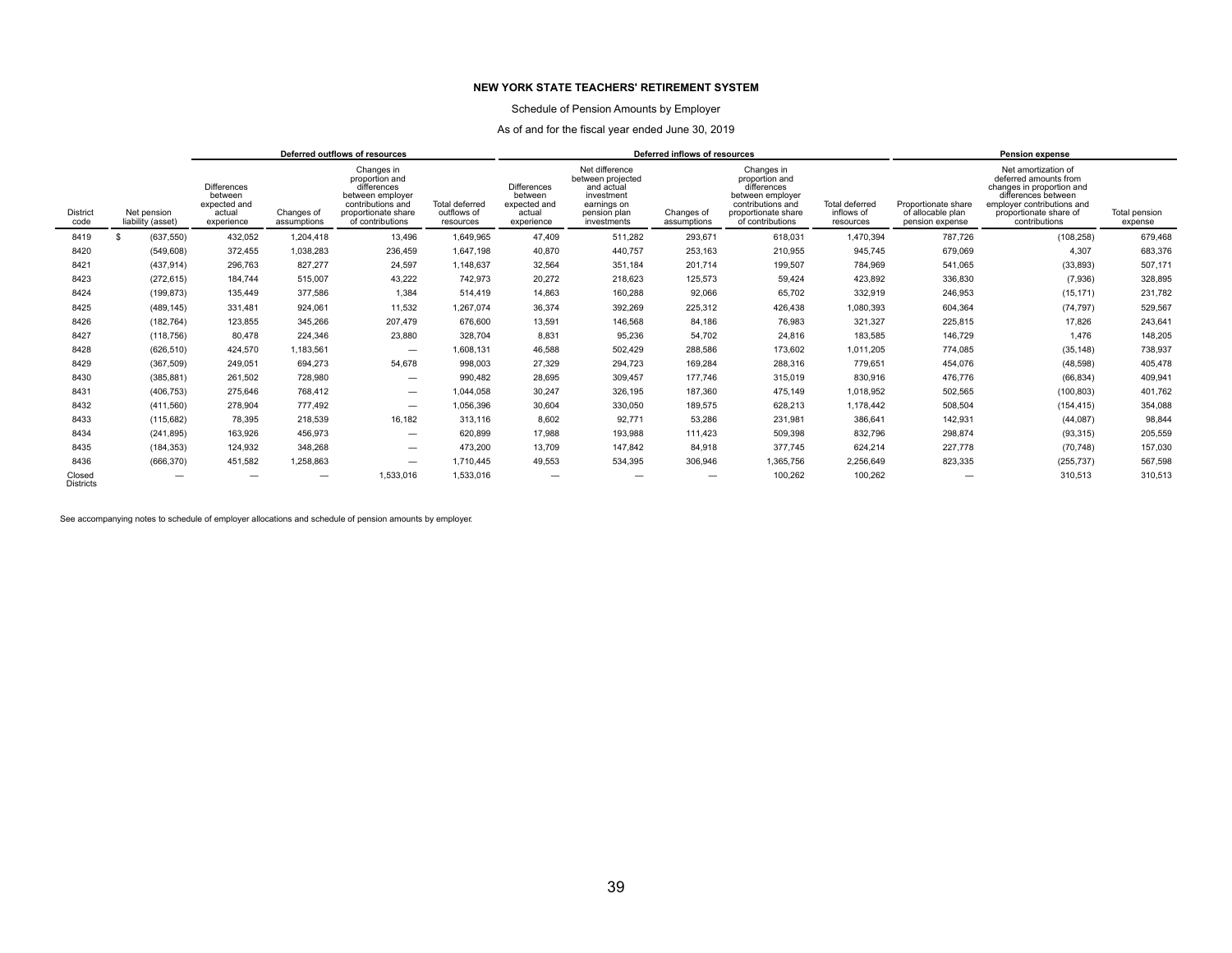**NEW YORK STATE TEACHERS' RETIREMENT SYSTEM**

Schedule of Pension Amounts by Employer

As of and for the fiscal year ended June 30, 2019

| | | Deferred outflows of resources | | | | Deferred inflows of resources | | | | | Pension expense | | |
|---|---|---|---|---|---|---|---|---|---|---|---|---|---|
| District code | Net pension liability (asset) | Differences between expected and actual experience | Changes of assumptions | Changes in proportion and differences between employer contributions and proportionate share of contributions | Total deferred outflows of resources | Differences between expected and actual experience | Net difference between projected and actual investment earnings on pension plan investments | Changes of assumptions | Changes in proportion and differences between employer contributions and proportionate share of contributions | Total deferred inflows of resources | Proportionate share of allocable plan pension expense | Net amortization of deferred amounts from changes in proportion and differences between employer contributions and proportionate share of contributions | Total pension expense |
| 8419 | $ (637,550) | 432,052 | 1,204,418 | 13,496 | 1,649,965 | 47,409 | 511,282 | 293,671 | 618,031 | 1,470,394 | 787,726 | (108,258) | 679,468 |
| 8420 | (549,608) | 372,455 | 1,038,283 | 236,459 | 1,647,198 | 40,870 | 440,757 | 253,163 | 210,955 | 945,745 | 679,069 | 4,307 | 683,376 |
| 8421 | (437,914) | 296,763 | 827,277 | 24,597 | 1,148,637 | 32,564 | 351,184 | 201,714 | 199,507 | 784,969 | 541,065 | (33,893) | 507,171 |
| 8423 | (272,615) | 184,744 | 515,007 | 43,222 | 742,973 | 20,272 | 218,623 | 125,573 | 59,424 | 423,892 | 336,830 | (7,936) | 328,895 |
| 8424 | (199,873) | 135,449 | 377,586 | 1,384 | 514,419 | 14,863 | 160,288 | 92,066 | 65,702 | 332,919 | 246,953 | (15,171) | 231,782 |
| 8425 | (489,145) | 331,481 | 924,061 | 11,532 | 1,267,074 | 36,374 | 392,269 | 225,312 | 426,438 | 1,080,393 | 604,364 | (74,797) | 529,567 |
| 8426 | (182,764) | 123,855 | 345,266 | 207,479 | 676,600 | 13,591 | 146,568 | 84,186 | 76,983 | 321,327 | 225,815 | 17,826 | 243,641 |
| 8427 | (118,756) | 80,478 | 224,346 | 23,880 | 328,704 | 8,831 | 95,236 | 54,702 | 24,816 | 183,585 | 146,729 | 1,476 | 148,205 |
| 8428 | (626,510) | 424,570 | 1,183,561 | — | 1,608,131 | 46,588 | 502,429 | 288,586 | 173,602 | 1,011,205 | 774,085 | (35,148) | 738,937 |
| 8429 | (367,509) | 249,051 | 694,273 | 54,678 | 998,003 | 27,329 | 294,723 | 169,284 | 288,316 | 779,651 | 454,076 | (48,598) | 405,478 |
| 8430 | (385,881) | 261,502 | 728,980 | — | 990,482 | 28,695 | 309,457 | 177,746 | 315,019 | 830,916 | 476,776 | (66,834) | 409,941 |
| 8431 | (406,753) | 275,646 | 768,412 | — | 1,044,058 | 30,247 | 326,195 | 187,360 | 475,149 | 1,018,952 | 502,565 | (100,803) | 401,762 |
| 8432 | (411,560) | 278,904 | 777,492 | — | 1,056,396 | 30,604 | 330,050 | 189,575 | 628,213 | 1,178,442 | 508,504 | (154,415) | 354,088 |
| 8433 | (115,682) | 78,395 | 218,539 | 16,182 | 313,116 | 8,602 | 92,771 | 53,286 | 231,981 | 386,641 | 142,931 | (44,087) | 98,844 |
| 8434 | (241,895) | 163,926 | 456,973 | — | 620,899 | 17,988 | 193,988 | 111,423 | 509,398 | 832,796 | 298,874 | (93,315) | 205,559 |
| 8435 | (184,353) | 124,932 | 348,268 | — | 473,200 | 13,709 | 147,842 | 84,918 | 377,745 | 624,214 | 227,778 | (70,748) | 157,030 |
| 8436 | (666,370) | 451,582 | 1,258,863 | — | 1,710,445 | 49,553 | 534,395 | 306,946 | 1,365,756 | 2,256,649 | 823,335 | (255,737) | 567,598 |
| Closed Districts | — | — | — | 1,533,016 | 1,533,016 | — | — | — | 100,262 | 100,262 | — | 310,513 | 310,513 |

See accompanying notes to schedule of employer allocations and schedule of pension amounts by employer.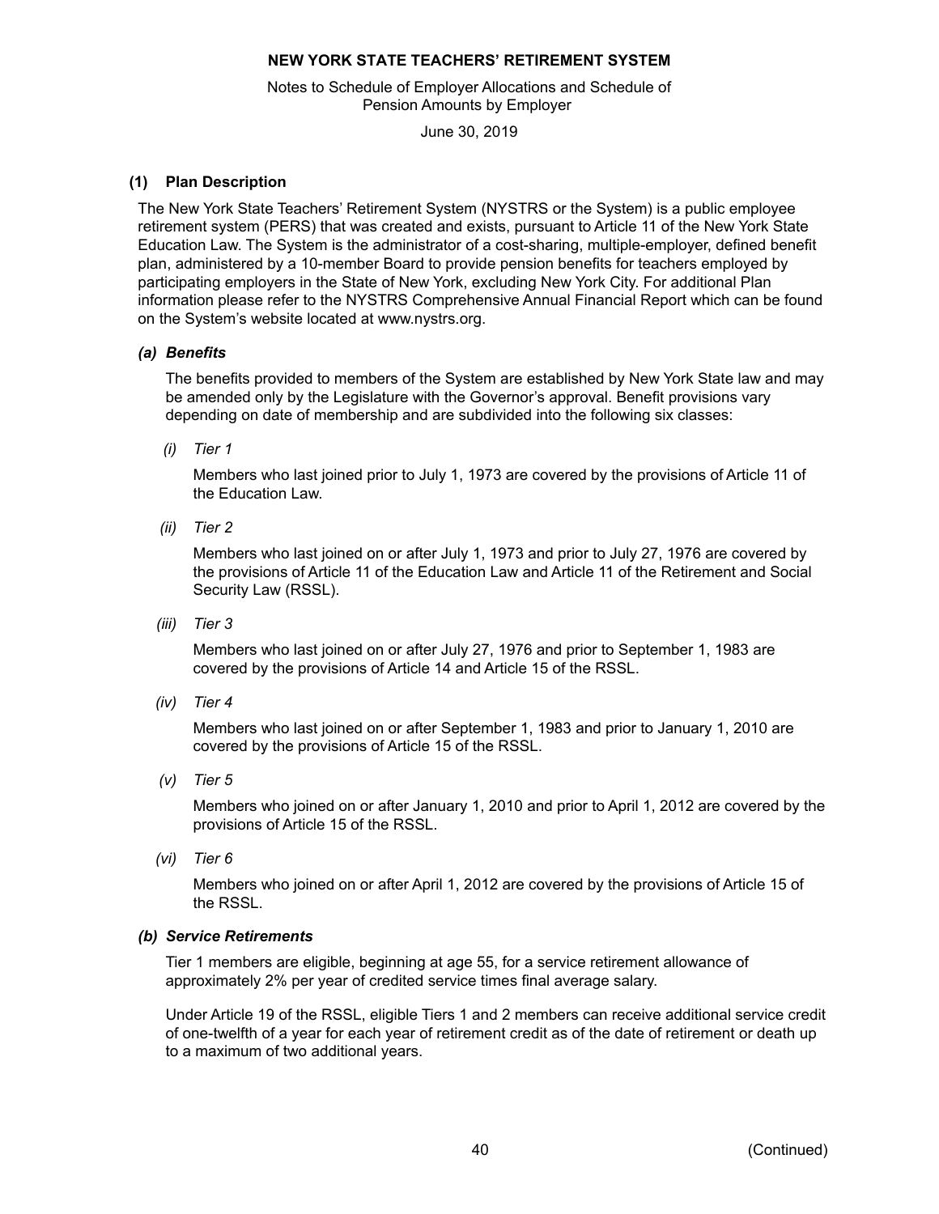# NEW YORK STATE TEACHERS' RETIREMENT SYSTEM

Notes to Schedule of Employer Allocations and Schedule of Pension Amounts by Employer

June 30, 2019

## (1) Plan Description

The New York State Teachers' Retirement System (NYSTRS or the System) is a public employee retirement system (PERS) that was created and exists, pursuant to Article 11 of the New York State Education Law. The System is the administrator of a cost-sharing, multiple-employer, defined benefit plan, administered by a 10-member Board to provide pension benefits for teachers employed by participating employers in the State of New York, excluding New York City. For additional Plan information please refer to the NYSTRS Comprehensive Annual Financial Report which can be found on the System's website located at www.nystrs.org.

### *(a) Benefits*

The benefits provided to members of the System are established by New York State law and may be amended only by the Legislature with the Governor's approval. Benefit provisions vary depending on date of membership and are subdivided into the following six classes:

*(i) Tier 1*

Members who last joined prior to July 1, 1973 are covered by the provisions of Article 11 of the Education Law.

*(ii) Tier 2*

Members who last joined on or after July 1, 1973 and prior to July 27, 1976 are covered by the provisions of Article 11 of the Education Law and Article 11 of the Retirement and Social Security Law (RSSL).

*(iii) Tier 3*

Members who last joined on or after July 27, 1976 and prior to September 1, 1983 are covered by the provisions of Article 14 and Article 15 of the RSSL.

*(iv) Tier 4*

Members who last joined on or after September 1, 1983 and prior to January 1, 2010 are covered by the provisions of Article 15 of the RSSL.

*(v) Tier 5*

Members who joined on or after January 1, 2010 and prior to April 1, 2012 are covered by the provisions of Article 15 of the RSSL.

*(vi) Tier 6*

Members who joined on or after April 1, 2012 are covered by the provisions of Article 15 of the RSSL.

### *(b) Service Retirements*

Tier 1 members are eligible, beginning at age 55, for a service retirement allowance of approximately 2% per year of credited service times final average salary.

Under Article 19 of the RSSL, eligible Tiers 1 and 2 members can receive additional service credit of one-twelfth of a year for each year of retirement credit as of the date of retirement or death up to a maximum of two additional years.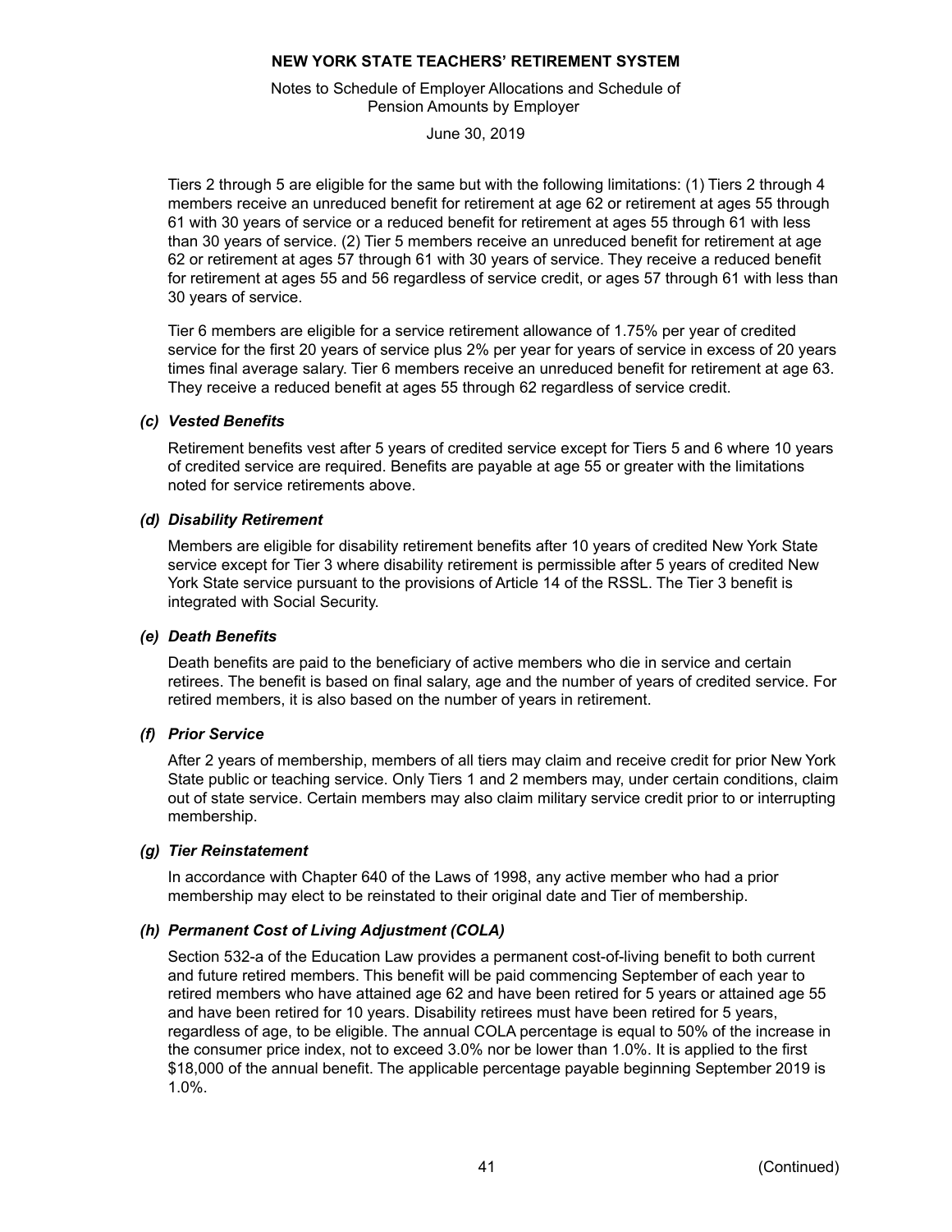Tiers 2 through 5 are eligible for the same but with the following limitations: (1) Tiers 2 through 4 members receive an unreduced benefit for retirement at age 62 or retirement at ages 55 through 61 with 30 years of service or a reduced benefit for retirement at ages 55 through 61 with less than 30 years of service. (2) Tier 5 members receive an unreduced benefit for retirement at age 62 or retirement at ages 57 through 61 with 30 years of service. They receive a reduced benefit for retirement at ages 55 and 56 regardless of service credit, or ages 57 through 61 with less than 30 years of service.

Tier 6 members are eligible for a service retirement allowance of 1.75% per year of credited service for the first 20 years of service plus 2% per year for years of service in excess of 20 years times final average salary. Tier 6 members receive an unreduced benefit for retirement at age 63. They receive a reduced benefit at ages 55 through 62 regardless of service credit.

### *(c) Vested Benefits*

Retirement benefits vest after 5 years of credited service except for Tiers 5 and 6 where 10 years of credited service are required. Benefits are payable at age 55 or greater with the limitations noted for service retirements above.

### *(d) Disability Retirement*

Members are eligible for disability retirement benefits after 10 years of credited New York State service except for Tier 3 where disability retirement is permissible after 5 years of credited New York State service pursuant to the provisions of Article 14 of the RSSL. The Tier 3 benefit is integrated with Social Security.

### *(e) Death Benefits*

Death benefits are paid to the beneficiary of active members who die in service and certain retirees. The benefit is based on final salary, age and the number of years of credited service. For retired members, it is also based on the number of years in retirement.

### *(f) Prior Service*

After 2 years of membership, members of all tiers may claim and receive credit for prior New York State public or teaching service. Only Tiers 1 and 2 members may, under certain conditions, claim out of state service. Certain members may also claim military service credit prior to or interrupting membership.

### *(g) Tier Reinstatement*

In accordance with Chapter 640 of the Laws of 1998, any active member who had a prior membership may elect to be reinstated to their original date and Tier of membership.

### *(h) Permanent Cost of Living Adjustment (COLA)*

Section 532-a of the Education Law provides a permanent cost-of-living benefit to both current and future retired members. This benefit will be paid commencing September of each year to retired members who have attained age 62 and have been retired for 5 years or attained age 55 and have been retired for 10 years. Disability retirees must have been retired for 5 years, regardless of age, to be eligible. The annual COLA percentage is equal to 50% of the increase in the consumer price index, not to exceed 3.0% nor be lower than 1.0%. It is applied to the first $18,000 of the annual benefit. The applicable percentage payable beginning September 2019 is 1.0%.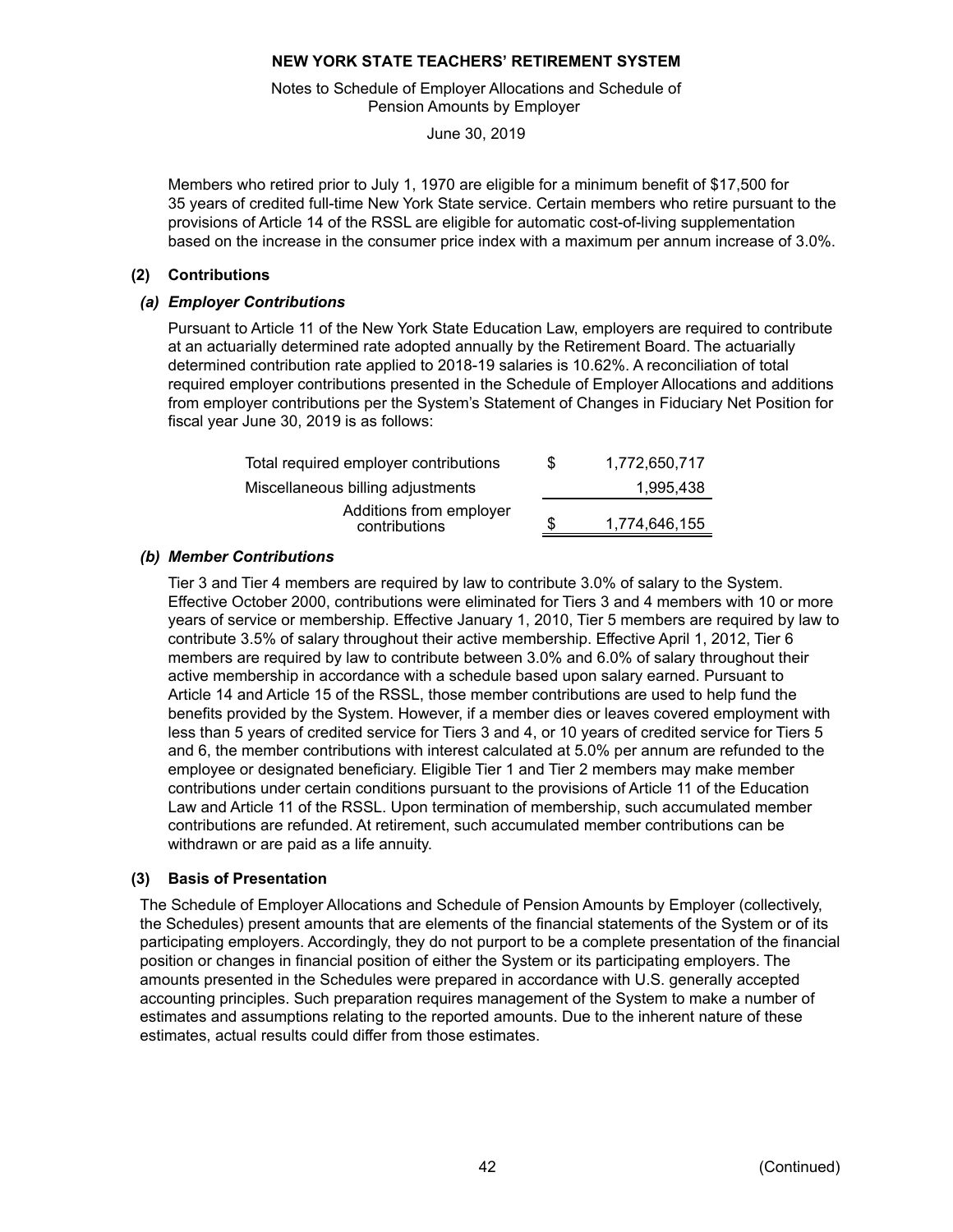Members who retired prior to July 1, 1970 are eligible for a minimum benefit of $17,500 for 35 years of credited full-time New York State service. Certain members who retire pursuant to the provisions of Article 14 of the RSSL are eligible for automatic cost-of-living supplementation based on the increase in the consumer price index with a maximum per annum increase of 3.0%.

## (2) Contributions

### *(a) Employer Contributions*

Pursuant to Article 11 of the New York State Education Law, employers are required to contribute at an actuarially determined rate adopted annually by the Retirement Board. The actuarially determined contribution rate applied to 2018-19 salaries is 10.62%. A reconciliation of total required employer contributions presented in the Schedule of Employer Allocations and additions from employer contributions per the System's Statement of Changes in Fiduciary Net Position for fiscal year June 30, 2019 is as follows:

| | | |
|---|---|---|
| Total required employer contributions | $ | 1,772,650,717 |
| Miscellaneous billing adjustments | | 1,995,438 |
| Additions from employer contributions | $ | 1,774,646,155 |

### *(b) Member Contributions*

Tier 3 and Tier 4 members are required by law to contribute 3.0% of salary to the System. Effective October 2000, contributions were eliminated for Tiers 3 and 4 members with 10 or more years of service or membership. Effective January 1, 2010, Tier 5 members are required by law to contribute 3.5% of salary throughout their active membership. Effective April 1, 2012, Tier 6 members are required by law to contribute between 3.0% and 6.0% of salary throughout their active membership in accordance with a schedule based upon salary earned. Pursuant to Article 14 and Article 15 of the RSSL, those member contributions are used to help fund the benefits provided by the System. However, if a member dies or leaves covered employment with less than 5 years of credited service for Tiers 3 and 4, or 10 years of credited service for Tiers 5 and 6, the member contributions with interest calculated at 5.0% per annum are refunded to the employee or designated beneficiary. Eligible Tier 1 and Tier 2 members may make member contributions under certain conditions pursuant to the provisions of Article 11 of the Education Law and Article 11 of the RSSL. Upon termination of membership, such accumulated member contributions are refunded. At retirement, such accumulated member contributions can be withdrawn or are paid as a life annuity.

## (3) Basis of Presentation

The Schedule of Employer Allocations and Schedule of Pension Amounts by Employer (collectively, the Schedules) present amounts that are elements of the financial statements of the System or of its participating employers. Accordingly, they do not purport to be a complete presentation of the financial position or changes in financial position of either the System or its participating employers. The amounts presented in the Schedules were prepared in accordance with U.S. generally accepted accounting principles. Such preparation requires management of the System to make a number of estimates and assumptions relating to the reported amounts. Due to the inherent nature of these estimates, actual results could differ from those estimates.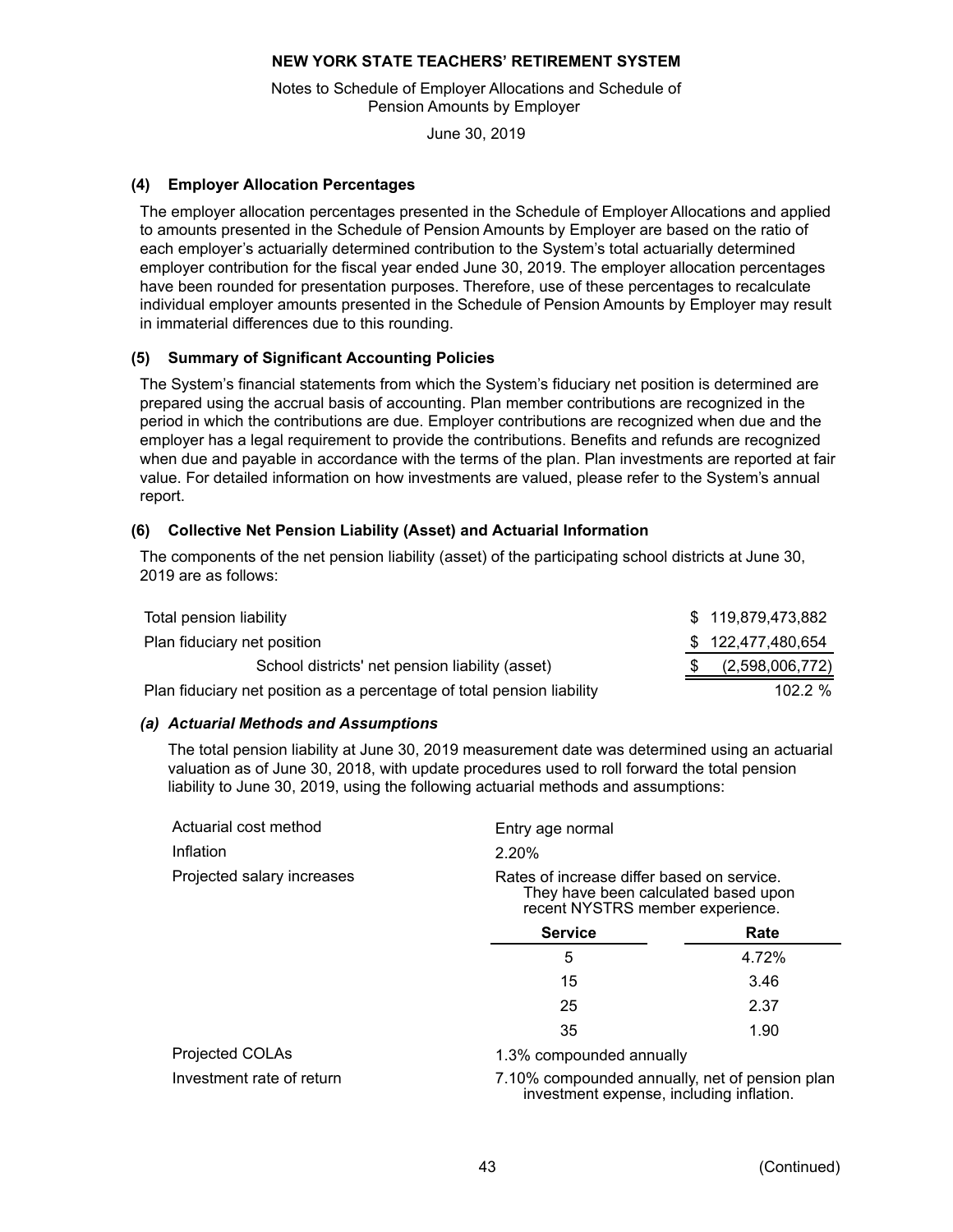# NEW YORK STATE TEACHERS' RETIREMENT SYSTEM

Notes to Schedule of Employer Allocations and Schedule of Pension Amounts by Employer

June 30, 2019

## (4) Employer Allocation Percentages

The employer allocation percentages presented in the Schedule of Employer Allocations and applied to amounts presented in the Schedule of Pension Amounts by Employer are based on the ratio of each employer's actuarially determined contribution to the System's total actuarially determined employer contribution for the fiscal year ended June 30, 2019. The employer allocation percentages have been rounded for presentation purposes. Therefore, use of these percentages to recalculate individual employer amounts presented in the Schedule of Pension Amounts by Employer may result in immaterial differences due to this rounding.

## (5) Summary of Significant Accounting Policies

The System's financial statements from which the System's fiduciary net position is determined are prepared using the accrual basis of accounting. Plan member contributions are recognized in the period in which the contributions are due. Employer contributions are recognized when due and the employer has a legal requirement to provide the contributions. Benefits and refunds are recognized when due and payable in accordance with the terms of the plan. Plan investments are reported at fair value. For detailed information on how investments are valued, please refer to the System's annual report.

## (6) Collective Net Pension Liability (Asset) and Actuarial Information

The components of the net pension liability (asset) of the participating school districts at June 30, 2019 are as follows:

| | |
|---|---|
| Total pension liability | $ 119,879,473,882 |
| Plan fiduciary net position | $ 122,477,480,654 |
| School districts' net pension liability (asset) | $ (2,598,006,772) |
| Plan fiduciary net position as a percentage of total pension liability | 102.2 % |

### *(a) Actuarial Methods and Assumptions*

The total pension liability at June 30, 2019 measurement date was determined using an actuarial valuation as of June 30, 2018, with update procedures used to roll forward the total pension liability to June 30, 2019, using the following actuarial methods and assumptions:

| | |
|---|---|
| Actuarial cost method | Entry age normal |
| Inflation | 2.20% |
| Projected salary increases | Rates of increase differ based on service. They have been calculated based upon recent NYSTRS member experience. |

| Service | Rate |
|---|---|
| 5 | 4.72% |
| 15 | 3.46 |
| 25 | 2.37 |
| 35 | 1.90 |

| | |
|---|---|
| Projected COLAs | 1.3% compounded annually |
| Investment rate of return | 7.10% compounded annually, net of pension plan investment expense, including inflation. |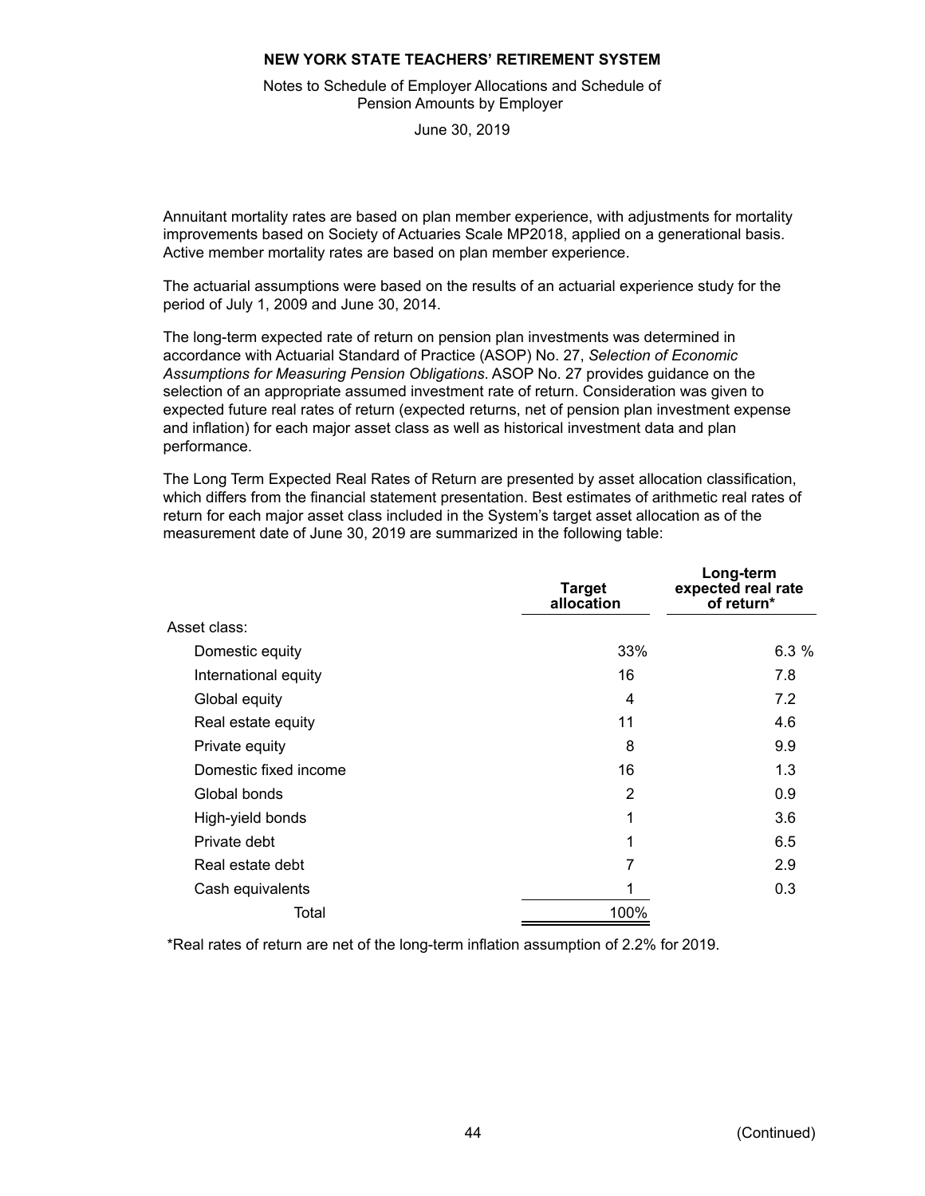Annuitant mortality rates are based on plan member experience, with adjustments for mortality improvements based on Society of Actuaries Scale MP2018, applied on a generational basis. Active member mortality rates are based on plan member experience.

The actuarial assumptions were based on the results of an actuarial experience study for the period of July 1, 2009 and June 30, 2014.

The long-term expected rate of return on pension plan investments was determined in accordance with Actuarial Standard of Practice (ASOP) No. 27, *Selection of Economic Assumptions for Measuring Pension Obligations*. ASOP No. 27 provides guidance on the selection of an appropriate assumed investment rate of return. Consideration was given to expected future real rates of return (expected returns, net of pension plan investment expense and inflation) for each major asset class as well as historical investment data and plan performance.

The Long Term Expected Real Rates of Return are presented by asset allocation classification, which differs from the financial statement presentation. Best estimates of arithmetic real rates of return for each major asset class included in the System's target asset allocation as of the measurement date of June 30, 2019 are summarized in the following table:

| | Target allocation | Long-term expected real rate of return* |
|---|---|---|
| Asset class: | | |
| Domestic equity | 33% | 6.3 % |
| International equity | 16 | 7.8 |
| Global equity | 4 | 7.2 |
| Real estate equity | 11 | 4.6 |
| Private equity | 8 | 9.9 |
| Domestic fixed income | 16 | 1.3 |
| Global bonds | 2 | 0.9 |
| High-yield bonds | 1 | 3.6 |
| Private debt | 1 | 6.5 |
| Real estate debt | 7 | 2.9 |
| Cash equivalents | 1 | 0.3 |
| Total | 100% | |

*Real rates of return are net of the long-term inflation assumption of 2.2% for 2019.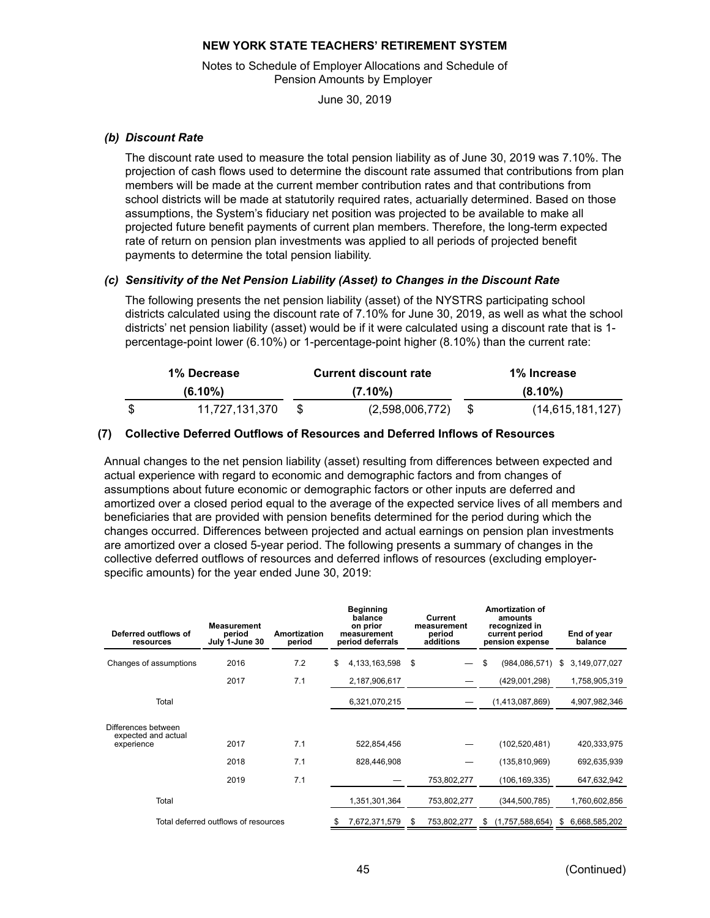# NEW YORK STATE TEACHERS' RETIREMENT SYSTEM

Notes to Schedule of Employer Allocations and Schedule of Pension Amounts by Employer

June 30, 2019

### *(b) Discount Rate*

The discount rate used to measure the total pension liability as of June 30, 2019 was 7.10%. The projection of cash flows used to determine the discount rate assumed that contributions from plan members will be made at the current member contribution rates and that contributions from school districts will be made at statutorily required rates, actuarially determined. Based on those assumptions, the System's fiduciary net position was projected to be available to make all projected future benefit payments of current plan members. Therefore, the long-term expected rate of return on pension plan investments was applied to all periods of projected benefit payments to determine the total pension liability.

### *(c) Sensitivity of the Net Pension Liability (Asset) to Changes in the Discount Rate*

The following presents the net pension liability (asset) of the NYSTRS participating school districts calculated using the discount rate of 7.10% for June 30, 2019, as well as what the school districts' net pension liability (asset) would be if it were calculated using a discount rate that is 1-percentage-point lower (6.10%) or 1-percentage-point higher (8.10%) than the current rate:

| 1% Decrease (6.10%) | Current discount rate (7.10%) | 1% Increase (8.10%) |
|---|---|---|
| $ 11,727,131,370 | $ (2,598,006,772) | $ (14,615,181,127) |

## (7) Collective Deferred Outflows of Resources and Deferred Inflows of Resources

Annual changes to the net pension liability (asset) resulting from differences between expected and actual experience with regard to economic and demographic factors and from changes of assumptions about future economic or demographic factors or other inputs are deferred and amortized over a closed period equal to the average of the expected service lives of all members and beneficiaries that are provided with pension benefits determined for the period during which the changes occurred. Differences between projected and actual earnings on pension plan investments are amortized over a closed 5-year period. The following presents a summary of changes in the collective deferred outflows of resources and deferred inflows of resources (excluding employer-specific amounts) for the year ended June 30, 2019:

| Deferred outflows of resources | Measurement period July 1-June 30 | Amortization period | Beginning balance on prior measurement period deferrals | Current measurement period additions | Amortization of amounts recognized in current period pension expense | End of year balance |
|---|---|---|---|---|---|---|
| Changes of assumptions | 2016 | 7.2 | $ 4,133,163,598 | $ — | $ (984,086,571) | $ 3,149,077,027 |
| | 2017 | 7.1 | 2,187,906,617 | — | (429,001,298) | 1,758,905,319 |
| Total | | | 6,321,070,215 | — | (1,413,087,869) | 4,907,982,346 |
| Differences between expected and actual experience | 2017 | 7.1 | 522,854,456 | — | (102,520,481) | 420,333,975 |
| | 2018 | 7.1 | 828,446,908 | — | (135,810,969) | 692,635,939 |
| | 2019 | 7.1 | — | 753,802,277 | (106,169,335) | 647,632,942 |
| Total | | | 1,351,301,364 | 753,802,277 | (344,500,785) | 1,760,602,856 |
| Total deferred outflows of resources | | | $ 7,672,371,579 | $ 753,802,277 | $ (1,757,588,654) | $ 6,668,585,202 |

(Continued)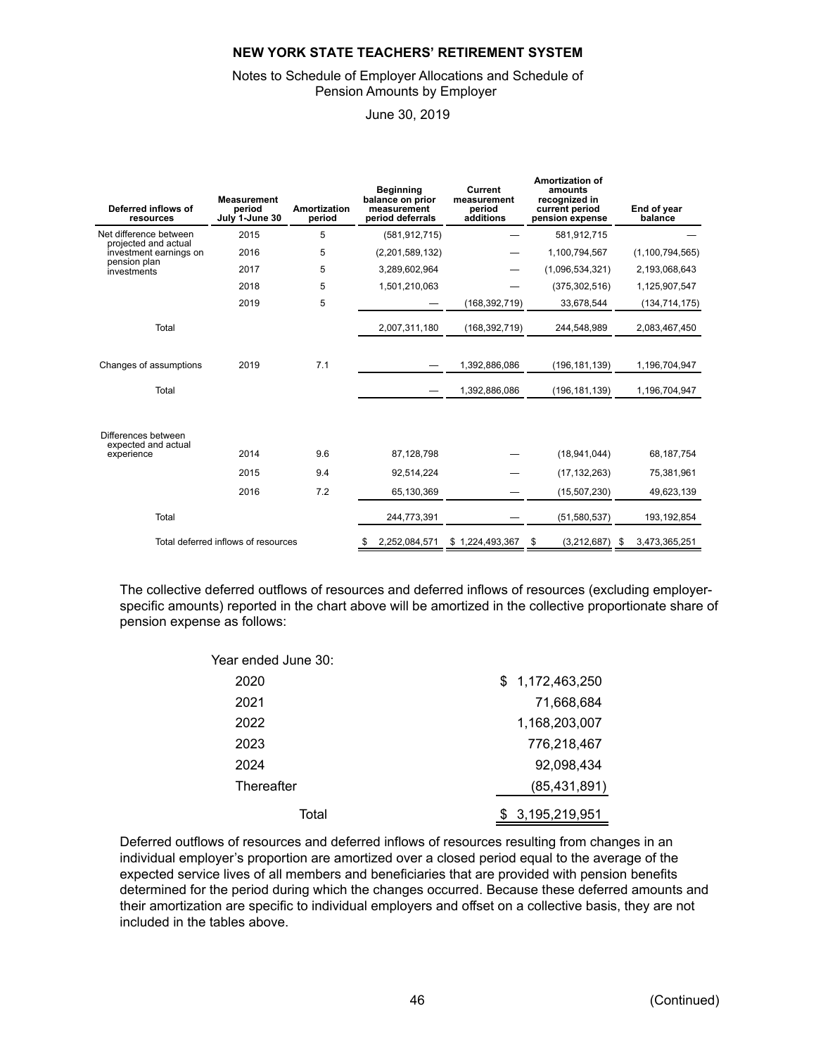# NEW YORK STATE TEACHERS' RETIREMENT SYSTEM

Notes to Schedule of Employer Allocations and Schedule of Pension Amounts by Employer

June 30, 2019

| Deferred inflows of resources | Measurement period July 1-June 30 | Amortization period | Beginning balance on prior measurement period deferrals | Current measurement period additions | Amortization of amounts recognized in current period pension expense | End of year balance |
|---|---|---|---|---|---|---|
| Net difference between projected and actual investment earnings on pension plan investments | 2015 | 5 | (581,912,715) | — | 581,912,715 | — |
| | 2016 | 5 | (2,201,589,132) | — | 1,100,794,567 | (1,100,794,565) |
| | 2017 | 5 | 3,289,602,964 | — | (1,096,534,321) | 2,193,068,643 |
| | 2018 | 5 | 1,501,210,063 | — | (375,302,516) | 1,125,907,547 |
| | 2019 | 5 | — | (168,392,719) | 33,678,544 | (134,714,175) |
| Total | | | 2,007,311,180 | (168,392,719) | 244,548,989 | 2,083,467,450 |
| Changes of assumptions | 2019 | 7.1 | — | 1,392,886,086 | (196,181,139) | 1,196,704,947 |
| Total | | | — | 1,392,886,086 | (196,181,139) | 1,196,704,947 |
| Differences between expected and actual experience | 2014 | 9.6 | 87,128,798 | — | (18,941,044) | 68,187,754 |
| | 2015 | 9.4 | 92,514,224 | — | (17,132,263) | 75,381,961 |
| | 2016 | 7.2 | 65,130,369 | — | (15,507,230) | 49,623,139 |
| Total | | | 244,773,391 | — | (51,580,537) | 193,192,854 |
| Total deferred inflows of resources | | | $ 2,252,084,571 | $ 1,224,493,367 | $ (3,212,687) | $ 3,473,365,251 |

The collective deferred outflows of resources and deferred inflows of resources (excluding employer-specific amounts) reported in the chart above will be amortized in the collective proportionate share of pension expense as follows:

| Year ended June 30: | |
|---|---|
| 2020 | $ 1,172,463,250 |
| 2021 | 71,668,684 |
| 2022 | 1,168,203,007 |
| 2023 | 776,218,467 |
| 2024 | 92,098,434 |
| Thereafter | (85,431,891) |
| Total | $ 3,195,219,951 |

Deferred outflows of resources and deferred inflows of resources resulting from changes in an individual employer's proportion are amortized over a closed period equal to the average of the expected service lives of all members and beneficiaries that are provided with pension benefits determined for the period during which the changes occurred. Because these deferred amounts and their amortization are specific to individual employers and offset on a collective basis, they are not included in the tables above.

(Continued)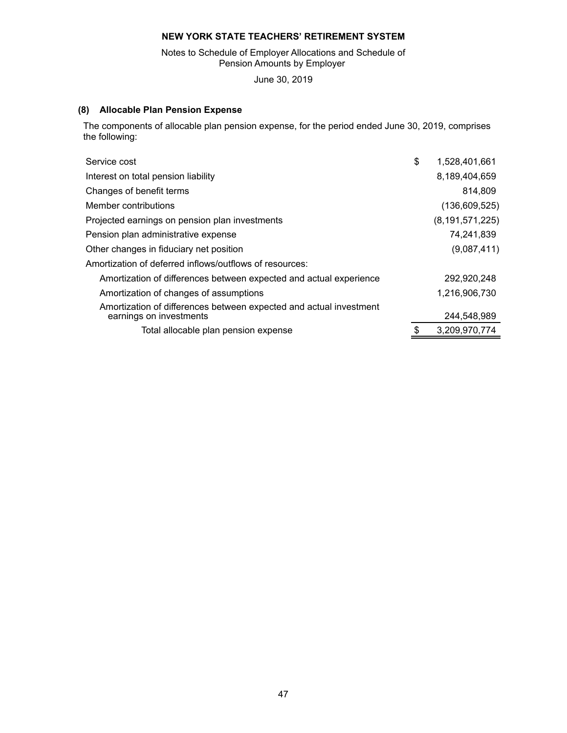**NEW YORK STATE TEACHERS' RETIREMENT SYSTEM**

Notes to Schedule of Employer Allocations and Schedule of Pension Amounts by Employer

June 30, 2019

### (8) Allocable Plan Pension Expense

The components of allocable plan pension expense, for the period ended June 30, 2019, comprises the following:

| | |
|---|---|
| Service cost | $ 1,528,401,661 |
| Interest on total pension liability | 8,189,404,659 |
| Changes of benefit terms | 814,809 |
| Member contributions | (136,609,525) |
| Projected earnings on pension plan investments | (8,191,571,225) |
| Pension plan administrative expense | 74,241,839 |
| Other changes in fiduciary net position | (9,087,411) |
| Amortization of deferred inflows/outflows of resources: | |
| Amortization of differences between expected and actual experience | 292,920,248 |
| Amortization of changes of assumptions | 1,216,906,730 |
| Amortization of differences between expected and actual investment earnings on investments | 244,548,989 |
| Total allocable plan pension expense | $ 3,209,970,774 |